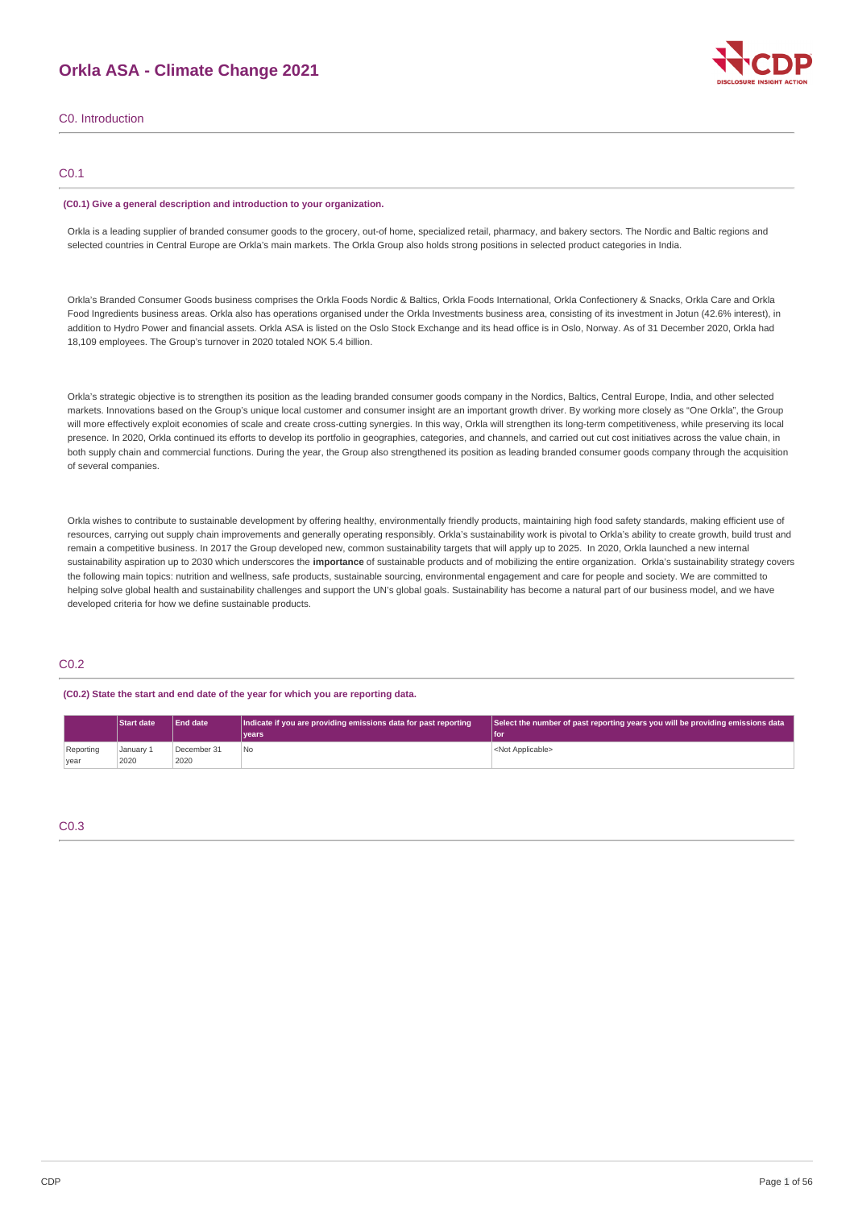# Orkla ASA - Climate Change 2021

## C0. Introduction

### C0.1

**(C0.1) Give a general description and introduction to your organization.**

Orkla is a leading supplier of branded consumer goods to the grocery, out-of home, specialized retail, pharmacy, and bakery sectors. The Nordic and Baltic regions and selected countries in Central Europe are Orkla's main markets. The Orkla Group also holds strong positions in selected product categories in India.

Orkla's Branded Consumer Goods business comprises the Orkla Foods Nordic & Baltics, Orkla Foods International, Orkla Confectionery & Snacks, Orkla Care and Orkla Food Ingredients business areas. Orkla also has operations organised under the Orkla Investments business area, consisting of its investment in Jotun (42.6% interest), in addition to Hydro Power and financial assets. Orkla ASA is listed on the Oslo Stock Exchange and its head office is in Oslo, Norway. As of 31 December 2020, Orkla had 18,109 employees. The Group's turnover in 2020 totaled NOK 5.4 billion.

Orkla's strategic objective is to strengthen its position as the leading branded consumer goods company in the Nordics, Baltics, Central Europe, India, and other selected markets. Innovations based on the Group's unique local customer and consumer insight are an important growth driver. By working more closely as "One Orkla", the Group will more effectively exploit economies of scale and create cross-cutting synergies. In this way, Orkla will strengthen its long-term competitiveness, while preserving its local presence. In 2020, Orkla continued its efforts to develop its portfolio in geographies, categories, and channels, and carried out cut cost initiatives across the value chain, in both supply chain and commercial functions. During the year, the Group also strengthened its position as leading branded consumer goods company through the acquisition of several companies.

Orkla wishes to contribute to sustainable development by offering healthy, environmentally friendly products, maintaining high food safety standards, making efficient use of resources, carrying out supply chain improvements and generally operating responsibly. Orkla's sustainability work is pivotal to Orkla's ability to create growth, build trust and remain a competitive business. In 2017 the Group developed new, common sustainability targets that will apply up to 2025. In 2020, Orkla launched a new internal sustainability aspiration up to 2030 which underscores the **importance** of sustainable products and of mobilizing the entire organization. Orkla's sustainability strategy covers the following main topics: nutrition and wellness, safe products, sustainable sourcing, environmental engagement and care for people and society. We are committed to helping solve global health and sustainability challenges and support the UN's global goals. Sustainability has become a natural part of our business model, and we have developed criteria for how we define sustainable products.

### C0.2

**(C0.2) State the start and end date of the year for which you are reporting data.**

| | Start date | End date | Indicate if you are providing emissions data for past reporting years | Select the number of past reporting years you will be providing emissions data for |
|---|---|---|---|---|
| Reporting year | January 1 2020 | December 31 2020 | No | <Not Applicable> |

### C0.3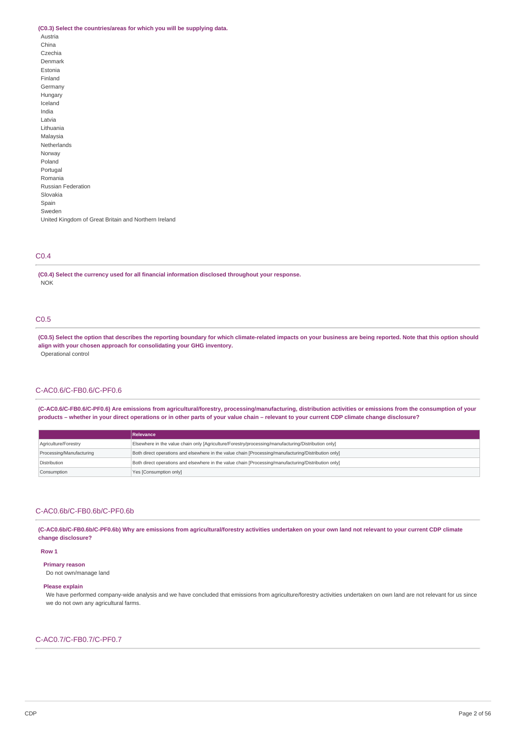**(C0.3) Select the countries/areas for which you will be supplying data.**

Austria
China
Czechia
Denmark
Estonia
Finland
Germany
Hungary
Iceland
India
Latvia
Lithuania
Malaysia
Netherlands
Norway
Poland
Portugal
Romania
Russian Federation
Slovakia
Spain
Sweden
United Kingdom of Great Britain and Northern Ireland

## C0.4

**(C0.4) Select the currency used for all financial information disclosed throughout your response.**

NOK

## C0.5

**(C0.5) Select the option that describes the reporting boundary for which climate-related impacts on your business are being reported. Note that this option should align with your chosen approach for consolidating your GHG inventory.**

Operational control

## C-AC0.6/C-FB0.6/C-PF0.6

**(C-AC0.6/C-FB0.6/C-PF0.6) Are emissions from agricultural/forestry, processing/manufacturing, distribution activities or emissions from the consumption of your products – whether in your direct operations or in other parts of your value chain – relevant to your current CDP climate change disclosure?**

| | Relevance |
|---|---|
| Agriculture/Forestry | Elsewhere in the value chain only [Agriculture/Forestry/processing/manufacturing/Distribution only] |
| Processing/Manufacturing | Both direct operations and elsewhere in the value chain [Processing/manufacturing/Distribution only] |
| Distribution | Both direct operations and elsewhere in the value chain [Processing/manufacturing/Distribution only] |
| Consumption | Yes [Consumption only] |

## C-AC0.6b/C-FB0.6b/C-PF0.6b

**(C-AC0.6b/C-FB0.6b/C-PF0.6b) Why are emissions from agricultural/forestry activities undertaken on your own land not relevant to your current CDP climate change disclosure?**

**Row 1**

**Primary reason**

Do not own/manage land

**Please explain**

We have performed company-wide analysis and we have concluded that emissions from agriculture/forestry activities undertaken on own land are not relevant for us since we do not own any agricultural farms.

## C-AC0.7/C-FB0.7/C-PF0.7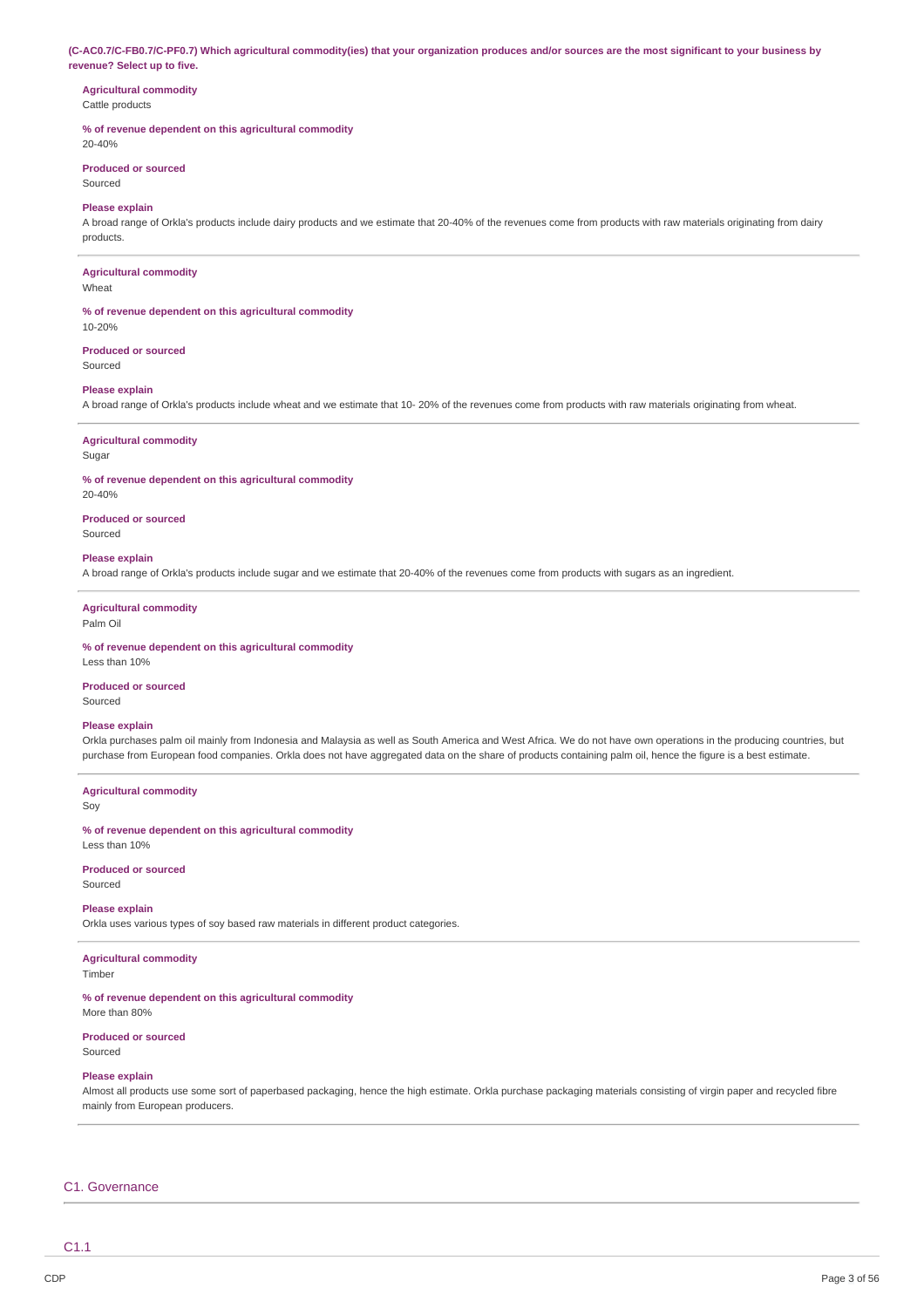**(C-AC0.7/C-FB0.7/C-PF0.7) Which agricultural commodity(ies) that your organization produces and/or sources are the most significant to your business by revenue? Select up to five.**

**Agricultural commodity**
Cattle products

**% of revenue dependent on this agricultural commodity**
20-40%

**Produced or sourced**
Sourced

**Please explain**
A broad range of Orkla's products include dairy products and we estimate that 20-40% of the revenues come from products with raw materials originating from dairy products.

---

**Agricultural commodity**
Wheat

**% of revenue dependent on this agricultural commodity**
10-20%

**Produced or sourced**
Sourced

**Please explain**
A broad range of Orkla's products include wheat and we estimate that 10- 20% of the revenues come from products with raw materials originating from wheat.

---

**Agricultural commodity**
Sugar

**% of revenue dependent on this agricultural commodity**
20-40%

**Produced or sourced**
Sourced

**Please explain**
A broad range of Orkla's products include sugar and we estimate that 20-40% of the revenues come from products with sugars as an ingredient.

---

**Agricultural commodity**
Palm Oil

**% of revenue dependent on this agricultural commodity**
Less than 10%

**Produced or sourced**
Sourced

**Please explain**
Orkla purchases palm oil mainly from Indonesia and Malaysia as well as South America and West Africa. We do not have own operations in the producing countries, but purchase from European food companies. Orkla does not have aggregated data on the share of products containing palm oil, hence the figure is a best estimate.

---

**Agricultural commodity**
Soy

**% of revenue dependent on this agricultural commodity**
Less than 10%

**Produced or sourced**
Sourced

**Please explain**
Orkla uses various types of soy based raw materials in different product categories.

---

**Agricultural commodity**
Timber

**% of revenue dependent on this agricultural commodity**
More than 80%

**Produced or sourced**
Sourced

**Please explain**
Almost all products use some sort of paperbased packaging, hence the high estimate. Orkla purchase packaging materials consisting of virgin paper and recycled fibre mainly from European producers.

---

## C1. Governance

### C1.1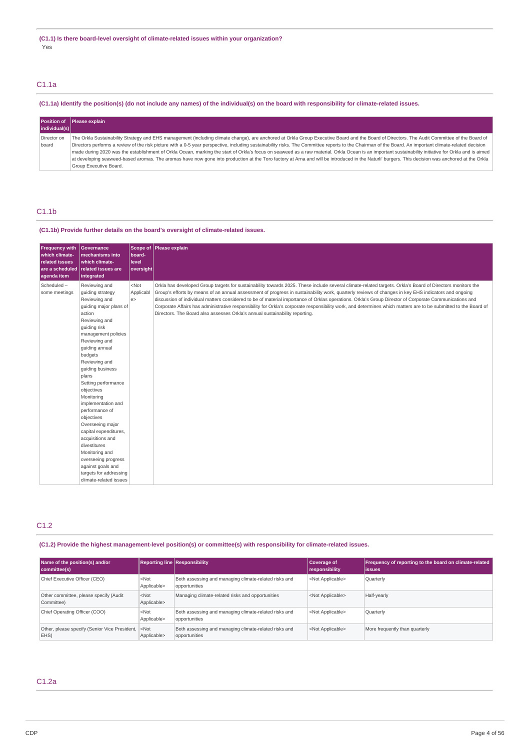**(C1.1) Is there board-level oversight of climate-related issues within your organization?**

Yes

## C1.1a

**(C1.1a) Identify the position(s) (do not include any names) of the individual(s) on the board with responsibility for climate-related issues.**

| Position of individual(s) | Please explain |
|---|---|
| Director on board | The Orkla Sustainability Strategy and EHS management (including climate change), are anchored at Orkla Group Executive Board and the Board of Directors. The Audit Committee of the Board of Directors performs a review of the risk picture with a 0-5 year perspective, including sustainability risks. The Committee reports to the Chairman of the Board. An important climate-related decision made during 2020 was the establishment of Orkla Ocean, marking the start of Orkla's focus on seaweed as a raw material. Orkla Ocean is an important sustainability initiative for Orkla and is aimed at developing seaweed-based aromas. The aromas have now gone into production at the Toro factory at Arna and will be introduced in the Naturli' burgers. This decision was anchored at the Orkla Group Executive Board. |

## C1.1b

**(C1.1b) Provide further details on the board's oversight of climate-related issues.**

| Frequency with which climate-related issues are a scheduled agenda item | Governance mechanisms into which climate-related issues are integrated | Scope of board-level oversight | Please explain |
|---|---|---|---|
| Scheduled – some meetings | Reviewing and guiding strategy<br>Reviewing and guiding major plans of action<br>Reviewing and guiding risk management policies<br>Reviewing and guiding annual budgets<br>Reviewing and guiding business plans<br>Setting performance objectives<br>Monitoring implementation and performance of objectives<br>Overseeing major capital expenditures, acquisitions and divestitures<br>Monitoring and overseeing progress against goals and targets for addressing climate-related issues | <Not Applicable> | Orkla has developed Group targets for sustainability towards 2025. These include several climate-related targets. Orkla's Board of Directors monitors the Group's efforts by means of an annual assessment of progress in sustainability work, quarterly reviews of changes in key EHS indicators and ongoing discussion of individual matters considered to be of material importance of Orklas operations. Orkla's Group Director of Corporate Communications and Corporate Affairs has administrative responsibility for Orkla's corporate responsibility work, and determines which matters are to be submitted to the Board of Directors. The Board also assesses Orkla's annual sustainability reporting. |

## C1.2

**(C1.2) Provide the highest management-level position(s) or committee(s) with responsibility for climate-related issues.**

| Name of the position(s) and/or committee(s) | Reporting line | Responsibility | Coverage of responsibility | Frequency of reporting to the board on climate-related issues |
|---|---|---|---|---|
| Chief Executive Officer (CEO) | <Not Applicable> | Both assessing and managing climate-related risks and opportunities | <Not Applicable> | Quarterly |
| Other committee, please specify (Audit Committee) | <Not Applicable> | Managing climate-related risks and opportunities | <Not Applicable> | Half-yearly |
| Chief Operating Officer (COO) | <Not Applicable> | Both assessing and managing climate-related risks and opportunities | <Not Applicable> | Quarterly |
| Other, please specify (Senior Vice President, EHS) | <Not Applicable> | Both assessing and managing climate-related risks and opportunities | <Not Applicable> | More frequently than quarterly |

## C1.2a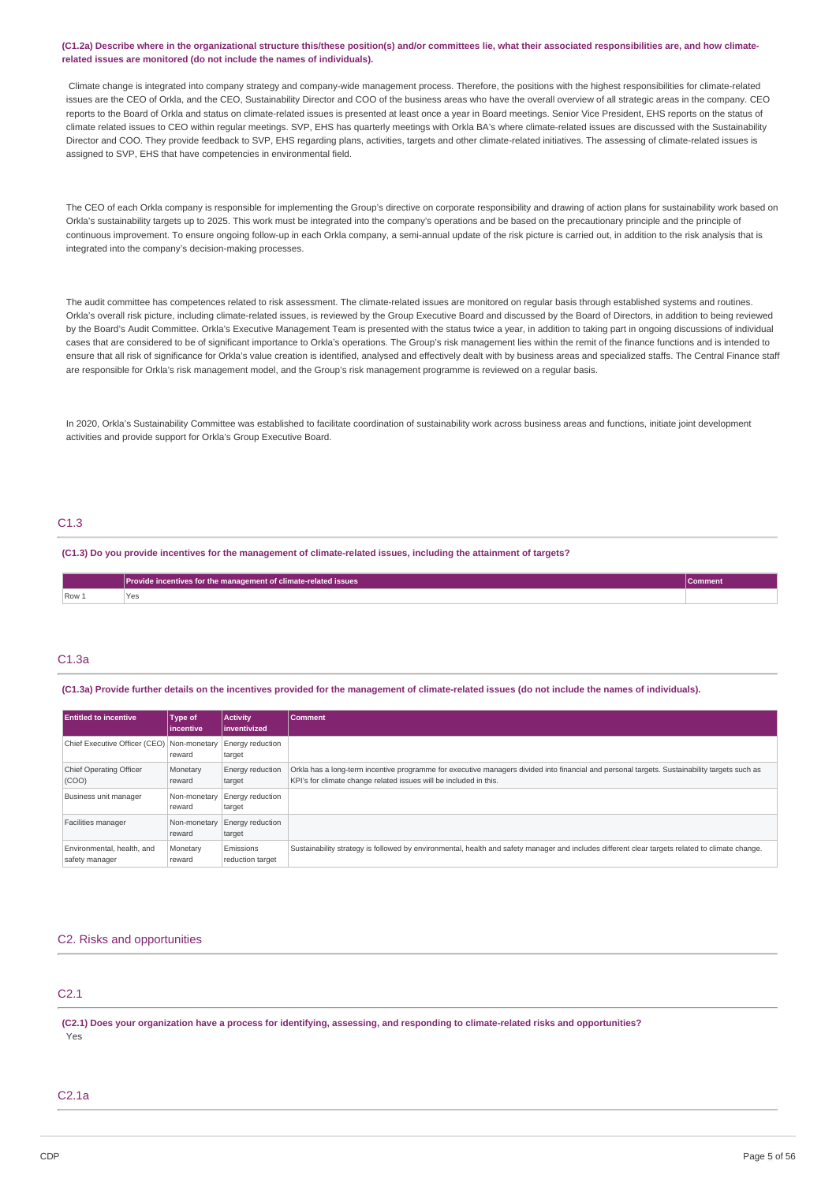**(C1.2a) Describe where in the organizational structure this/these position(s) and/or committees lie, what their associated responsibilities are, and how climate-related issues are monitored (do not include the names of individuals).**

Climate change is integrated into company strategy and company-wide management process. Therefore, the positions with the highest responsibilities for climate-related issues are the CEO of Orkla, and the CEO, Sustainability Director and COO of the business areas who have the overall overview of all strategic areas in the company. CEO reports to the Board of Orkla and status on climate-related issues is presented at least once a year in Board meetings. Senior Vice President, EHS reports on the status of climate related issues to CEO within regular meetings. SVP, EHS has quarterly meetings with Orkla BA's where climate-related issues are discussed with the Sustainability Director and COO. They provide feedback to SVP, EHS regarding plans, activities, targets and other climate-related initiatives. The assessing of climate-related issues is assigned to SVP, EHS that have competencies in environmental field.

The CEO of each Orkla company is responsible for implementing the Group's directive on corporate responsibility and drawing of action plans for sustainability work based on Orkla's sustainability targets up to 2025. This work must be integrated into the company's operations and be based on the precautionary principle and the principle of continuous improvement. To ensure ongoing follow-up in each Orkla company, a semi-annual update of the risk picture is carried out, in addition to the risk analysis that is integrated into the company's decision-making processes.

The audit committee has competences related to risk assessment. The climate-related issues are monitored on regular basis through established systems and routines. Orkla's overall risk picture, including climate-related issues, is reviewed by the Group Executive Board and discussed by the Board of Directors, in addition to being reviewed by the Board's Audit Committee. Orkla's Executive Management Team is presented with the status twice a year, in addition to taking part in ongoing discussions of individual cases that are considered to be of significant importance to Orkla's operations. The Group's risk management lies within the remit of the finance functions and is intended to ensure that all risk of significance for Orkla's value creation is identified, analysed and effectively dealt with by business areas and specialized staffs. The Central Finance staff are responsible for Orkla's risk management model, and the Group's risk management programme is reviewed on a regular basis.

In 2020, Orkla's Sustainability Committee was established to facilitate coordination of sustainability work across business areas and functions, initiate joint development activities and provide support for Orkla's Group Executive Board.

## C1.3

**(C1.3) Do you provide incentives for the management of climate-related issues, including the attainment of targets?**

| | Provide incentives for the management of climate-related issues | Comment |
|---|---|---|
| Row 1 | Yes | |

## C1.3a

**(C1.3a) Provide further details on the incentives provided for the management of climate-related issues (do not include the names of individuals).**

| Entitled to incentive | Type of incentive | Activity inventivized | Comment |
|---|---|---|---|
| Chief Executive Officer (CEO) | Non-monetary reward | Energy reduction target | |
| Chief Operating Officer (COO) | Monetary reward | Energy reduction target | Orkla has a long-term incentive programme for executive managers divided into financial and personal targets. Sustainability targets such as KPI's for climate change related issues will be included in this. |
| Business unit manager | Non-monetary reward | Energy reduction target | |
| Facilities manager | Non-monetary reward | Energy reduction target | |
| Environmental, health, and safety manager | Monetary reward | Emissions reduction target | Sustainability strategy is followed by environmental, health and safety manager and includes different clear targets related to climate change. |

## C2. Risks and opportunities

## C2.1

**(C2.1) Does your organization have a process for identifying, assessing, and responding to climate-related risks and opportunities?**

Yes

## C2.1a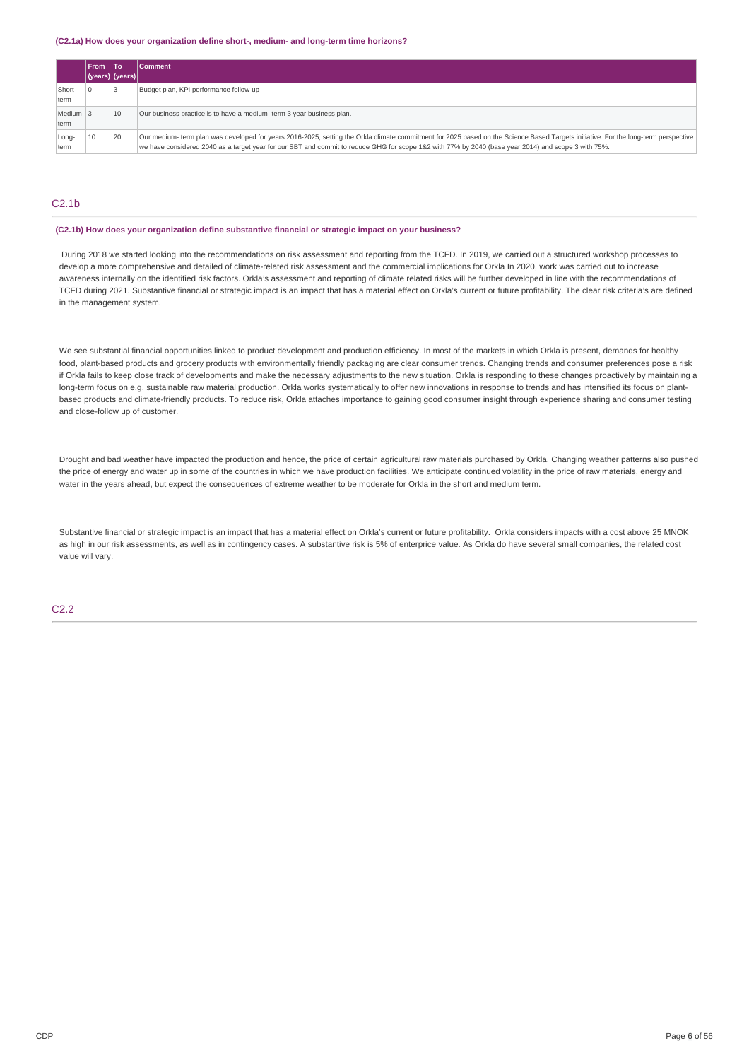**(C2.1a) How does your organization define short-, medium- and long-term time horizons?**

| | From (years) | To (years) | Comment |
|---|---|---|---|
| Short-term | 0 | 3 | Budget plan, KPI performance follow-up |
| Medium-term | 3 | 10 | Our business practice is to have a medium- term 3 year business plan. |
| Long-term | 10 | 20 | Our medium- term plan was developed for years 2016-2025, setting the Orkla climate commitment for 2025 based on the Science Based Targets initiative. For the long-term perspective we have considered 2040 as a target year for our SBT and commit to reduce GHG for scope 1&2 with 77% by 2040 (base year 2014) and scope 3 with 75%. |

## C2.1b

**(C2.1b) How does your organization define substantive financial or strategic impact on your business?**

During 2018 we started looking into the recommendations on risk assessment and reporting from the TCFD. In 2019, we carried out a structured workshop processes to develop a more comprehensive and detailed of climate-related risk assessment and the commercial implications for Orkla In 2020, work was carried out to increase awareness internally on the identified risk factors. Orkla's assessment and reporting of climate related risks will be further developed in line with the recommendations of TCFD during 2021. Substantive financial or strategic impact is an impact that has a material effect on Orkla's current or future profitability. The clear risk criteria's are defined in the management system.

We see substantial financial opportunities linked to product development and production efficiency. In most of the markets in which Orkla is present, demands for healthy food, plant-based products and grocery products with environmentally friendly packaging are clear consumer trends. Changing trends and consumer preferences pose a risk if Orkla fails to keep close track of developments and make the necessary adjustments to the new situation. Orkla is responding to these changes proactively by maintaining a long-term focus on e.g. sustainable raw material production. Orkla works systematically to offer new innovations in response to trends and has intensified its focus on plant-based products and climate-friendly products. To reduce risk, Orkla attaches importance to gaining good consumer insight through experience sharing and consumer testing and close-follow up of customer.

Drought and bad weather have impacted the production and hence, the price of certain agricultural raw materials purchased by Orkla. Changing weather patterns also pushed the price of energy and water up in some of the countries in which we have production facilities. We anticipate continued volatility in the price of raw materials, energy and water in the years ahead, but expect the consequences of extreme weather to be moderate for Orkla in the short and medium term.

Substantive financial or strategic impact is an impact that has a material effect on Orkla's current or future profitability. Orkla considers impacts with a cost above 25 MNOK as high in our risk assessments, as well as in contingency cases. A substantive risk is 5% of enterprise value. As Orkla do have several small companies, the related cost value will vary.

## C2.2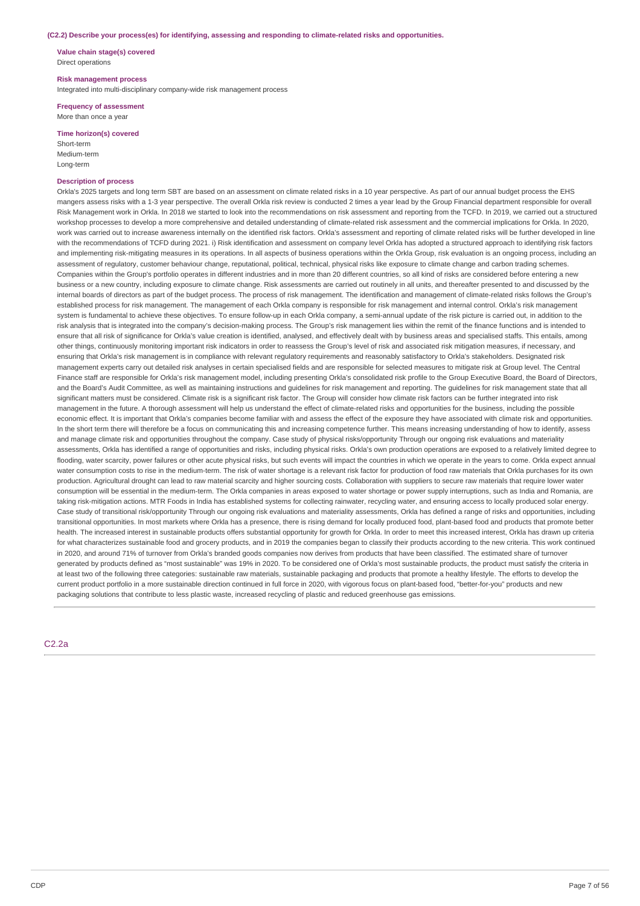**(C2.2) Describe your process(es) for identifying, assessing and responding to climate-related risks and opportunities.**

**Value chain stage(s) covered**
Direct operations

**Risk management process**
Integrated into multi-disciplinary company-wide risk management process

**Frequency of assessment**
More than once a year

**Time horizon(s) covered**
Short-term
Medium-term
Long-term

**Description of process**
Orkla's 2025 targets and long term SBT are based on an assessment on climate related risks in a 10 year perspective. As part of our annual budget process the EHS mangers assess risks with a 1-3 year perspective. The overall Orkla risk review is conducted 2 times a year lead by the Group Financial department responsible for overall Risk Management work in Orkla. In 2018 we started to look into the recommendations on risk assessment and reporting from the TCFD. In 2019, we carried out a structured workshop processes to develop a more comprehensive and detailed understanding of climate-related risk assessment and the commercial implications for Orkla. In 2020, work was carried out to increase awareness internally on the identified risk factors. Orkla's assessment and reporting of climate related risks will be further developed in line with the recommendations of TCFD during 2021. i) Risk identification and assessment on company level Orkla has adopted a structured approach to identifying risk factors and implementing risk-mitigating measures in its operations. In all aspects of business operations within the Orkla Group, risk evaluation is an ongoing process, including an assessment of regulatory, customer behaviour change, reputational, political, technical, physical risks like exposure to climate change and carbon trading schemes. Companies within the Group's portfolio operates in different industries and in more than 20 different countries, so all kind of risks are considered before entering a new business or a new country, including exposure to climate change. Risk assessments are carried out routinely in all units, and thereafter presented to and discussed by the internal boards of directors as part of the budget process. The process of risk management. The identification and management of climate-related risks follows the Group's established process for risk management. The management of each Orkla company is responsible for risk management and internal control. Orkla's risk management system is fundamental to achieve these objectives. To ensure follow-up in each Orkla company, a semi-annual update of the risk picture is carried out, in addition to the risk analysis that is integrated into the company's decision-making process. The Group's risk management lies within the remit of the finance functions and is intended to ensure that all risk of significance for Orkla's value creation is identified, analysed, and effectively dealt with by business areas and specialised staffs. This entails, among other things, continuously monitoring important risk indicators in order to reassess the Group's level of risk and associated risk mitigation measures, if necessary, and ensuring that Orkla's risk management is in compliance with relevant regulatory requirements and reasonably satisfactory to Orkla's stakeholders. Designated risk management experts carry out detailed risk analyses in certain specialised fields and are responsible for selected measures to mitigate risk at Group level. The Central Finance staff are responsible for Orkla's risk management model, including presenting Orkla's consolidated risk profile to the Group Executive Board, the Board of Directors, and the Board's Audit Committee, as well as maintaining instructions and guidelines for risk management and reporting. The guidelines for risk management state that all significant matters must be considered. Climate risk is a significant risk factor. The Group will consider how climate risk factors can be further integrated into risk management in the future. A thorough assessment will help us understand the effect of climate-related risks and opportunities for the business, including the possible economic effect. It is important that Orkla's companies become familiar with and assess the effect of the exposure they have associated with climate risk and opportunities. In the short term there will therefore be a focus on communicating this and increasing competence further. This means increasing understanding of how to identify, assess and manage climate risk and opportunities throughout the company. Case study of physical risks/opportunity Through our ongoing risk evaluations and materiality assessments, Orkla has identified a range of opportunities and risks, including physical risks. Orkla's own production operations are exposed to a relatively limited degree to flooding, water scarcity, power failures or other acute physical risks, but such events will impact the countries in which we operate in the years to come. Orkla expect annual water consumption costs to rise in the medium-term. The risk of water shortage is a relevant risk factor for production of food raw materials that Orkla purchases for its own production. Agricultural drought can lead to raw material scarcity and higher sourcing costs. Collaboration with suppliers to secure raw materials that require lower water consumption will be essential in the medium-term. The Orkla companies in areas exposed to water shortage or power supply interruptions, such as India and Romania, are taking risk-mitigation actions. MTR Foods in India has established systems for collecting rainwater, recycling water, and ensuring access to locally produced solar energy. Case study of transitional risk/opportunity Through our ongoing risk evaluations and materiality assessments, Orkla has defined a range of risks and opportunities, including transitional opportunities. In most markets where Orkla has a presence, there is rising demand for locally produced food, plant-based food and products that promote better health. The increased interest in sustainable products offers substantial opportunity for growth for Orkla. In order to meet this increased interest, Orkla has drawn up criteria for what characterizes sustainable food and grocery products, and in 2019 the companies began to classify their products according to the new criteria. This work continued in 2020, and around 71% of turnover from Orkla's branded goods companies now derives from products that have been classified. The estimated share of turnover generated by products defined as "most sustainable" was 19% in 2020. To be considered one of Orkla's most sustainable products, the product must satisfy the criteria in at least two of the following three categories: sustainable raw materials, sustainable packaging and products that promote a healthy lifestyle. The efforts to develop the current product portfolio in a more sustainable direction continued in full force in 2020, with vigorous focus on plant-based food, "better-for-you" products and new packaging solutions that contribute to less plastic waste, increased recycling of plastic and reduced greenhouse gas emissions.

## C2.2a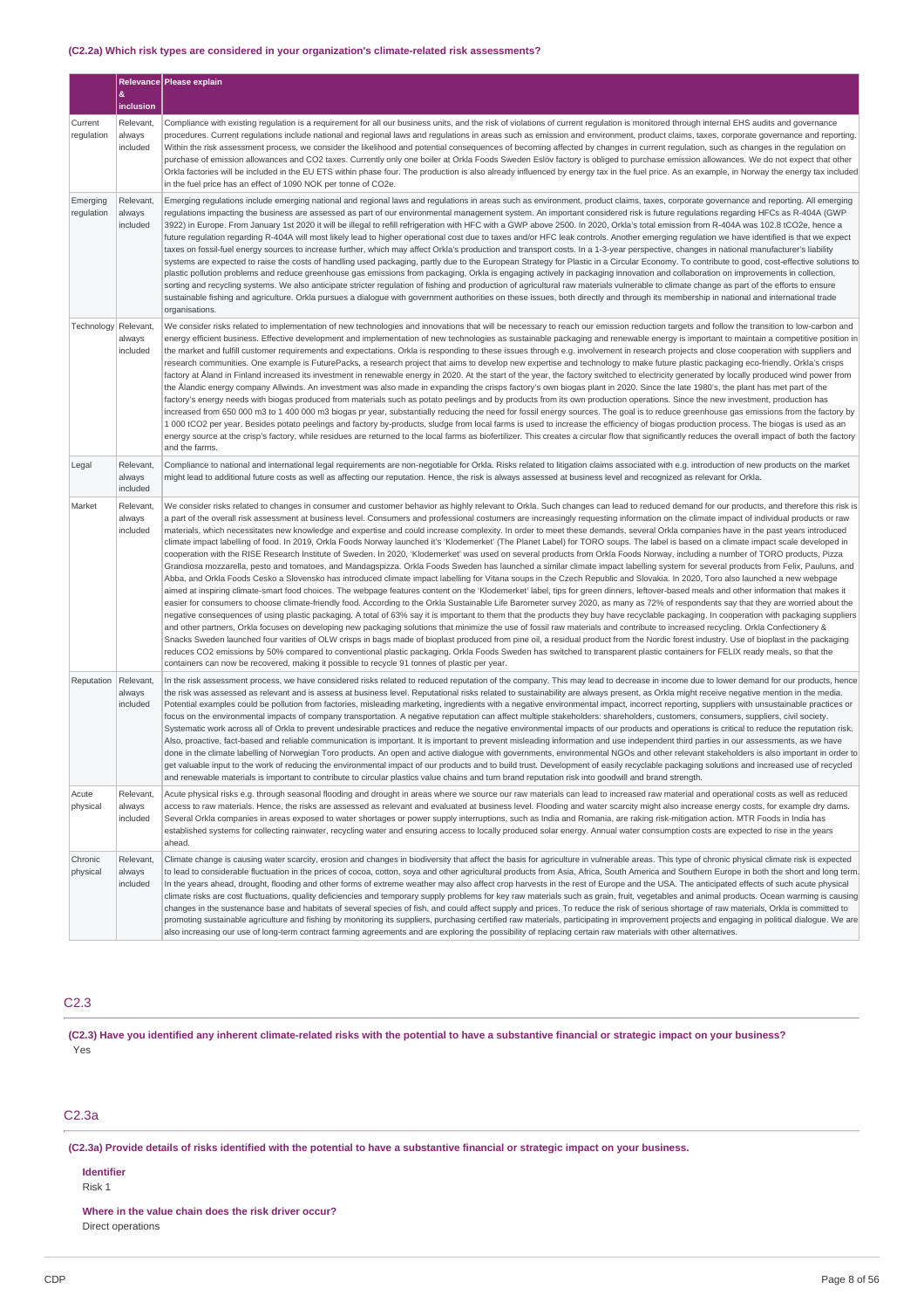### (C2.2a) Which risk types are considered in your organization's climate-related risk assessments?

| | Relevance & inclusion | Please explain |
|---|---|---|
| Current regulation | Relevant, always included | Compliance with existing regulation is a requirement for all our business units, and the risk of violations of current regulation is monitored through internal EHS audits and governance procedures. Current regulations include national and regional laws and regulations in areas such as emission and environment, product claims, taxes, corporate governance and reporting. Within the risk assessment process, we consider the likelihood and potential consequences of becoming affected by changes in current regulation, such as changes in the regulation on purchase of emission allowances and CO2 taxes. Currently only one boiler at Orkla Foods Sweden Eslöv factory is obliged to purchase emission allowances. We do not expect that other Orkla factories will be included in the EU ETS within phase four. The production is also already influenced by energy tax in the fuel price. As an example, in Norway the energy tax included in the fuel price has an effect of 1090 NOK per tonne of CO2e. |
| Emerging regulation | Relevant, always included | Emerging regulations include emerging national and regional laws and regulations in areas such as environment, product claims, taxes, corporate governance and reporting. All emerging regulations impacting the business are assessed as part of our environmental management system. An important considered risk is future regulations regarding HFCs as R-404A (GWP 3922) in Europe. From January 1st 2020 it will be illegal to refill refrigeration with HFC with a GWP above 2500. In 2020, Orkla's total emission from R-404A was 102.8 tCO2e, hence a future regulation regarding R-404A will most likely lead to higher operational cost due to taxes and/or HFC leak controls. Another emerging regulation we have identified is that we expect taxes on fossil-fuel energy sources to increase further, which may affect Orkla's production and transport costs. In a 1-3-year perspective, changes in national manufacturer's liability systems are expected to raise the costs of handling used packaging, partly due to the European Strategy for Plastic in a Circular Economy. To contribute to good, cost-effective solutions to plastic pollution problems and reduce greenhouse gas emissions from packaging, Orkla is engaging actively in packaging innovation and collaboration on improvements in collection, sorting and recycling systems. We also anticipate stricter regulation of fishing and production of agricultural raw materials vulnerable to climate change as part of the efforts to ensure sustainable fishing and agriculture. Orkla pursues a dialogue with government authorities on these issues, both directly and through its membership in national and international trade organisations. |
| Technology | Relevant, always included | We consider risks related to implementation of new technologies and innovations that will be necessary to reach our emission reduction targets and follow the transition to low-carbon and energy efficient business. Effective development and implementation of new technologies as sustainable packaging and renewable energy is important to maintain a competitive position in the market and fulfill customer requirements and expectations. Orkla is responding to these issues through e.g. involvement in research projects and close cooperation with suppliers and research communities. One example is FuturePacks, a research project that aims to develop new expertise and technology to make future plastic packaging eco-friendly. Orkla's crisps factory at Åland in Finland increased its investment in renewable energy in 2020. At the start of the year, the factory switched to electricity generated by locally produced wind power from the Ålandic energy company Allwinds. An investment was also made in expanding the crisps factory's own biogas plant in 2020. Since the late 1980's, the plant has met part of the factory's energy needs with biogas produced from materials such as potato peelings and by products from its own production operations. Since the new investment, production has increased from 650 000 m3 to 1 400 000 m3 biogas pr year, substantially reducing the need for fossil energy sources. The goal is to reduce greenhouse gas emissions from the factory by 1 000 tCO2 per year. Besides potato peelings and factory by-products, sludge from local farms is used to increase the efficiency of biogas production process. The biogas is used as an energy source at the crisp's factory, while residues are returned to the local farms as biofertilizer. This creates a circular flow that significantly reduces the overall impact of both the factory and the farms. |
| Legal | Relevant, always included | Compliance to national and international legal requirements are non-negotiable for Orkla. Risks related to litigation claims associated with e.g. introduction of new products on the market might lead to additional future costs as well as affecting our reputation. Hence, the risk is always assessed at business level and recognized as relevant for Orkla. |
| Market | Relevant, always included | We consider risks related to changes in consumer and customer behavior as highly relevant to Orkla. Such changes can lead to reduced demand for our products, and therefore this risk is a part of the overall risk assessment at business level. Consumers and professional costumers are increasingly requesting information on the climate impact of individual products or raw materials, which necessitates new knowledge and expertise and could increase complexity. In order to meet these demands, several Orkla companies have in the past years introduced climate impact labelling of food. In 2019, Orkla Foods Norway launched it's 'Klodemerket' (The Planet Label) for TORO soups. The label is based on a climate impact scale developed in cooperation with the RISE Research Institute of Sweden. In 2020, 'Klodemerket' was used on several products from Orkla Foods Norway, including a number of TORO products, Pizza Grandiosa mozzarella, pesto and tomatoes, and Mandagspizza. Orkla Foods Sweden has launched a similar climate impact labelling system for several products from Felix, Pauluns, and Abba, and Orkla Foods Cesko a Slovensko has introduced climate impact labelling for Vitana soups in the Czech Republic and Slovakia. In 2020, Toro also launched a new webpage aimed at inspiring climate-smart food choices. The webpage features content on the 'Klodemerket' label, tips for green dinners, leftover-based meals and other information that makes it easier for consumers to choose climate-friendly food. According to the Orkla Sustainable Life Barometer survey 2020, as many as 72% of respondents say that they are worried about the negative consequences of using plastic packaging. A total of 63% say it is important to them that the products they buy have recyclable packaging. In cooperation with packaging suppliers and other partners, Orkla focuses on developing new packaging solutions that minimize the use of fossil raw materials and contribute to increased recycling. Orkla Confectionery & Snacks Sweden launched four varities of OLW crisps in bags made of bioplast produced from pine oil, a residual product from the Nordic forest industry. Use of bioplast in the packaging reduces CO2 emissions by 50% compared to conventional plastic packaging. Orkla Foods Sweden has switched to transparent plastic containers for FELIX ready meals, so that the containers can now be recovered, making it possible to recycle 91 tonnes of plastic per year. |
| Reputation | Relevant, always included | In the risk assessment process, we have considered risks related to reduced reputation of the company. This may lead to decrease in income due to lower demand for our products, hence the risk was assessed as relevant and is assess at business level. Reputational risks related to sustainability are always present, as Orkla might receive negative mention in the media. Potential examples could be pollution from factories, misleading marketing, ingredients with a negative environmental impact, incorrect reporting, suppliers with unsustainable practices or focus on the environmental impacts of company transportation. A negative reputation can affect multiple stakeholders: shareholders, customers, consumers, suppliers, civil society. Systematic work across all of Orkla to prevent undesirable practices and reduce the negative environmental impacts of our products and operations is critical to reduce the reputation risk. Also, proactive, fact-based and reliable communication is important. It is important to prevent misleading information and use independent third parties in our assessments, as we have done in the climate labelling of Norwegian Toro products. An open and active dialogue with governments, environmental NGOs and other relevant stakeholders is also important in order to get valuable input to the work of reducing the environmental impact of our products and to build trust. Development of easily recyclable packaging solutions and increased use of recycled and renewable materials is important to contribute to circular plastics value chains and turn brand reputation risk into goodwill and brand strength. |
| Acute physical | Relevant, always included | Acute physical risks e.g. through seasonal flooding and drought in areas where we source our raw materials can lead to increased raw material and operational costs as well as reduced access to raw materials. Hence, the risks are assessed as relevant and evaluated at business level. Flooding and water scarcity might also increase energy costs, for example dry dams. Several Orkla companies in areas exposed to water shortages or power supply interruptions, such as India and Romania, are raking risk-mitigation action. MTR Foods in India has established systems for collecting rainwater, recycling water and ensuring access to locally produced solar energy. Annual water consumption costs are expected to rise in the years ahead. |
| Chronic physical | Relevant, always included | Climate change is causing water scarcity, erosion and changes in biodiversity that affect the basis for agriculture in vulnerable areas. This type of chronic physical climate risk is expected to lead to considerable fluctuation in the prices of cocoa, cotton, soya and other agricultural products from Asia, Africa, South America and Southern Europe in both the short and long term. In the years ahead, drought, flooding and other forms of extreme weather may also affect crop harvests in the rest of Europe and the USA. The anticipated effects of such acute physical climate risks are cost fluctuations, quality deficiencies and temporary supply problems for key raw materials such as grain, fruit, vegetables and animal products. Ocean warming is causing changes in the sustenance base and habitats of several species of fish, and could affect supply and prices. To reduce the risk of serious shortage of raw materials, Orkla is committed to promoting sustainable agriculture and fishing by monitoring its suppliers, purchasing certified raw materials, participating in improvement projects and engaging in political dialogue. We are also increasing our use of long-term contract farming agreements and are exploring the possibility of replacing certain raw materials with other alternatives. |

## C2.3

**(C2.3) Have you identified any inherent climate-related risks with the potential to have a substantive financial or strategic impact on your business?**

Yes

## C2.3a

**(C2.3a) Provide details of risks identified with the potential to have a substantive financial or strategic impact on your business.**

**Identifier**

Risk 1

**Where in the value chain does the risk driver occur?**

Direct operations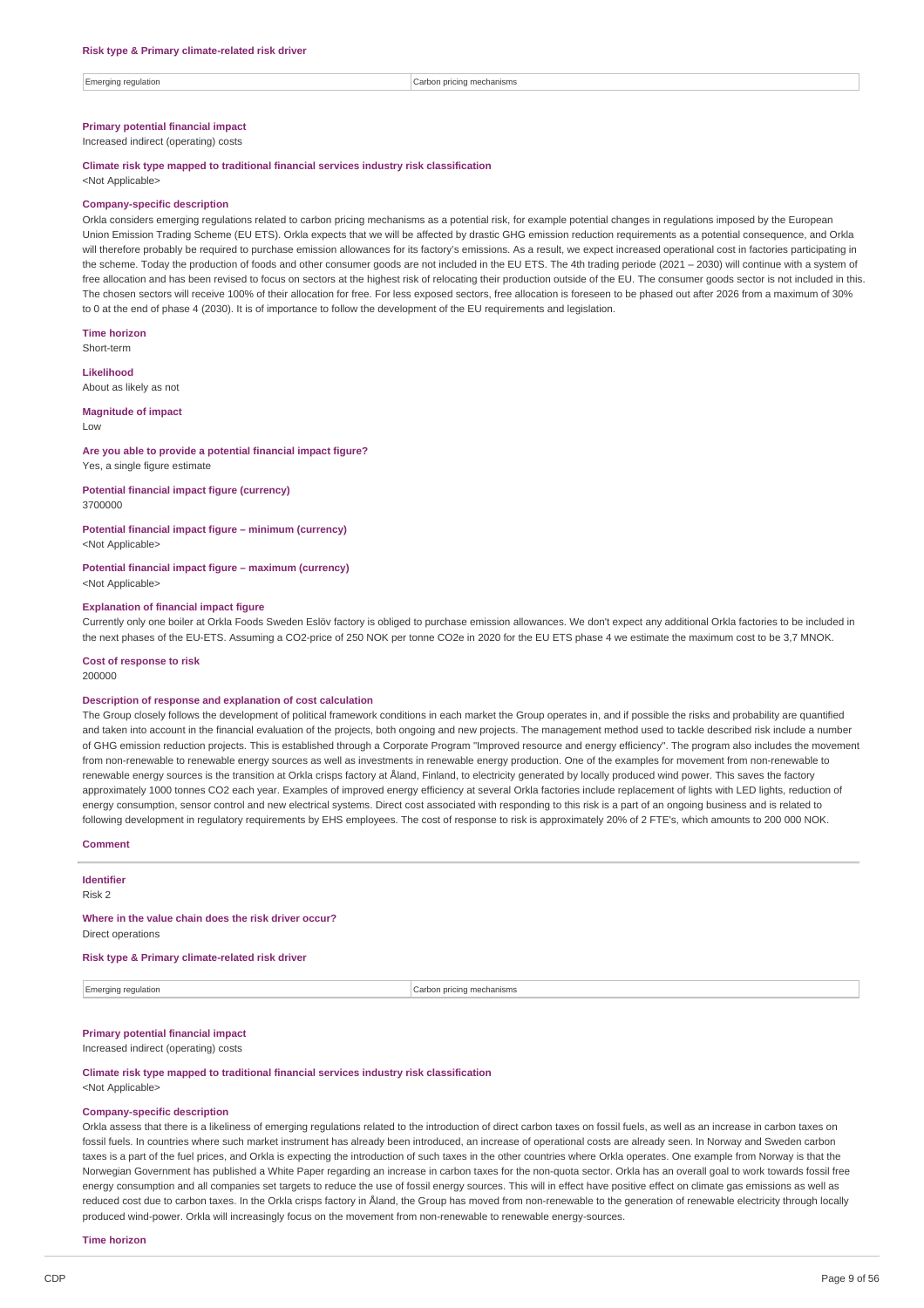**Risk type & Primary climate-related risk driver**

| Emerging regulation | Carbon pricing mechanisms |
|---|---|

**Primary potential financial impact**

Increased indirect (operating) costs

**Climate risk type mapped to traditional financial services industry risk classification**

<Not Applicable>

**Company-specific description**

Orkla considers emerging regulations related to carbon pricing mechanisms as a potential risk, for example potential changes in regulations imposed by the European Union Emission Trading Scheme (EU ETS). Orkla expects that we will be affected by drastic GHG emission reduction requirements as a potential consequence, and Orkla will therefore probably be required to purchase emission allowances for its factory's emissions. As a result, we expect increased operational cost in factories participating in the scheme. Today the production of foods and other consumer goods are not included in the EU ETS. The 4th trading periode (2021 – 2030) will continue with a system of free allocation and has been revised to focus on sectors at the highest risk of relocating their production outside of the EU. The consumer goods sector is not included in this. The chosen sectors will receive 100% of their allocation for free. For less exposed sectors, free allocation is foreseen to be phased out after 2026 from a maximum of 30% to 0 at the end of phase 4 (2030). It is of importance to follow the development of the EU requirements and legislation.

**Time horizon**

Short-term

**Likelihood**

About as likely as not

**Magnitude of impact**

Low

**Are you able to provide a potential financial impact figure?**

Yes, a single figure estimate

**Potential financial impact figure (currency)**

3700000

**Potential financial impact figure – minimum (currency)**

<Not Applicable>

**Potential financial impact figure – maximum (currency)**

<Not Applicable>

**Explanation of financial impact figure**

Currently only one boiler at Orkla Foods Sweden Eslöv factory is obliged to purchase emission allowances. We don't expect any additional Orkla factories to be included in the next phases of the EU-ETS. Assuming a CO2-price of 250 NOK per tonne CO2e in 2020 for the EU ETS phase 4 we estimate the maximum cost to be 3,7 MNOK.

**Cost of response to risk**

200000

**Description of response and explanation of cost calculation**

The Group closely follows the development of political framework conditions in each market the Group operates in, and if possible the risks and probability are quantified and taken into account in the financial evaluation of the projects, both ongoing and new projects. The management method used to tackle described risk include a number of GHG emission reduction projects. This is established through a Corporate Program "Improved resource and energy efficiency". The program also includes the movement from non-renewable to renewable energy sources as well as investments in renewable energy production. One of the examples for movement from non-renewable to renewable energy sources is the transition at Orkla crisps factory at Åland, Finland, to electricity generated by locally produced wind power. This saves the factory approximately 1000 tonnes CO2 each year. Examples of improved energy efficiency at several Orkla factories include replacement of lights with LED lights, reduction of energy consumption, sensor control and new electrical systems. Direct cost associated with responding to this risk is a part of an ongoing business and is related to following development in regulatory requirements by EHS employees. The cost of response to risk is approximately 20% of 2 FTE's, which amounts to 200 000 NOK.

**Comment**

**Identifier**

Risk 2

**Where in the value chain does the risk driver occur?**

Direct operations

**Risk type & Primary climate-related risk driver**

| Emerging regulation | Carbon pricing mechanisms |
|---|---|

**Primary potential financial impact**

Increased indirect (operating) costs

**Climate risk type mapped to traditional financial services industry risk classification**

<Not Applicable>

**Company-specific description**

Orkla assess that there is a likeliness of emerging regulations related to the introduction of direct carbon taxes on fossil fuels, as well as an increase in carbon taxes on fossil fuels. In countries where such market instrument has already been introduced, an increase of operational costs are already seen. In Norway and Sweden carbon taxes is a part of the fuel prices, and Orkla is expecting the introduction of such taxes in the other countries where Orkla operates. One example from Norway is that the Norwegian Government has published a White Paper regarding an increase in carbon taxes for the non-quota sector. Orkla has an overall goal to work towards fossil free energy consumption and all companies set targets to reduce the use of fossil energy sources. This will in effect have positive effect on climate gas emissions as well as reduced cost due to carbon taxes. In the Orkla crisps factory in Åland, the Group has moved from non-renewable to the generation of renewable electricity through locally produced wind-power. Orkla will increasingly focus on the movement from non-renewable to renewable energy-sources.

**Time horizon**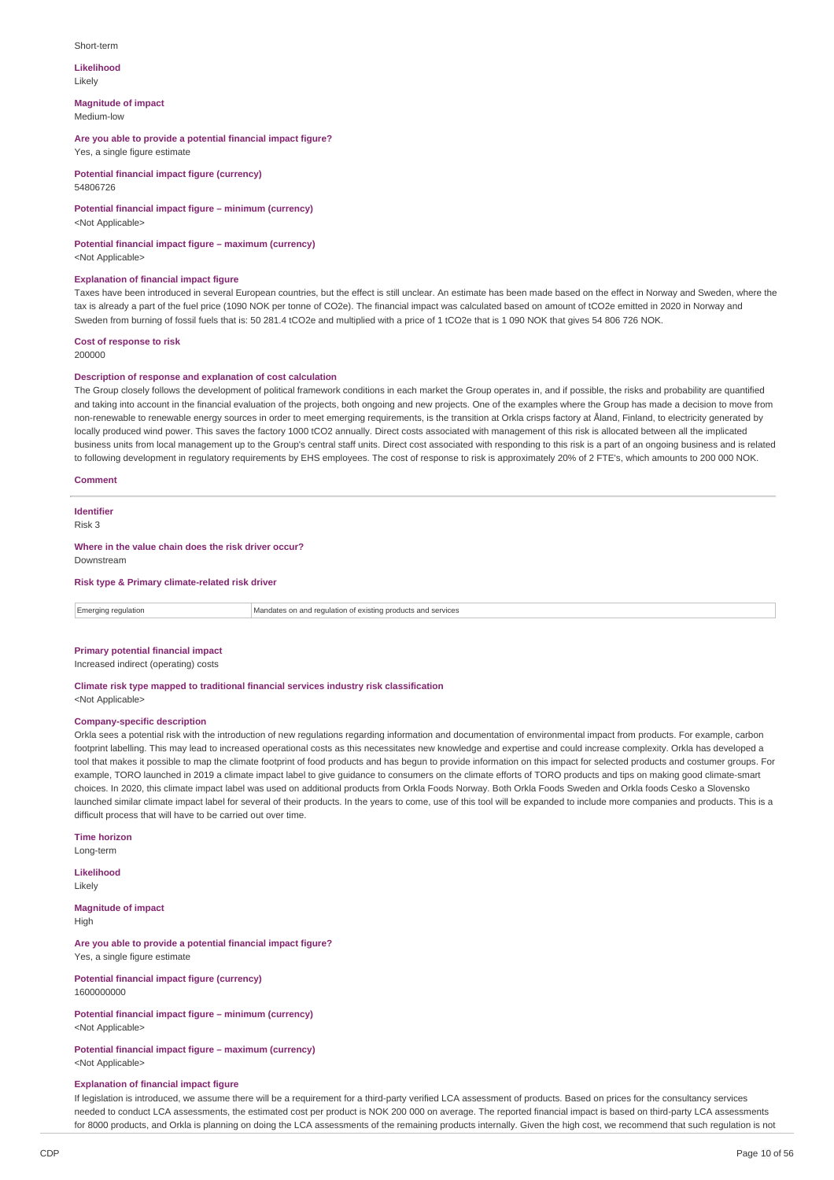Short-term

**Likelihood**
Likely

**Magnitude of impact**
Medium-low

**Are you able to provide a potential financial impact figure?**
Yes, a single figure estimate

**Potential financial impact figure (currency)**
54806726

**Potential financial impact figure – minimum (currency)**
<Not Applicable>

**Potential financial impact figure – maximum (currency)**
<Not Applicable>

**Explanation of financial impact figure**
Taxes have been introduced in several European countries, but the effect is still unclear. An estimate has been made based on the effect in Norway and Sweden, where the tax is already a part of the fuel price (1090 NOK per tonne of CO2e). The financial impact was calculated based on amount of tCO2e emitted in 2020 in Norway and Sweden from burning of fossil fuels that is: 50 281.4 tCO2e and multiplied with a price of 1 tCO2e that is 1 090 NOK that gives 54 806 726 NOK.

**Cost of response to risk**
200000

**Description of response and explanation of cost calculation**
The Group closely follows the development of political framework conditions in each market the Group operates in, and if possible, the risks and probability are quantified and taking into account in the financial evaluation of the projects, both ongoing and new projects. One of the examples where the Group has made a decision to move from non-renewable to renewable energy sources in order to meet emerging requirements, is the transition at Orkla crisps factory at Åland, Finland, to electricity generated by locally produced wind power. This saves the factory 1000 tCO2 annually. Direct costs associated with management of this risk is allocated between all the implicated business units from local management up to the Group's central staff units. Direct cost associated with responding to this risk is a part of an ongoing business and is related to following development in regulatory requirements by EHS employees. The cost of response to risk is approximately 20% of 2 FTE's, which amounts to 200 000 NOK.

**Comment**

---

**Identifier**
Risk 3

**Where in the value chain does the risk driver occur?**
Downstream

**Risk type & Primary climate-related risk driver**

| | |
|---|---|
| Emerging regulation | Mandates on and regulation of existing products and services |

**Primary potential financial impact**
Increased indirect (operating) costs

**Climate risk type mapped to traditional financial services industry risk classification**
<Not Applicable>

**Company-specific description**
Orkla sees a potential risk with the introduction of new regulations regarding information and documentation of environmental impact from products. For example, carbon footprint labelling. This may lead to increased operational costs as this necessitates new knowledge and expertise and could increase complexity. Orkla has developed a tool that makes it possible to map the climate footprint of food products and has begun to provide information on this impact for selected products and costumer groups. For example, TORO launched in 2019 a climate impact label to give guidance to consumers on the climate efforts of TORO products and tips on making good climate-smart choices. In 2020, this climate impact label was used on additional products from Orkla Foods Norway. Both Orkla Foods Sweden and Orkla foods Cesko a Slovensko launched similar climate impact label for several of their products. In the years to come, use of this tool will be expanded to include more companies and products. This is a difficult process that will have to be carried out over time.

**Time horizon**
Long-term

**Likelihood**
Likely

**Magnitude of impact**
High

**Are you able to provide a potential financial impact figure?**
Yes, a single figure estimate

**Potential financial impact figure (currency)**
1600000000

**Potential financial impact figure – minimum (currency)**
<Not Applicable>

**Potential financial impact figure – maximum (currency)**
<Not Applicable>

**Explanation of financial impact figure**
If legislation is introduced, we assume there will be a requirement for a third-party verified LCA assessment of products. Based on prices for the consultancy services needed to conduct LCA assessments, the estimated cost per product is NOK 200 000 on average. The reported financial impact is based on third-party LCA assessments for 8000 products, and Orkla is planning on doing the LCA assessments of the remaining products internally. Given the high cost, we recommend that such regulation is not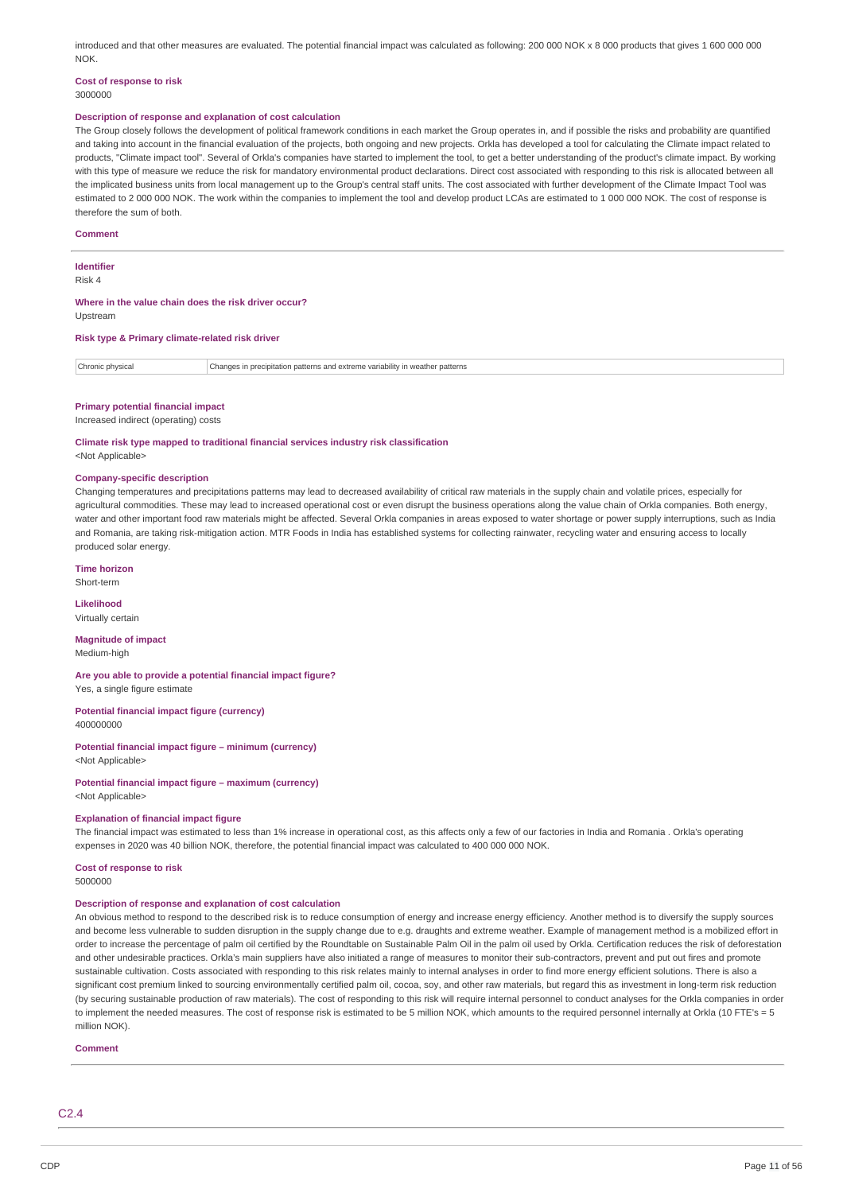introduced and that other measures are evaluated. The potential financial impact was calculated as following: 200 000 NOK x 8 000 products that gives 1 600 000 000 NOK.

**Cost of response to risk**

3000000

**Description of response and explanation of cost calculation**

The Group closely follows the development of political framework conditions in each market the Group operates in, and if possible the risks and probability are quantified and taking into account in the financial evaluation of the projects, both ongoing and new projects. Orkla has developed a tool for calculating the Climate impact related to products, "Climate impact tool". Several of Orkla's companies have started to implement the tool, to get a better understanding of the product's climate impact. By working with this type of measure we reduce the risk for mandatory environmental product declarations. Direct cost associated with responding to this risk is allocated between all the implicated business units from local management up to the Group's central staff units. The cost associated with further development of the Climate Impact Tool was estimated to 2 000 000 NOK. The work within the companies to implement the tool and develop product LCAs are estimated to 1 000 000 NOK. The cost of response is therefore the sum of both.

**Comment**

---

**Identifier**

Risk 4

**Where in the value chain does the risk driver occur?**

Upstream

**Risk type & Primary climate-related risk driver**

| Chronic physical | Changes in precipitation patterns and extreme variability in weather patterns |
|---|---|

**Primary potential financial impact**

Increased indirect (operating) costs

**Climate risk type mapped to traditional financial services industry risk classification**

<Not Applicable>

**Company-specific description**

Changing temperatures and precipitations patterns may lead to decreased availability of critical raw materials in the supply chain and volatile prices, especially for agricultural commodities. These may lead to increased operational cost or even disrupt the business operations along the value chain of Orkla companies. Both energy, water and other important food raw materials might be affected. Several Orkla companies in areas exposed to water shortage or power supply interruptions, such as India and Romania, are taking risk-mitigation action. MTR Foods in India has established systems for collecting rainwater, recycling water and ensuring access to locally produced solar energy.

**Time horizon**

Short-term

**Likelihood**

Virtually certain

**Magnitude of impact**

Medium-high

**Are you able to provide a potential financial impact figure?**

Yes, a single figure estimate

**Potential financial impact figure (currency)**

400000000

**Potential financial impact figure – minimum (currency)**

<Not Applicable>

**Potential financial impact figure – maximum (currency)**

<Not Applicable>

**Explanation of financial impact figure**

The financial impact was estimated to less than 1% increase in operational cost, as this affects only a few of our factories in India and Romania . Orkla's operating expenses in 2020 was 40 billion NOK, therefore, the potential financial impact was calculated to 400 000 000 NOK.

**Cost of response to risk**

5000000

**Description of response and explanation of cost calculation**

An obvious method to respond to the described risk is to reduce consumption of energy and increase energy efficiency. Another method is to diversify the supply sources and become less vulnerable to sudden disruption in the supply change due to e.g. draughts and extreme weather. Example of management method is a mobilized effort in order to increase the percentage of palm oil certified by the Roundtable on Sustainable Palm Oil in the palm oil used by Orkla. Certification reduces the risk of deforestation and other undesirable practices. Orkla's main suppliers have also initiated a range of measures to monitor their sub-contractors, prevent and put out fires and promote sustainable cultivation. Costs associated with responding to this risk relates mainly to internal analyses in order to find more energy efficient solutions. There is also a significant cost premium linked to sourcing environmentally certified palm oil, cocoa, soy, and other raw materials, but regard this as investment in long-term risk reduction (by securing sustainable production of raw materials). The cost of responding to this risk will require internal personnel to conduct analyses for the Orkla companies in order to implement the needed measures. The cost of response risk is estimated to be 5 million NOK, which amounts to the required personnel internally at Orkla (10 FTE's = 5 million NOK).

**Comment**

---

## C2.4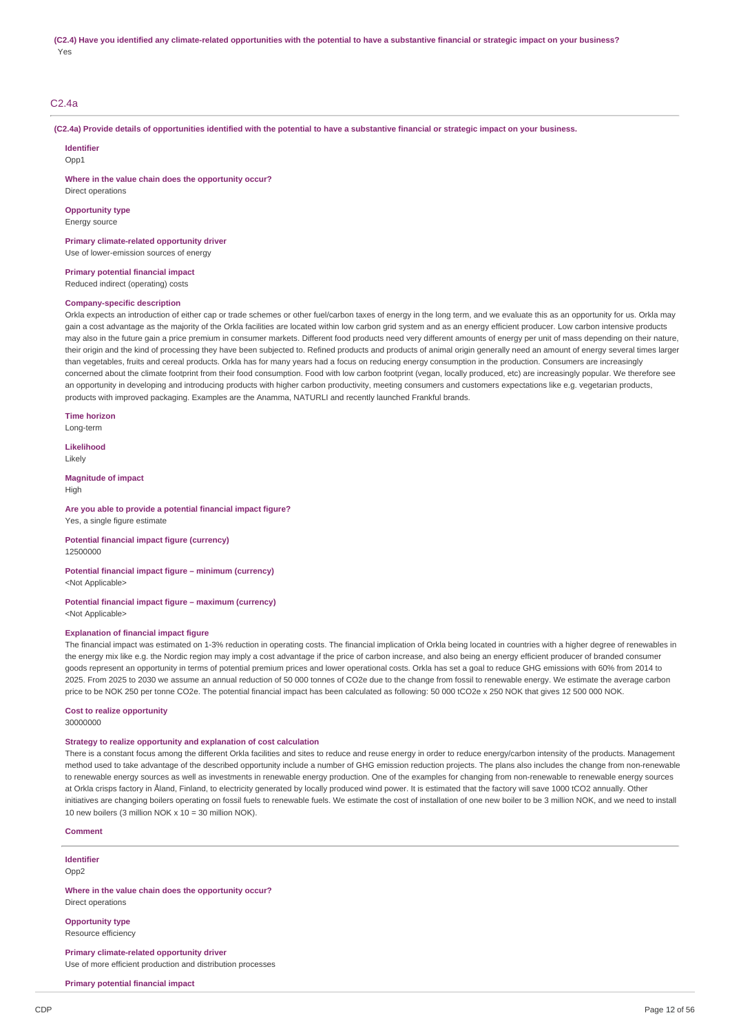**(C2.4) Have you identified any climate-related opportunities with the potential to have a substantive financial or strategic impact on your business?**

Yes

## C2.4a

**(C2.4a) Provide details of opportunities identified with the potential to have a substantive financial or strategic impact on your business.**

**Identifier**

Opp1

**Where in the value chain does the opportunity occur?**

Direct operations

**Opportunity type**

Energy source

**Primary climate-related opportunity driver**

Use of lower-emission sources of energy

**Primary potential financial impact**

Reduced indirect (operating) costs

**Company-specific description**

Orkla expects an introduction of either cap or trade schemes or other fuel/carbon taxes of energy in the long term, and we evaluate this as an opportunity for us. Orkla may gain a cost advantage as the majority of the Orkla facilities are located within low carbon grid system and as an energy efficient producer. Low carbon intensive products may also in the future gain a price premium in consumer markets. Different food products need very different amounts of energy per unit of mass depending on their nature, their origin and the kind of processing they have been subjected to. Refined products and products of animal origin generally need an amount of energy several times larger than vegetables, fruits and cereal products. Orkla has for many years had a focus on reducing energy consumption in the production. Consumers are increasingly concerned about the climate footprint from their food consumption. Food with low carbon footprint (vegan, locally produced, etc) are increasingly popular. We therefore see an opportunity in developing and introducing products with higher carbon productivity, meeting consumers and customers expectations like e.g. vegetarian products, products with improved packaging. Examples are the Anamma, NATURLI and recently launched Frankful brands.

**Time horizon**

Long-term

**Likelihood**

Likely

**Magnitude of impact**

High

**Are you able to provide a potential financial impact figure?**

Yes, a single figure estimate

**Potential financial impact figure (currency)**

12500000

**Potential financial impact figure – minimum (currency)**

<Not Applicable>

**Potential financial impact figure – maximum (currency)**

<Not Applicable>

**Explanation of financial impact figure**

The financial impact was estimated on 1-3% reduction in operating costs. The financial implication of Orkla being located in countries with a higher degree of renewables in the energy mix like e.g. the Nordic region may imply a cost advantage if the price of carbon increase, and also being an energy efficient producer of branded consumer goods represent an opportunity in terms of potential premium prices and lower operational costs. Orkla has set a goal to reduce GHG emissions with 60% from 2014 to 2025. From 2025 to 2030 we assume an annual reduction of 50 000 tonnes of CO2e due to the change from fossil to renewable energy. We estimate the average carbon price to be NOK 250 per tonne CO2e. The potential financial impact has been calculated as following: 50 000 tCO2e x 250 NOK that gives 12 500 000 NOK.

**Cost to realize opportunity**

30000000

**Strategy to realize opportunity and explanation of cost calculation**

There is a constant focus among the different Orkla facilities and sites to reduce and reuse energy in order to reduce energy/carbon intensity of the products. Management method used to take advantage of the described opportunity include a number of GHG emission reduction projects. The plans also includes the change from non-renewable to renewable energy sources as well as investments in renewable energy production. One of the examples for changing from non-renewable to renewable energy sources at Orkla crisps factory in Åland, Finland, to electricity generated by locally produced wind power. It is estimated that the factory will save 1000 tCO2 annually. Other initiatives are changing boilers operating on fossil fuels to renewable fuels. We estimate the cost of installation of one new boiler to be 3 million NOK, and we need to install 10 new boilers (3 million NOK x 10 = 30 million NOK).

**Comment**

**Identifier**

Opp2

**Where in the value chain does the opportunity occur?**

Direct operations

**Opportunity type**

Resource efficiency

**Primary climate-related opportunity driver**

Use of more efficient production and distribution processes

**Primary potential financial impact**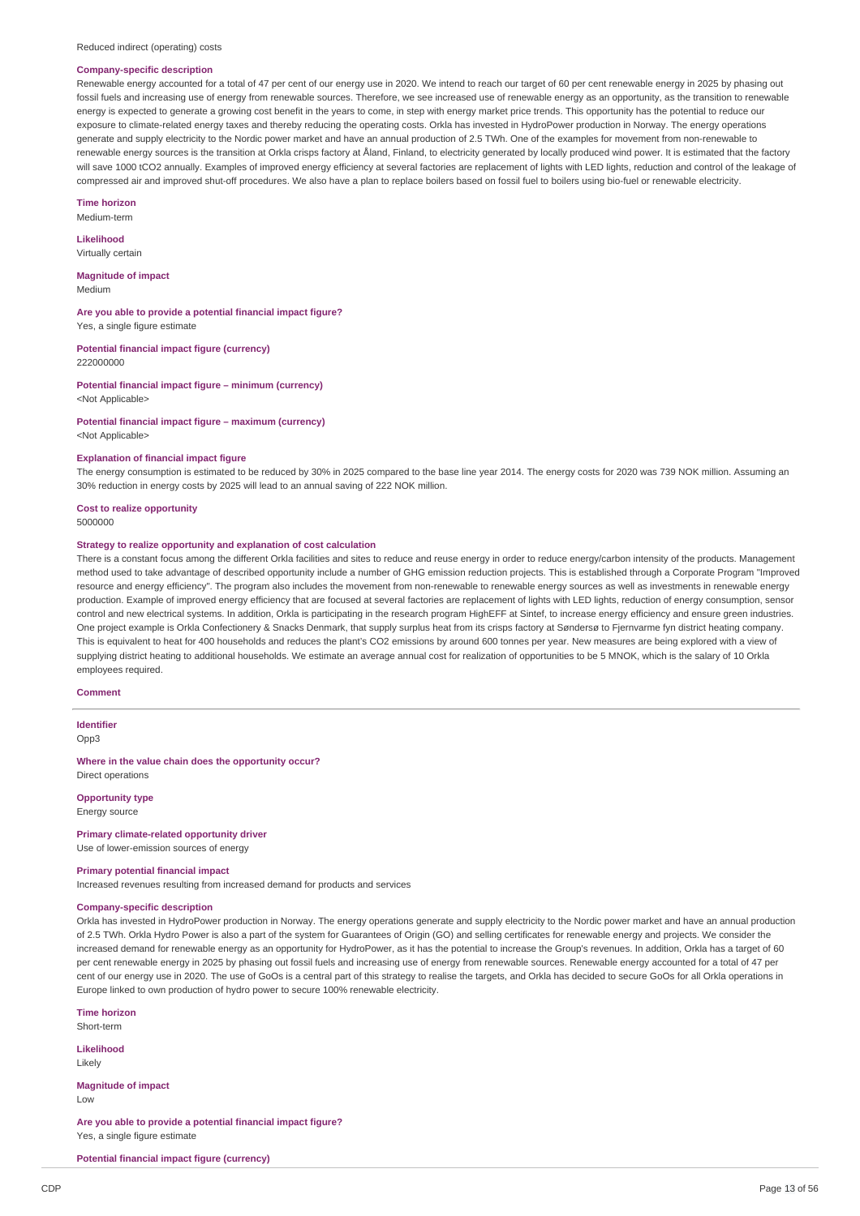Reduced indirect (operating) costs

**Company-specific description**

Renewable energy accounted for a total of 47 per cent of our energy use in 2020. We intend to reach our target of 60 per cent renewable energy in 2025 by phasing out fossil fuels and increasing use of energy from renewable sources. Therefore, we see increased use of renewable energy as an opportunity, as the transition to renewable energy is expected to generate a growing cost benefit in the years to come, in step with energy market price trends. This opportunity has the potential to reduce our exposure to climate-related energy taxes and thereby reducing the operating costs. Orkla has invested in HydroPower production in Norway. The energy operations generate and supply electricity to the Nordic power market and have an annual production of 2.5 TWh. One of the examples for movement from non-renewable to renewable energy sources is the transition at Orkla crisps factory at Åland, Finland, to electricity generated by locally produced wind power. It is estimated that the factory will save 1000 tCO2 annually. Examples of improved energy efficiency at several factories are replacement of lights with LED lights, reduction and control of the leakage of compressed air and improved shut-off procedures. We also have a plan to replace boilers based on fossil fuel to boilers using bio-fuel or renewable electricity.

**Time horizon**

Medium-term

**Likelihood**

Virtually certain

**Magnitude of impact**

Medium

**Are you able to provide a potential financial impact figure?**

Yes, a single figure estimate

**Potential financial impact figure (currency)**

222000000

**Potential financial impact figure – minimum (currency)**

<Not Applicable>

**Potential financial impact figure – maximum (currency)**

<Not Applicable>

**Explanation of financial impact figure**

The energy consumption is estimated to be reduced by 30% in 2025 compared to the base line year 2014. The energy costs for 2020 was 739 NOK million. Assuming an 30% reduction in energy costs by 2025 will lead to an annual saving of 222 NOK million.

**Cost to realize opportunity**

5000000

**Strategy to realize opportunity and explanation of cost calculation**

There is a constant focus among the different Orkla facilities and sites to reduce and reuse energy in order to reduce energy/carbon intensity of the products. Management method used to take advantage of described opportunity include a number of GHG emission reduction projects. This is established through a Corporate Program "Improved resource and energy efficiency". The program also includes the movement from non-renewable to renewable energy sources as well as investments in renewable energy production. Example of improved energy efficiency that are focused at several factories are replacement of lights with LED lights, reduction of energy consumption, sensor control and new electrical systems. In addition, Orkla is participating in the research program HighEFF at Sintef, to increase energy efficiency and ensure green industries. One project example is Orkla Confectionery & Snacks Denmark, that supply surplus heat from its crisps factory at Søndersø to Fjernvarme fyn district heating company. This is equivalent to heat for 400 households and reduces the plant's CO2 emissions by around 600 tonnes per year. New measures are being explored with a view of supplying district heating to additional households. We estimate an average annual cost for realization of opportunities to be 5 MNOK, which is the salary of 10 Orkla employees required.

**Comment**

---

**Identifier**

Opp3

**Where in the value chain does the opportunity occur?**

Direct operations

**Opportunity type**

Energy source

**Primary climate-related opportunity driver**

Use of lower-emission sources of energy

**Primary potential financial impact**

Increased revenues resulting from increased demand for products and services

**Company-specific description**

Orkla has invested in HydroPower production in Norway. The energy operations generate and supply electricity to the Nordic power market and have an annual production of 2.5 TWh. Orkla Hydro Power is also a part of the system for Guarantees of Origin (GO) and selling certificates for renewable energy and projects. We consider the increased demand for renewable energy as an opportunity for HydroPower, as it has the potential to increase the Group's revenues. In addition, Orkla has a target of 60 per cent renewable energy in 2025 by phasing out fossil fuels and increasing use of energy from renewable sources. Renewable energy accounted for a total of 47 per cent of our energy use in 2020. The use of GoOs is a central part of this strategy to realise the targets, and Orkla has decided to secure GoOs for all Orkla operations in Europe linked to own production of hydro power to secure 100% renewable electricity.

**Time horizon**

Short-term

**Likelihood**

Likely

**Magnitude of impact**

Low

**Are you able to provide a potential financial impact figure?**

Yes, a single figure estimate

**Potential financial impact figure (currency)**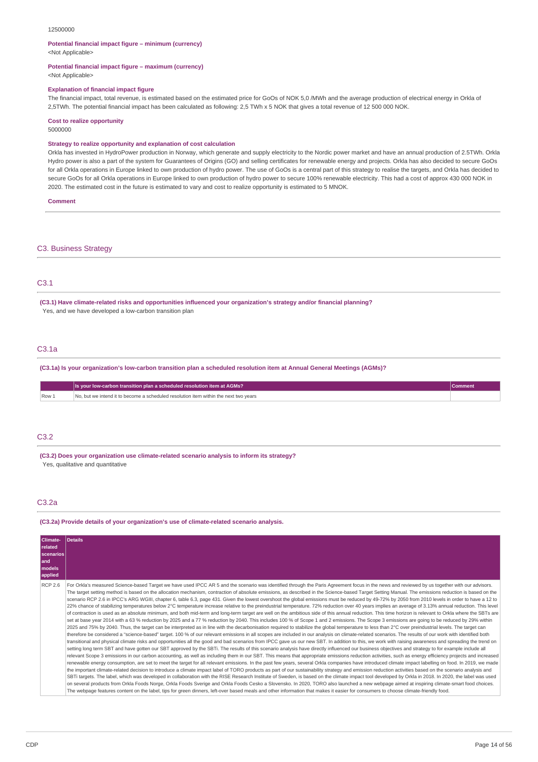12500000

**Potential financial impact figure – minimum (currency)**
<Not Applicable>

**Potential financial impact figure – maximum (currency)**
<Not Applicable>

**Explanation of financial impact figure**
The financial impact, total revenue, is estimated based on the estimated price for GoOs of NOK 5,0 /MWh and the average production of electrical energy in Orkla of 2,5TWh. The potential financial impact has been calculated as following: 2,5 TWh x 5 NOK that gives a total revenue of 12 500 000 NOK.

**Cost to realize opportunity**
5000000

**Strategy to realize opportunity and explanation of cost calculation**
Orkla has invested in HydroPower production in Norway, which generate and supply electricity to the Nordic power market and have an annual production of 2.5TWh. Orkla Hydro power is also a part of the system for Guarantees of Origins (GO) and selling certificates for renewable energy and projects. Orkla has also decided to secure GoOs for all Orkla operations in Europe linked to own production of hydro power. The use of GoOs is a central part of this strategy to realise the targets, and Orkla has decided to secure GoOs for all Orkla operations in Europe linked to own production of hydro power to secure 100% renewable electricity. This had a cost of approx 430 000 NOK in 2020. The estimated cost in the future is estimated to vary and cost to realize opportunity is estimated to 5 MNOK.

**Comment**

## C3. Business Strategy

### C3.1

**(C3.1) Have climate-related risks and opportunities influenced your organization's strategy and/or financial planning?**
Yes, and we have developed a low-carbon transition plan

### C3.1a

**(C3.1a) Is your organization's low-carbon transition plan a scheduled resolution item at Annual General Meetings (AGMs)?**

| | Is your low-carbon transition plan a scheduled resolution item at AGMs? | Comment |
|---|---|---|
| Row 1 | No, but we intend it to become a scheduled resolution item within the next two years | |

### C3.2

**(C3.2) Does your organization use climate-related scenario analysis to inform its strategy?**
Yes, qualitative and quantitative

### C3.2a

**(C3.2a) Provide details of your organization's use of climate-related scenario analysis.**

| Climate-related scenarios and models applied | Details |
|---|---|
| RCP 2.6 | For Orkla's measured Science-based Target we have used IPCC AR 5 and the scenario was identified through the Paris Agreement focus in the news and reviewed by us together with our advisors. The target setting method is based on the allocation mechanism, contraction of absolute emissions, as described in the Science-based Target Setting Manual. The emissions reduction is based on the scenario RCP 2.6 in IPCC's ARG WGIII, chapter 6, table 6.3, page 431. Given the lowest overshoot the global emissions must be reduced by 49-72% by 2050 from 2010 levels in order to have a 12 to 22% chance of stabilizing temperatures below 2°C temperature increase relative to the preindustrial temperature. 72% reduction over 40 years implies an average of 3.13% annual reduction. This level of contraction is used as an absolute minimum, and both mid-term and long-term target are well on the ambitious side of this annual reduction. This time horizon is relevant to Orkla where the SBTs are set at base year 2014 with a 63 % reduction by 2025 and a 77 % reduction by 2040. This includes 100 % of Scope 1 and 2 emissions. The Scope 3 emissions are going to be reduced by 29% within 2025 and 75% by 2040. Thus, the target can be interpreted as in line with the decarbonisation required to stabilize the global temperature to less than 2°C over preindustrial levels. The target can therefore be considered a "science-based" target. 100 % of our relevant emissions in all scopes are included in our analysis on climate-related scenarios. The results of our work with identified both transitional and physical climate risks and opportunities all the good and bad scenarios from IPCC gave us our new SBT. In addition to this, we work with raising awareness and spreading the trend on setting long term SBT and have gotten our SBT approved by the SBTi. The results of this scenario analysis have directly influenced our business objectives and strategy to for example include all relevant Scope 3 emissions in our carbon accounting, as well as including them in our SBT. This means that appropriate emissions reduction activities, such as energy efficiency projects and increased renewable energy consumption, are set to meet the target for all relevant emissions. In the past few years, several Orkla companies have introduced climate impact labelling on food. In 2019, we made the important climate-related decision to introduce a climate impact label of TORO products as part of our sustainability strategy and emission reduction activities based on the scenario analysis and SBTi targets. The label, which was developed in collaboration with the RISE Research Institute of Sweden, is based on the climate impact tool developed by Orkla in 2018. In 2020, the label was used on several products from Orkla Foods Norge, Orkla Foods Sverige and Orkla Foods Cesko a Slovensko. In 2020, TORO also launched a new webpage aimed at inspiring climate-smart food choices. The webpage features content on the label, tips for green dinners, left-over based meals and other information that makes it easier for consumers to choose climate-friendly food. |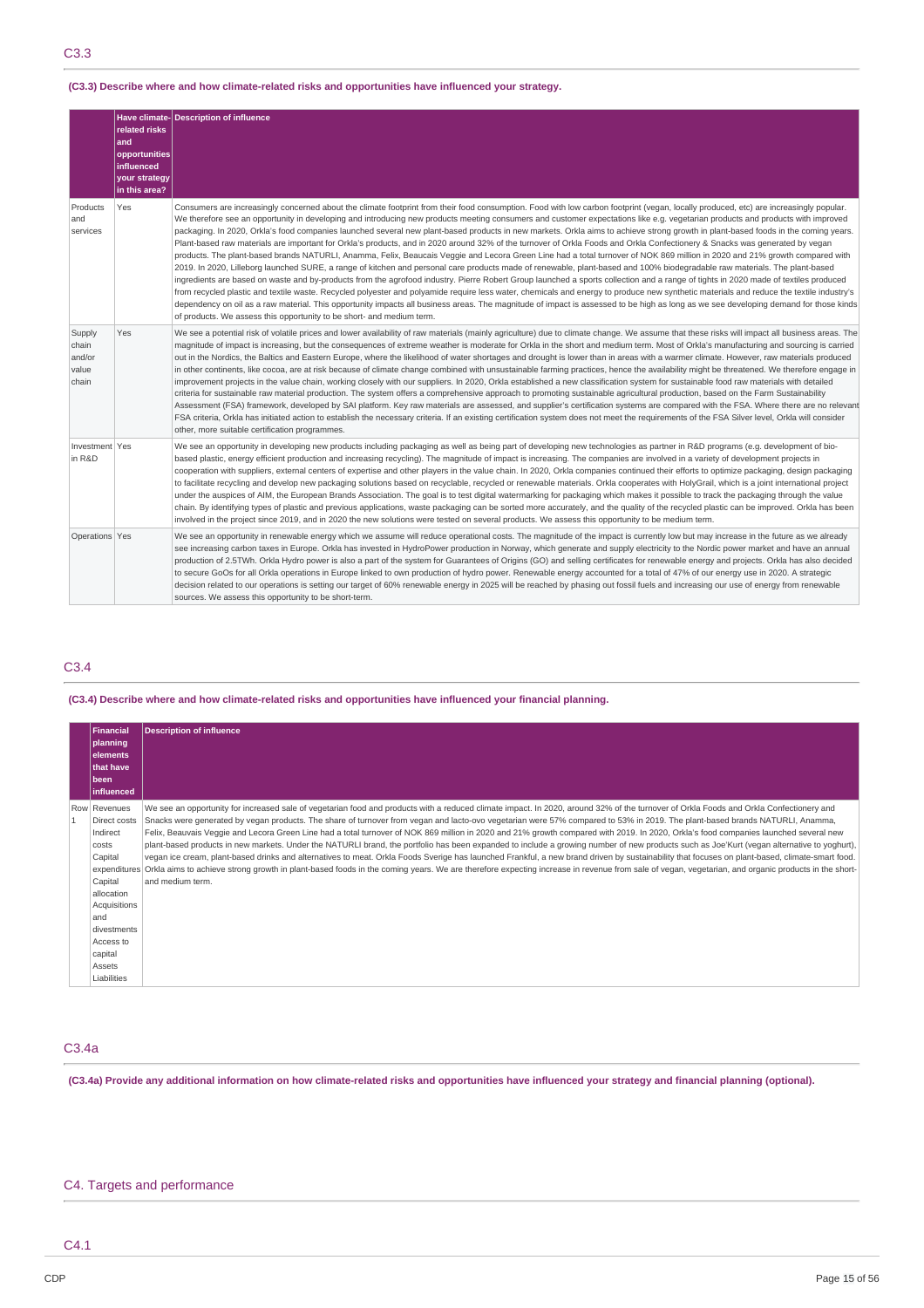## C3.3

**(C3.3) Describe where and how climate-related risks and opportunities have influenced your strategy.**

| | Have climate-related risks and opportunities influenced your strategy in this area? | Description of influence |
|---|---|---|
| Products and services | Yes | Consumers are increasingly concerned about the climate footprint from their food consumption. Food with low carbon footprint (vegan, locally produced, etc) are increasingly popular. We therefore see an opportunity in developing and introducing new products meeting consumers and customer expectations like e.g. vegetarian products and products with improved packaging. In 2020, Orkla's food companies launched several new plant-based products in new markets. Orkla aims to achieve strong growth in plant-based foods in the coming years. Plant-based raw materials are important for Orkla's products, and in 2020 around 32% of the turnover of Orkla Foods and Orkla Confectionery & Snacks was generated by vegan products. The plant-based brands NATURLI, Anamma, Felix, Beaucais Veggie and Lecora Green Line had a total turnover of NOK 869 million in 2020 and 21% growth compared with 2019. In 2020, Lilleborg launched SURE, a range of kitchen and personal care products made of renewable, plant-based and 100% biodegradable raw materials. The plant-based ingredients are based on waste and by-products from the agrofood industry. Pierre Robert Group launched a sports collection and a range of tights in 2020 made of textiles produced from recycled plastic and textile waste. Recycled polyester and polyamide require less water, chemicals and energy to produce new synthetic materials and reduce the textile industry's dependency on oil as a raw material. This opportunity impacts all business areas. The magnitude of impact is assessed to be high as long as we see developing demand for those kinds of products. We assess this opportunity to be short- and medium term. |
| Supply chain and/or value chain | Yes | We see a potential risk of volatile prices and lower availability of raw materials (mainly agriculture) due to climate change. We assume that these risks will impact all business areas. The magnitude of impact is increasing, but the consequences of extreme weather is moderate for Orkla in the short and medium term. Most of Orkla's manufacturing and sourcing is carried out in the Nordics, the Baltics and Eastern Europe, where the likelihood of water shortages and drought is lower than in areas with a warmer climate. However, raw materials produced in other continents, like cocoa, are at risk because of climate change combined with unsustainable farming practices, hence the availability might be threatened. We therefore engage in improvement projects in the value chain, working closely with our suppliers. In 2020, Orkla established a new classification system for sustainable food raw materials with detailed criteria for sustainable raw material production. The system offers a comprehensive approach to promoting sustainable agricultural production, based on the Farm Sustainability Assessment (FSA) framework, developed by SAI platform. Key raw materials are assessed, and supplier's certification systems are compared with the FSA. Where there are no relevant FSA criteria, Orkla has initiated action to establish the necessary criteria. If an existing certification system does not meet the requirements of the FSA Silver level, Orkla will consider other, more suitable certification programmes. |
| Investment in R&D | Yes | We see an opportunity in developing new products including packaging as well as being part of developing new technologies as partner in R&D programs (e.g. development of bio-based plastic, energy efficient production and increasing recycling). The magnitude of impact is increasing. The companies are involved in a variety of development projects in cooperation with suppliers, external centers of expertise and other players in the value chain. In 2020, Orkla companies continued their efforts to optimize packaging, design packaging to facilitate recycling and develop new packaging solutions based on recyclable, recycled or renewable materials. Orkla cooperates with HolyGrail, which is a joint international project under the auspices of AIM, the European Brands Association. The goal is to test digital watermarking for packaging which makes it possible to track the packaging through the value chain. By identifying types of plastic and previous applications, waste packaging can be sorted more accurately, and the quality of the recycled plastic can be improved. Orkla has been involved in the project since 2019, and in 2020 the new solutions were tested on several products. We assess this opportunity to be medium term. |
| Operations | Yes | We see an opportunity in renewable energy which we assume will reduce operational costs. The magnitude of the impact is currently low but may increase in the future as we already see increasing carbon taxes in Europe. Orkla has invested in HydroPower production in Norway, which generate and supply electricity to the Nordic power market and have an annual production of 2.5TWh. Orkla Hydro power is also a part of the system for Guarantees of Origins (GO) and selling certificates for renewable energy and projects. Orkla has also decided to secure GoOs for all Orkla operations in Europe linked to own production of hydro power. Renewable energy accounted for a total of 47% of our energy use in 2020. A strategic decision related to our operations is setting our target of 60% renewable energy in 2025 will be reached by phasing out fossil fuels and increasing our use of energy from renewable sources. We assess this opportunity to be short-term. |

## C3.4

**(C3.4) Describe where and how climate-related risks and opportunities have influenced your financial planning.**

| | Financial planning elements that have been influenced | Description of influence |
|---|---|---|
| Row 1 | Revenues<br>Direct costs<br>Indirect costs<br>Capital expenditures<br>Capital allocation<br>Acquisitions and divestments<br>Access to capital<br>Assets<br>Liabilities | We see an opportunity for increased sale of vegetarian food and products with a reduced climate impact. In 2020, around 32% of the turnover of Orkla Foods and Orkla Confectionery and Snacks were generated by vegan products. The share of turnover from vegan and lacto-ovo vegetarian were 57% compared to 53% in 2019. The plant-based brands NATURLI, Anamma, Felix, Beauvais Veggie and Lecora Green Line had a total turnover of NOK 869 million in 2020 and 21% growth compared with 2019. In 2020, Orkla's food companies launched several new plant-based products in new markets. Under the NATURLI brand, the portfolio has been expanded to include a growing number of new products such as Joe'Kurt (vegan alternative to yoghurt), vegan ice cream, plant-based drinks and alternatives to meat. Orkla Foods Sverige has launched Frankful, a new brand driven by sustainability that focuses on plant-based, climate-smart food. Orkla aims to achieve strong growth in plant-based foods in the coming years. We are therefore expecting increase in revenue from sale of vegan, vegetarian, and organic products in the short- and medium term. |

## C3.4a

**(C3.4a) Provide any additional information on how climate-related risks and opportunities have influenced your strategy and financial planning (optional).**

# C4. Targets and performance

## C4.1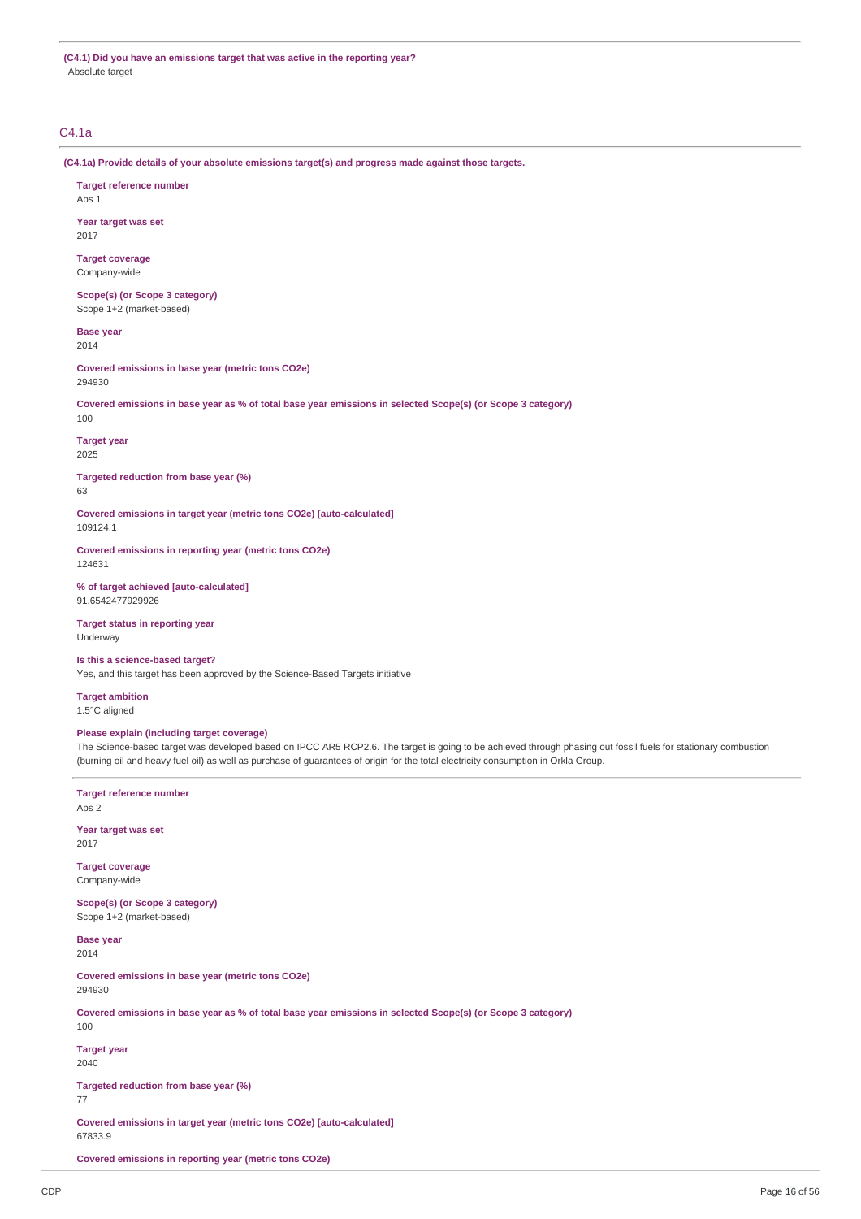**(C4.1) Did you have an emissions target that was active in the reporting year?**

Absolute target

## C4.1a

**(C4.1a) Provide details of your absolute emissions target(s) and progress made against those targets.**

**Target reference number**

Abs 1

**Year target was set**

2017

**Target coverage**

Company-wide

**Scope(s) (or Scope 3 category)**

Scope 1+2 (market-based)

**Base year**

2014

**Covered emissions in base year (metric tons CO2e)**

294930

**Covered emissions in base year as % of total base year emissions in selected Scope(s) (or Scope 3 category)**

100

**Target year**

2025

**Targeted reduction from base year (%)**

63

**Covered emissions in target year (metric tons CO2e) [auto-calculated]**

109124.1

**Covered emissions in reporting year (metric tons CO2e)**

124631

**% of target achieved [auto-calculated]**

91.6542477929926

**Target status in reporting year**

Underway

**Is this a science-based target?**

Yes, and this target has been approved by the Science-Based Targets initiative

**Target ambition**

1.5°C aligned

**Please explain (including target coverage)**

The Science-based target was developed based on IPCC AR5 RCP2.6. The target is going to be achieved through phasing out fossil fuels for stationary combustion (burning oil and heavy fuel oil) as well as purchase of guarantees of origin for the total electricity consumption in Orkla Group.

---

**Target reference number**

Abs 2

**Year target was set**

2017

**Target coverage**

Company-wide

**Scope(s) (or Scope 3 category)**

Scope 1+2 (market-based)

**Base year**

2014

**Covered emissions in base year (metric tons CO2e)**

294930

**Covered emissions in base year as % of total base year emissions in selected Scope(s) (or Scope 3 category)**

100

**Target year**

2040

**Targeted reduction from base year (%)**

77

**Covered emissions in target year (metric tons CO2e) [auto-calculated]**

67833.9

**Covered emissions in reporting year (metric tons CO2e)**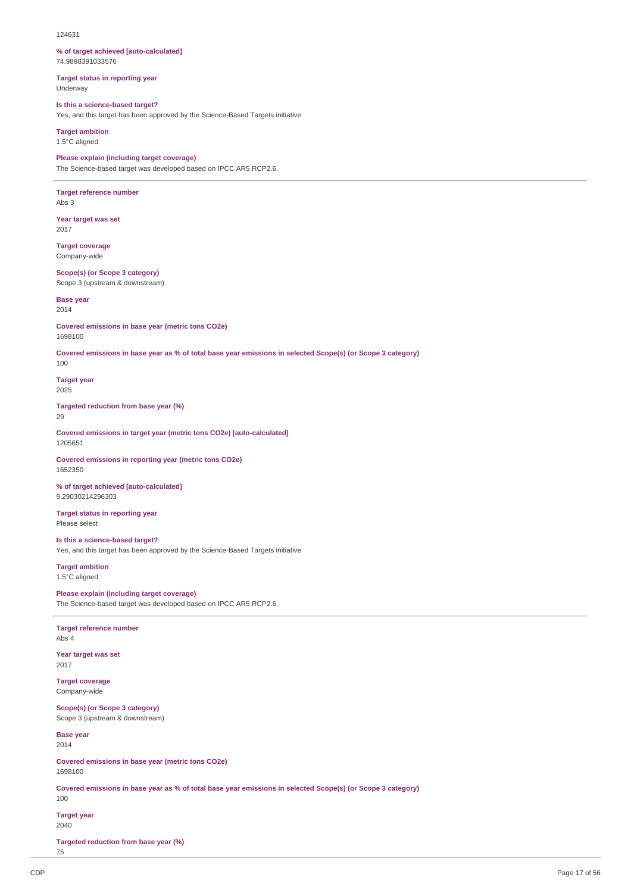124631

**% of target achieved [auto-calculated]**
74.9898391033576

**Target status in reporting year**
Underway

**Is this a science-based target?**
Yes, and this target has been approved by the Science-Based Targets initiative

**Target ambition**
1.5°C aligned

**Please explain (including target coverage)**
The Science-based target was developed based on IPCC AR5 RCP2.6.

---

**Target reference number**
Abs 3

**Year target was set**
2017

**Target coverage**
Company-wide

**Scope(s) (or Scope 3 category)**
Scope 3 (upstream & downstream)

**Base year**
2014

**Covered emissions in base year (metric tons CO2e)**
1698100

**Covered emissions in base year as % of total base year emissions in selected Scope(s) (or Scope 3 category)**
100

**Target year**
2025

**Targeted reduction from base year (%)**
29

**Covered emissions in target year (metric tons CO2e) [auto-calculated]**
1205651

**Covered emissions in reporting year (metric tons CO2e)**
1652350

**% of target achieved [auto-calculated]**
9.29030214296303

**Target status in reporting year**
Please select

**Is this a science-based target?**
Yes, and this target has been approved by the Science-Based Targets initiative

**Target ambition**
1.5°C aligned

**Please explain (including target coverage)**
The Science-based target was developed based on IPCC AR5 RCP2.6.

---

**Target reference number**
Abs 4

**Year target was set**
2017

**Target coverage**
Company-wide

**Scope(s) (or Scope 3 category)**
Scope 3 (upstream & downstream)

**Base year**
2014

**Covered emissions in base year (metric tons CO2e)**
1698100

**Covered emissions in base year as % of total base year emissions in selected Scope(s) (or Scope 3 category)**
100

**Target year**
2040

**Targeted reduction from base year (%)**
75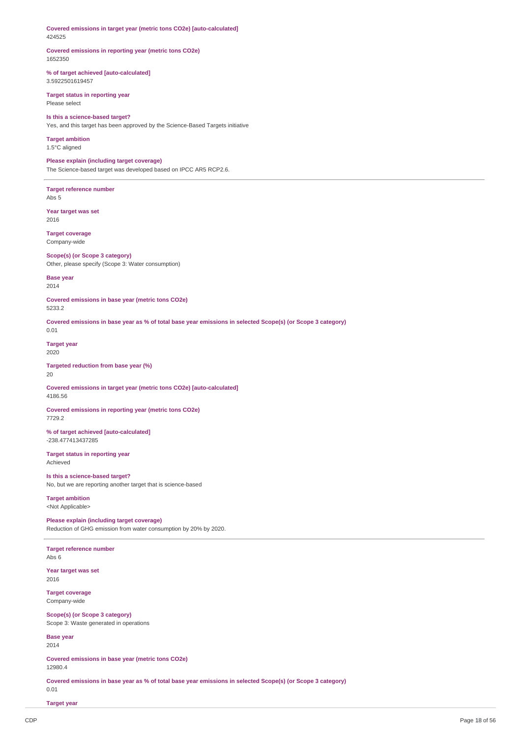**Covered emissions in target year (metric tons CO2e) [auto-calculated]**
424525

**Covered emissions in reporting year (metric tons CO2e)**
1652350

**% of target achieved [auto-calculated]**
3.5922501619457

**Target status in reporting year**
Please select

**Is this a science-based target?**
Yes, and this target has been approved by the Science-Based Targets initiative

**Target ambition**
1.5°C aligned

**Please explain (including target coverage)**
The Science-based target was developed based on IPCC AR5 RCP2.6.

---

**Target reference number**
Abs 5

**Year target was set**
2016

**Target coverage**
Company-wide

**Scope(s) (or Scope 3 category)**
Other, please specify (Scope 3: Water consumption)

**Base year**
2014

**Covered emissions in base year (metric tons CO2e)**
5233.2

**Covered emissions in base year as % of total base year emissions in selected Scope(s) (or Scope 3 category)**
0.01

**Target year**
2020

**Targeted reduction from base year (%)**
20

**Covered emissions in target year (metric tons CO2e) [auto-calculated]**
4186.56

**Covered emissions in reporting year (metric tons CO2e)**
7729.2

**% of target achieved [auto-calculated]**
-238.477413437285

**Target status in reporting year**
Achieved

**Is this a science-based target?**
No, but we are reporting another target that is science-based

**Target ambition**
<Not Applicable>

**Please explain (including target coverage)**
Reduction of GHG emission from water consumption by 20% by 2020.

---

**Target reference number**
Abs 6

**Year target was set**
2016

**Target coverage**
Company-wide

**Scope(s) (or Scope 3 category)**
Scope 3: Waste generated in operations

**Base year**
2014

**Covered emissions in base year (metric tons CO2e)**
12980.4

**Covered emissions in base year as % of total base year emissions in selected Scope(s) (or Scope 3 category)**
0.01

**Target year**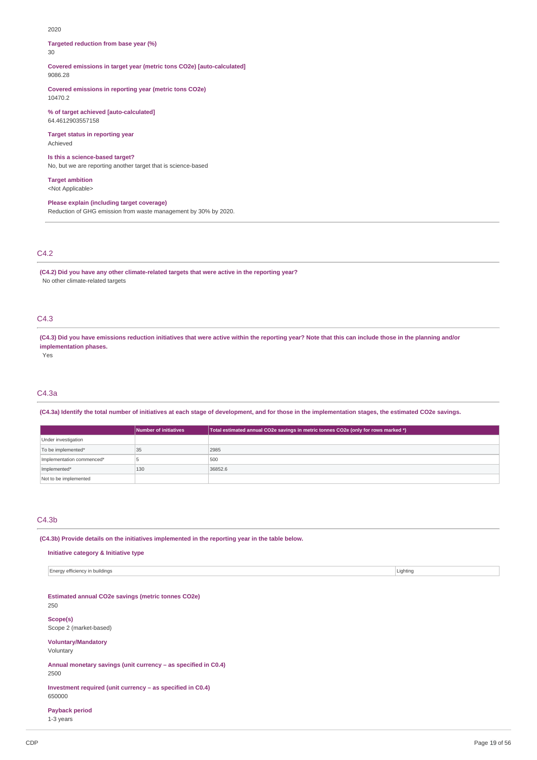2020

**Targeted reduction from base year (%)**
30

**Covered emissions in target year (metric tons CO2e) [auto-calculated]**
9086.28

**Covered emissions in reporting year (metric tons CO2e)**
10470.2

**% of target achieved [auto-calculated]**
64.4612903557158

**Target status in reporting year**
Achieved

**Is this a science-based target?**
No, but we are reporting another target that is science-based

**Target ambition**
<Not Applicable>

**Please explain (including target coverage)**
Reduction of GHG emission from waste management by 30% by 2020.

## C4.2

**(C4.2) Did you have any other climate-related targets that were active in the reporting year?**
No other climate-related targets

## C4.3

**(C4.3) Did you have emissions reduction initiatives that were active within the reporting year? Note that this can include those in the planning and/or implementation phases.**
Yes

## C4.3a

**(C4.3a) Identify the total number of initiatives at each stage of development, and for those in the implementation stages, the estimated CO2e savings.**

| | Number of initiatives | Total estimated annual CO2e savings in metric tonnes CO2e (only for rows marked *) |
|---|---|---|
| Under investigation | | |
| To be implemented* | 35 | 2985 |
| Implementation commenced* | 5 | 500 |
| Implemented* | 130 | 36852.6 |
| Not to be implemented | | |

## C4.3b

**(C4.3b) Provide details on the initiatives implemented in the reporting year in the table below.**

**Initiative category & Initiative type**

| | |
|---|---|
| Energy efficiency in buildings | Lighting |

**Estimated annual CO2e savings (metric tonnes CO2e)**
250

**Scope(s)**
Scope 2 (market-based)

**Voluntary/Mandatory**
Voluntary

**Annual monetary savings (unit currency – as specified in C0.4)**
2500

**Investment required (unit currency – as specified in C0.4)**
650000

**Payback period**
1-3 years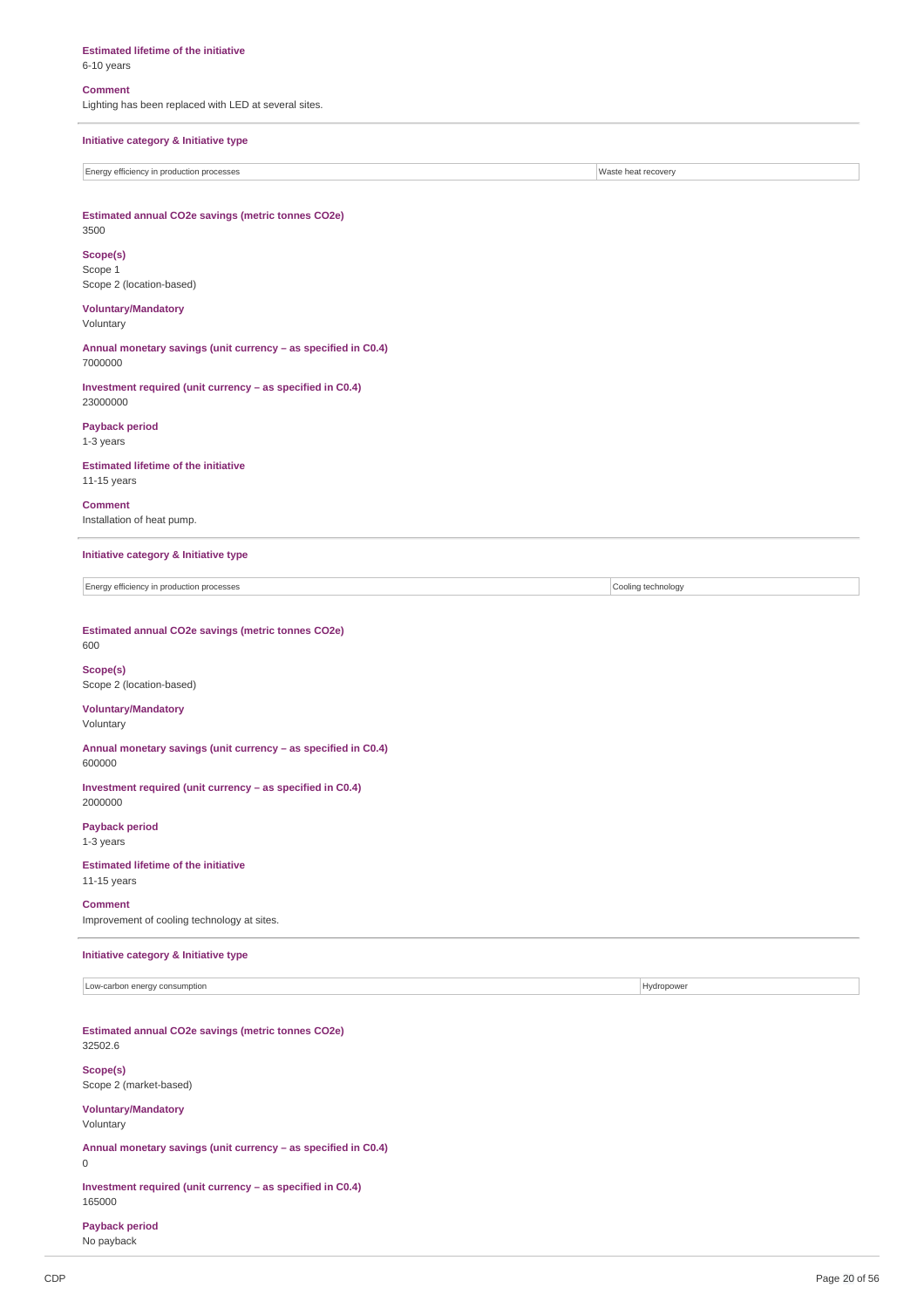**Estimated lifetime of the initiative**
6-10 years

**Comment**
Lighting has been replaced with LED at several sites.

---

**Initiative category & Initiative type**

| Energy efficiency in production processes | Waste heat recovery |
|---|---|

**Estimated annual CO2e savings (metric tonnes CO2e)**
3500

**Scope(s)**
Scope 1
Scope 2 (location-based)

**Voluntary/Mandatory**
Voluntary

**Annual monetary savings (unit currency – as specified in C0.4)**
7000000

**Investment required (unit currency – as specified in C0.4)**
23000000

**Payback period**
1-3 years

**Estimated lifetime of the initiative**
11-15 years

**Comment**
Installation of heat pump.

---

**Initiative category & Initiative type**

| Energy efficiency in production processes | Cooling technology |
|---|---|

**Estimated annual CO2e savings (metric tonnes CO2e)**
600

**Scope(s)**
Scope 2 (location-based)

**Voluntary/Mandatory**
Voluntary

**Annual monetary savings (unit currency – as specified in C0.4)**
600000

**Investment required (unit currency – as specified in C0.4)**
2000000

**Payback period**
1-3 years

**Estimated lifetime of the initiative**
11-15 years

**Comment**
Improvement of cooling technology at sites.

---

**Initiative category & Initiative type**

| Low-carbon energy consumption | Hydropower |
|---|---|

**Estimated annual CO2e savings (metric tonnes CO2e)**
32502.6

**Scope(s)**
Scope 2 (market-based)

**Voluntary/Mandatory**
Voluntary

**Annual monetary savings (unit currency – as specified in C0.4)**
0

**Investment required (unit currency – as specified in C0.4)**
165000

**Payback period**
No payback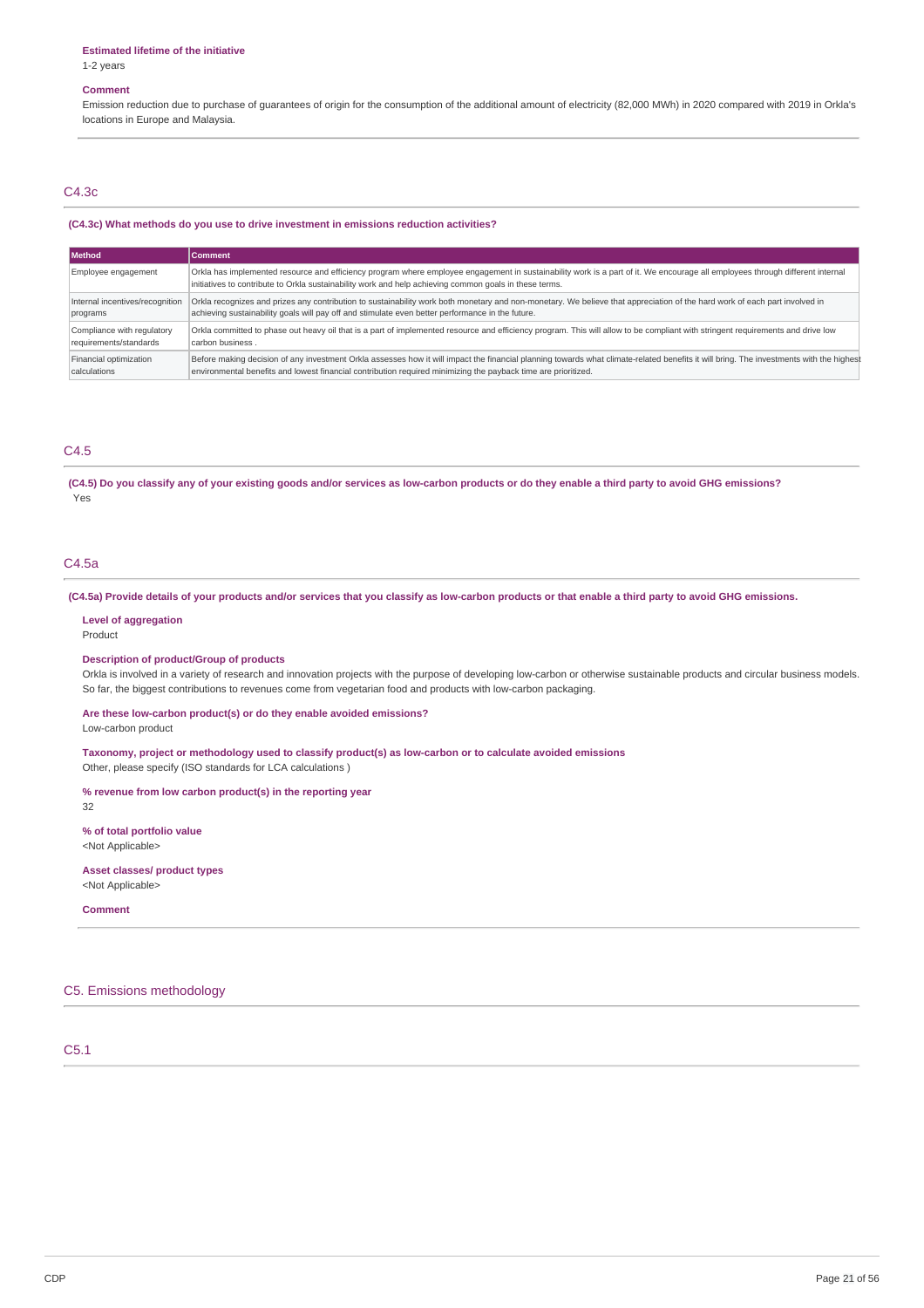**Estimated lifetime of the initiative**

1-2 years

**Comment**

Emission reduction due to purchase of guarantees of origin for the consumption of the additional amount of electricity (82,000 MWh) in 2020 compared with 2019 in Orkla's locations in Europe and Malaysia.

## C4.3c

**(C4.3c) What methods do you use to drive investment in emissions reduction activities?**

| Method | Comment |
| --- | --- |
| Employee engagement | Orkla has implemented resource and efficiency program where employee engagement in sustainability work is a part of it. We encourage all employees through different internal initiatives to contribute to Orkla sustainability work and help achieving common goals in these terms. |
| Internal incentives/recognition programs | Orkla recognizes and prizes any contribution to sustainability work both monetary and non-monetary. We believe that appreciation of the hard work of each part involved in achieving sustainability goals will pay off and stimulate even better performance in the future. |
| Compliance with regulatory requirements/standards | Orkla committed to phase out heavy oil that is a part of implemented resource and efficiency program. This will allow to be compliant with stringent requirements and drive low carbon business . |
| Financial optimization calculations | Before making decision of any investment Orkla assesses how it will impact the financial planning towards what climate-related benefits it will bring. The investments with the highest environmental benefits and lowest financial contribution required minimizing the payback time are prioritized. |

## C4.5

**(C4.5) Do you classify any of your existing goods and/or services as low-carbon products or do they enable a third party to avoid GHG emissions?**

Yes

## C4.5a

**(C4.5a) Provide details of your products and/or services that you classify as low-carbon products or that enable a third party to avoid GHG emissions.**

**Level of aggregation**

Product

**Description of product/Group of products**

Orkla is involved in a variety of research and innovation projects with the purpose of developing low-carbon or otherwise sustainable products and circular business models. So far, the biggest contributions to revenues come from vegetarian food and products with low-carbon packaging.

**Are these low-carbon product(s) or do they enable avoided emissions?**

Low-carbon product

**Taxonomy, project or methodology used to classify product(s) as low-carbon or to calculate avoided emissions**

Other, please specify (ISO standards for LCA calculations )

**% revenue from low carbon product(s) in the reporting year**

32

**% of total portfolio value**

<Not Applicable>

**Asset classes/ product types**

<Not Applicable>

**Comment**

# C5. Emissions methodology

## C5.1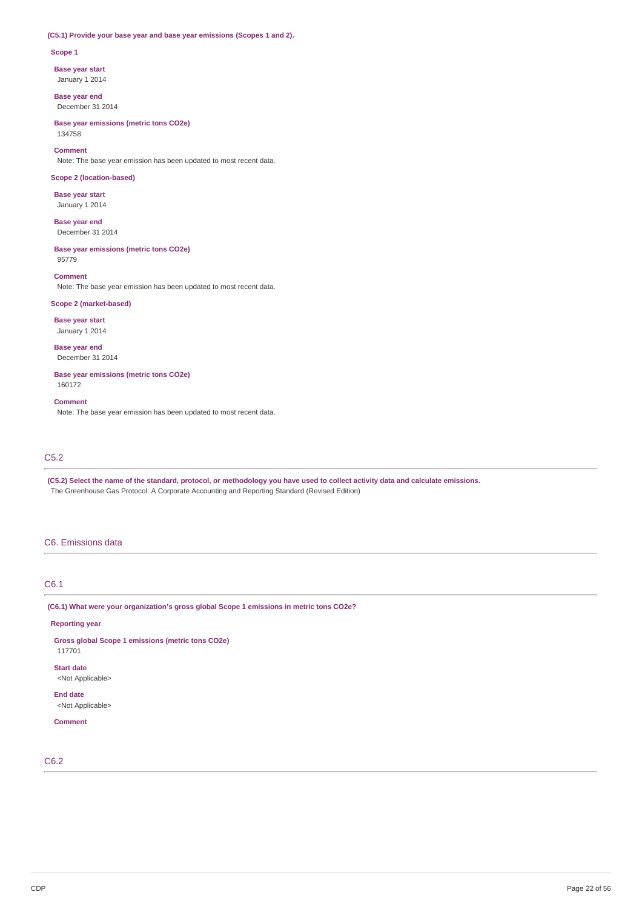**(C5.1) Provide your base year and base year emissions (Scopes 1 and 2).**

**Scope 1**

**Base year start**
January 1 2014

**Base year end**
December 31 2014

**Base year emissions (metric tons CO2e)**
134758

**Comment**
Note: The base year emission has been updated to most recent data.

**Scope 2 (location-based)**

**Base year start**
January 1 2014

**Base year end**
December 31 2014

**Base year emissions (metric tons CO2e)**
95779

**Comment**
Note: The base year emission has been updated to most recent data.

**Scope 2 (market-based)**

**Base year start**
January 1 2014

**Base year end**
December 31 2014

**Base year emissions (metric tons CO2e)**
160172

**Comment**
Note: The base year emission has been updated to most recent data.

## C5.2

**(C5.2) Select the name of the standard, protocol, or methodology you have used to collect activity data and calculate emissions.**
The Greenhouse Gas Protocol: A Corporate Accounting and Reporting Standard (Revised Edition)

# C6. Emissions data

## C6.1

**(C6.1) What were your organization's gross global Scope 1 emissions in metric tons CO2e?**

**Reporting year**

**Gross global Scope 1 emissions (metric tons CO2e)**
117701

**Start date**
<Not Applicable>

**End date**
<Not Applicable>

**Comment**

## C6.2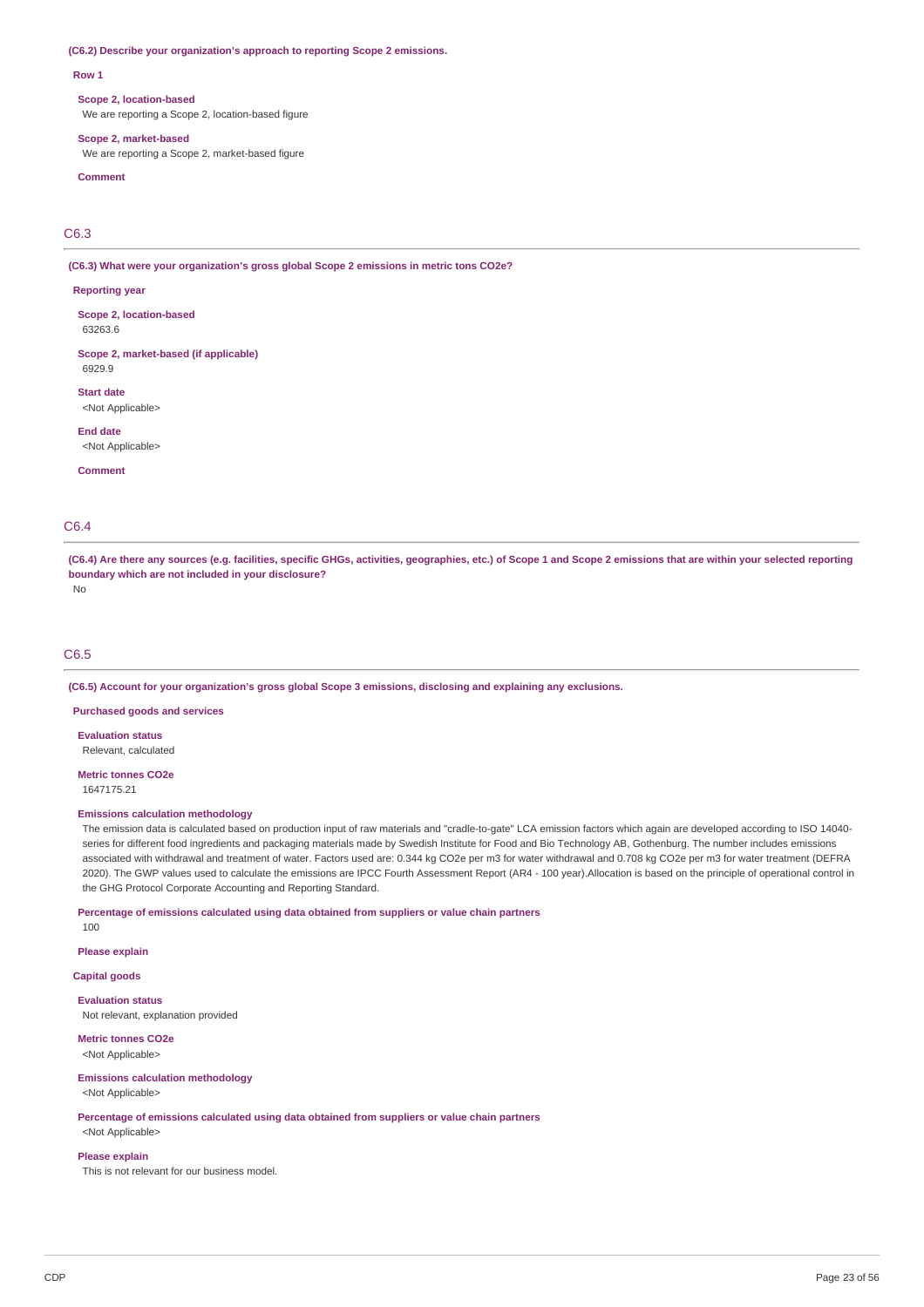**(C6.2) Describe your organization's approach to reporting Scope 2 emissions.**

**Row 1**

**Scope 2, location-based**
We are reporting a Scope 2, location-based figure

**Scope 2, market-based**
We are reporting a Scope 2, market-based figure

**Comment**

## C6.3

**(C6.3) What were your organization's gross global Scope 2 emissions in metric tons CO2e?**

**Reporting year**

**Scope 2, location-based**
63263.6

**Scope 2, market-based (if applicable)**
6929.9

**Start date**
<Not Applicable>

**End date**
<Not Applicable>

**Comment**

## C6.4

**(C6.4) Are there any sources (e.g. facilities, specific GHGs, activities, geographies, etc.) of Scope 1 and Scope 2 emissions that are within your selected reporting boundary which are not included in your disclosure?**
No

## C6.5

**(C6.5) Account for your organization's gross global Scope 3 emissions, disclosing and explaining any exclusions.**

**Purchased goods and services**

**Evaluation status**
Relevant, calculated

**Metric tonnes CO2e**
1647175.21

**Emissions calculation methodology**
The emission data is calculated based on production input of raw materials and "cradle-to-gate" LCA emission factors which again are developed according to ISO 14040-series for different food ingredients and packaging materials made by Swedish Institute for Food and Bio Technology AB, Gothenburg. The number includes emissions associated with withdrawal and treatment of water. Factors used are: 0.344 kg CO2e per m3 for water withdrawal and 0.708 kg CO2e per m3 for water treatment (DEFRA 2020). The GWP values used to calculate the emissions are IPCC Fourth Assessment Report (AR4 - 100 year).Allocation is based on the principle of operational control in the GHG Protocol Corporate Accounting and Reporting Standard.

**Percentage of emissions calculated using data obtained from suppliers or value chain partners**
100

**Please explain**

**Capital goods**

**Evaluation status**
Not relevant, explanation provided

**Metric tonnes CO2e**
<Not Applicable>

**Emissions calculation methodology**
<Not Applicable>

**Percentage of emissions calculated using data obtained from suppliers or value chain partners**
<Not Applicable>

**Please explain**
This is not relevant for our business model.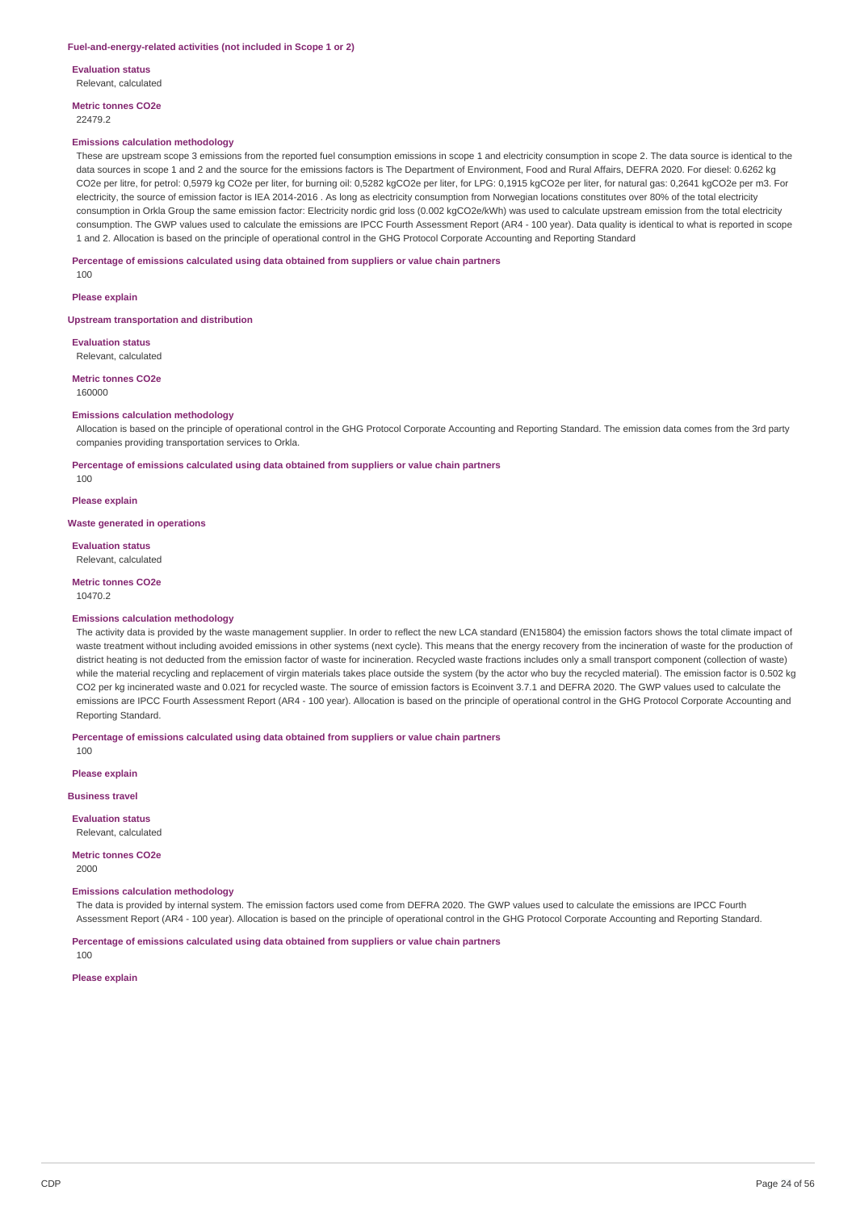**Fuel-and-energy-related activities (not included in Scope 1 or 2)**

**Evaluation status**
Relevant, calculated

**Metric tonnes CO2e**
22479.2

**Emissions calculation methodology**
These are upstream scope 3 emissions from the reported fuel consumption emissions in scope 1 and electricity consumption in scope 2. The data source is identical to the data sources in scope 1 and 2 and the source for the emissions factors is The Department of Environment, Food and Rural Affairs, DEFRA 2020. For diesel: 0.6262 kg CO2e per litre, for petrol: 0,5979 kg CO2e per liter, for burning oil: 0,5282 kgCO2e per liter, for LPG: 0,1915 kgCO2e per liter, for natural gas: 0,2641 kgCO2e per m3. For electricity, the source of emission factor is IEA 2014-2016 . As long as electricity consumption from Norwegian locations constitutes over 80% of the total electricity consumption in Orkla Group the same emission factor: Electricity nordic grid loss (0.002 kgCO2e/kWh) was used to calculate upstream emission from the total electricity consumption. The GWP values used to calculate the emissions are IPCC Fourth Assessment Report (AR4 - 100 year). Data quality is identical to what is reported in scope 1 and 2. Allocation is based on the principle of operational control in the GHG Protocol Corporate Accounting and Reporting Standard

**Percentage of emissions calculated using data obtained from suppliers or value chain partners**
100

**Please explain**

**Upstream transportation and distribution**

**Evaluation status**
Relevant, calculated

**Metric tonnes CO2e**
160000

**Emissions calculation methodology**
Allocation is based on the principle of operational control in the GHG Protocol Corporate Accounting and Reporting Standard. The emission data comes from the 3rd party companies providing transportation services to Orkla.

**Percentage of emissions calculated using data obtained from suppliers or value chain partners**
100

**Please explain**

**Waste generated in operations**

**Evaluation status**
Relevant, calculated

**Metric tonnes CO2e**
10470.2

**Emissions calculation methodology**
The activity data is provided by the waste management supplier. In order to reflect the new LCA standard (EN15804) the emission factors shows the total climate impact of waste treatment without including avoided emissions in other systems (next cycle). This means that the energy recovery from the incineration of waste for the production of district heating is not deducted from the emission factor of waste for incineration. Recycled waste fractions includes only a small transport component (collection of waste) while the material recycling and replacement of virgin materials takes place outside the system (by the actor who buy the recycled material). The emission factor is 0.502 kg CO2 per kg incinerated waste and 0.021 for recycled waste. The source of emission factors is Ecoinvent 3.7.1 and DEFRA 2020. The GWP values used to calculate the emissions are IPCC Fourth Assessment Report (AR4 - 100 year). Allocation is based on the principle of operational control in the GHG Protocol Corporate Accounting and Reporting Standard.

**Percentage of emissions calculated using data obtained from suppliers or value chain partners**
100

**Please explain**

**Business travel**

**Evaluation status**
Relevant, calculated

**Metric tonnes CO2e**
2000

**Emissions calculation methodology**
The data is provided by internal system. The emission factors used come from DEFRA 2020. The GWP values used to calculate the emissions are IPCC Fourth Assessment Report (AR4 - 100 year). Allocation is based on the principle of operational control in the GHG Protocol Corporate Accounting and Reporting Standard.

**Percentage of emissions calculated using data obtained from suppliers or value chain partners**
100

**Please explain**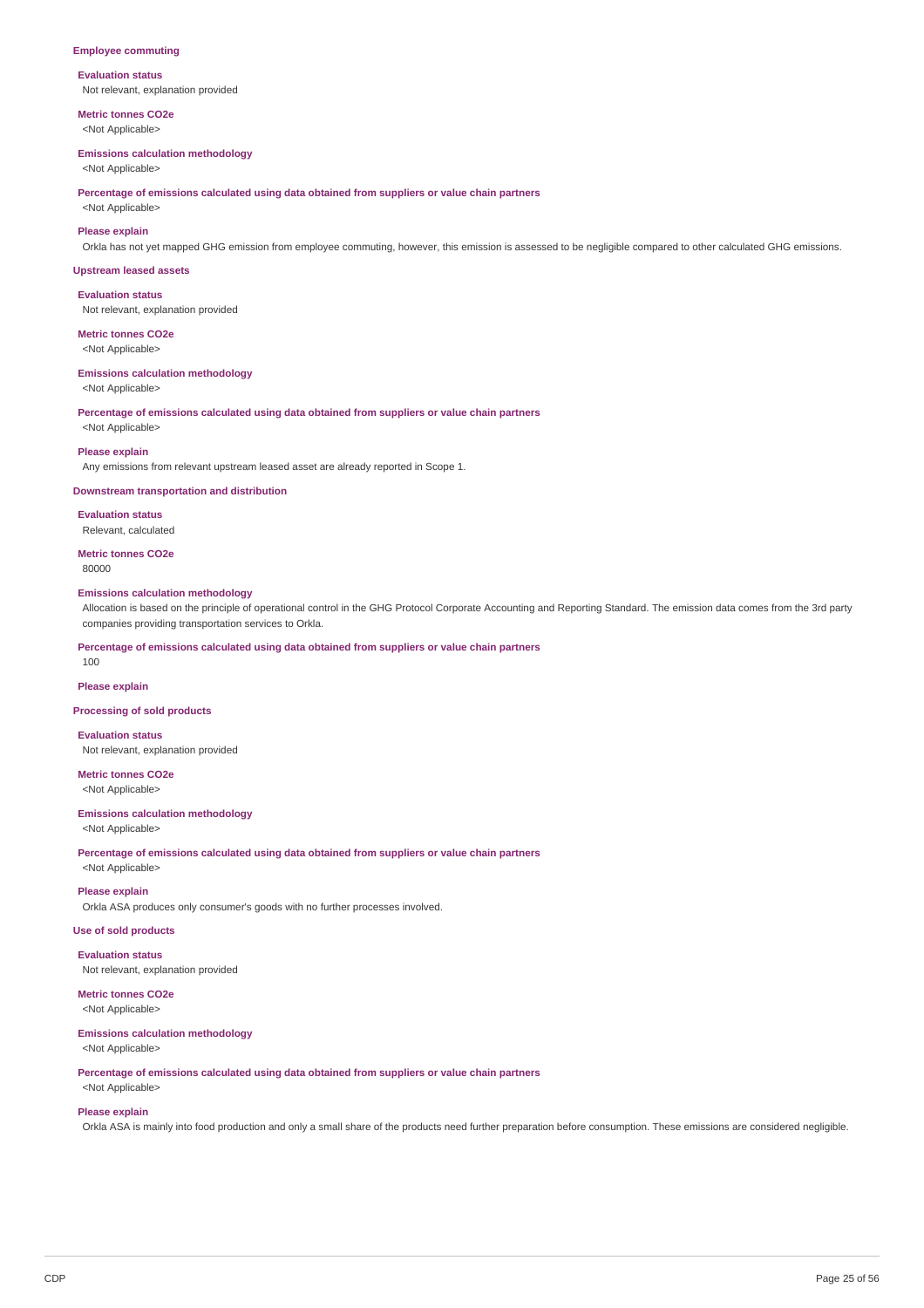### Employee commuting

**Evaluation status**
Not relevant, explanation provided

**Metric tonnes CO2e**
<Not Applicable>

**Emissions calculation methodology**
<Not Applicable>

**Percentage of emissions calculated using data obtained from suppliers or value chain partners**
<Not Applicable>

**Please explain**
Orkla has not yet mapped GHG emission from employee commuting, however, this emission is assessed to be negligible compared to other calculated GHG emissions.

### Upstream leased assets

**Evaluation status**
Not relevant, explanation provided

**Metric tonnes CO2e**
<Not Applicable>

**Emissions calculation methodology**
<Not Applicable>

**Percentage of emissions calculated using data obtained from suppliers or value chain partners**
<Not Applicable>

**Please explain**
Any emissions from relevant upstream leased asset are already reported in Scope 1.

### Downstream transportation and distribution

**Evaluation status**
Relevant, calculated

**Metric tonnes CO2e**
80000

**Emissions calculation methodology**
Allocation is based on the principle of operational control in the GHG Protocol Corporate Accounting and Reporting Standard. The emission data comes from the 3rd party companies providing transportation services to Orkla.

**Percentage of emissions calculated using data obtained from suppliers or value chain partners**
100

**Please explain**

### Processing of sold products

**Evaluation status**
Not relevant, explanation provided

**Metric tonnes CO2e**
<Not Applicable>

**Emissions calculation methodology**
<Not Applicable>

**Percentage of emissions calculated using data obtained from suppliers or value chain partners**
<Not Applicable>

**Please explain**
Orkla ASA produces only consumer's goods with no further processes involved.

### Use of sold products

**Evaluation status**
Not relevant, explanation provided

**Metric tonnes CO2e**
<Not Applicable>

**Emissions calculation methodology**
<Not Applicable>

**Percentage of emissions calculated using data obtained from suppliers or value chain partners**
<Not Applicable>

**Please explain**
Orkla ASA is mainly into food production and only a small share of the products need further preparation before consumption. These emissions are considered negligible.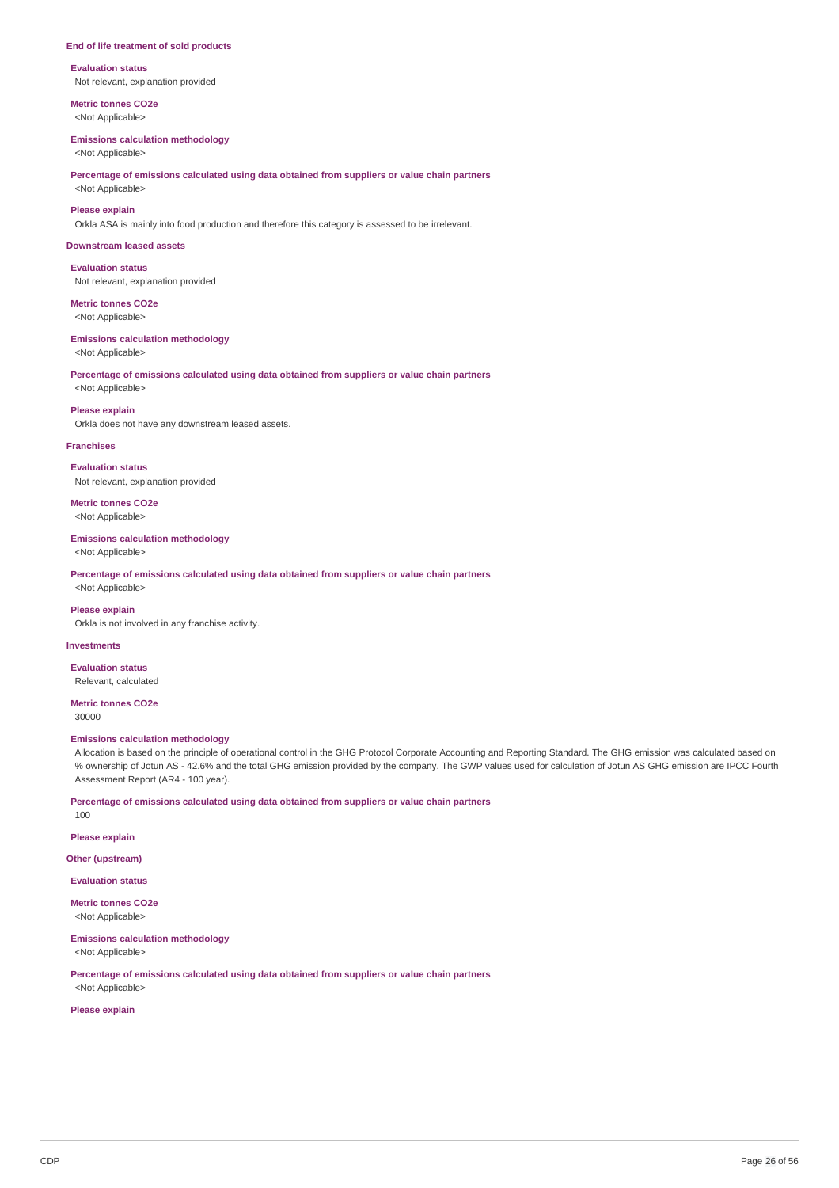### End of life treatment of sold products

**Evaluation status**
Not relevant, explanation provided

**Metric tonnes CO2e**
<Not Applicable>

**Emissions calculation methodology**
<Not Applicable>

**Percentage of emissions calculated using data obtained from suppliers or value chain partners**
<Not Applicable>

**Please explain**
Orkla ASA is mainly into food production and therefore this category is assessed to be irrelevant.

### Downstream leased assets

**Evaluation status**
Not relevant, explanation provided

**Metric tonnes CO2e**
<Not Applicable>

**Emissions calculation methodology**
<Not Applicable>

**Percentage of emissions calculated using data obtained from suppliers or value chain partners**
<Not Applicable>

**Please explain**
Orkla does not have any downstream leased assets.

### Franchises

**Evaluation status**
Not relevant, explanation provided

**Metric tonnes CO2e**
<Not Applicable>

**Emissions calculation methodology**
<Not Applicable>

**Percentage of emissions calculated using data obtained from suppliers or value chain partners**
<Not Applicable>

**Please explain**
Orkla is not involved in any franchise activity.

### Investments

**Evaluation status**
Relevant, calculated

**Metric tonnes CO2e**
30000

**Emissions calculation methodology**
Allocation is based on the principle of operational control in the GHG Protocol Corporate Accounting and Reporting Standard. The GHG emission was calculated based on % ownership of Jotun AS - 42.6% and the total GHG emission provided by the company. The GWP values used for calculation of Jotun AS GHG emission are IPCC Fourth Assessment Report (AR4 - 100 year).

**Percentage of emissions calculated using data obtained from suppliers or value chain partners**
100

**Please explain**

### Other (upstream)

**Evaluation status**

**Metric tonnes CO2e**
<Not Applicable>

**Emissions calculation methodology**
<Not Applicable>

**Percentage of emissions calculated using data obtained from suppliers or value chain partners**
<Not Applicable>

**Please explain**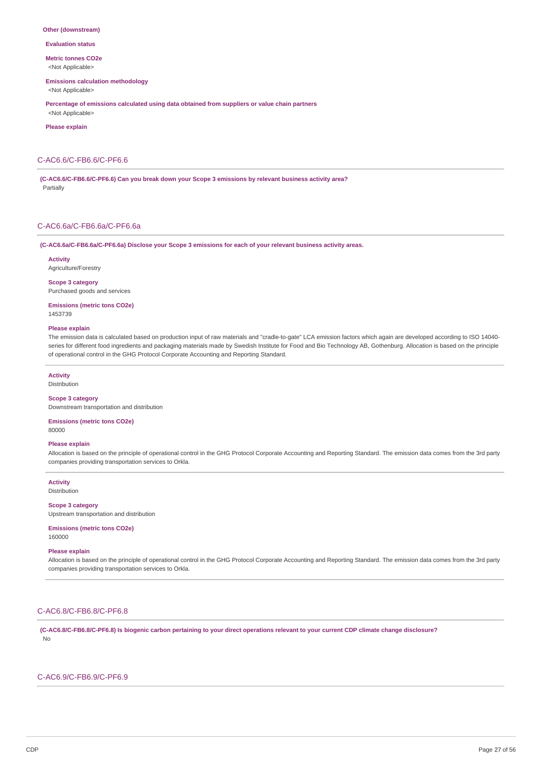**Other (downstream)**

**Evaluation status**

**Metric tonnes CO2e**
<Not Applicable>

**Emissions calculation methodology**
<Not Applicable>

**Percentage of emissions calculated using data obtained from suppliers or value chain partners**
<Not Applicable>

**Please explain**

## C-AC6.6/C-FB6.6/C-PF6.6

**(C-AC6.6/C-FB6.6/C-PF6.6) Can you break down your Scope 3 emissions by relevant business activity area?**
Partially

## C-AC6.6a/C-FB6.6a/C-PF6.6a

**(C-AC6.6a/C-FB6.6a/C-PF6.6a) Disclose your Scope 3 emissions for each of your relevant business activity areas.**

**Activity**
Agriculture/Forestry

**Scope 3 category**
Purchased goods and services

**Emissions (metric tons CO2e)**
1453739

**Please explain**
The emission data is calculated based on production input of raw materials and "cradle-to-gate" LCA emission factors which again are developed according to ISO 14040-series for different food ingredients and packaging materials made by Swedish Institute for Food and Bio Technology AB, Gothenburg. Allocation is based on the principle of operational control in the GHG Protocol Corporate Accounting and Reporting Standard.

---

**Activity**
Distribution

**Scope 3 category**
Downstream transportation and distribution

**Emissions (metric tons CO2e)**
80000

**Please explain**
Allocation is based on the principle of operational control in the GHG Protocol Corporate Accounting and Reporting Standard. The emission data comes from the 3rd party companies providing transportation services to Orkla.

---

**Activity**
Distribution

**Scope 3 category**
Upstream transportation and distribution

**Emissions (metric tons CO2e)**
160000

**Please explain**
Allocation is based on the principle of operational control in the GHG Protocol Corporate Accounting and Reporting Standard. The emission data comes from the 3rd party companies providing transportation services to Orkla.

---

## C-AC6.8/C-FB6.8/C-PF6.8

**(C-AC6.8/C-FB6.8/C-PF6.8) Is biogenic carbon pertaining to your direct operations relevant to your current CDP climate change disclosure?**
No

## C-AC6.9/C-FB6.9/C-PF6.9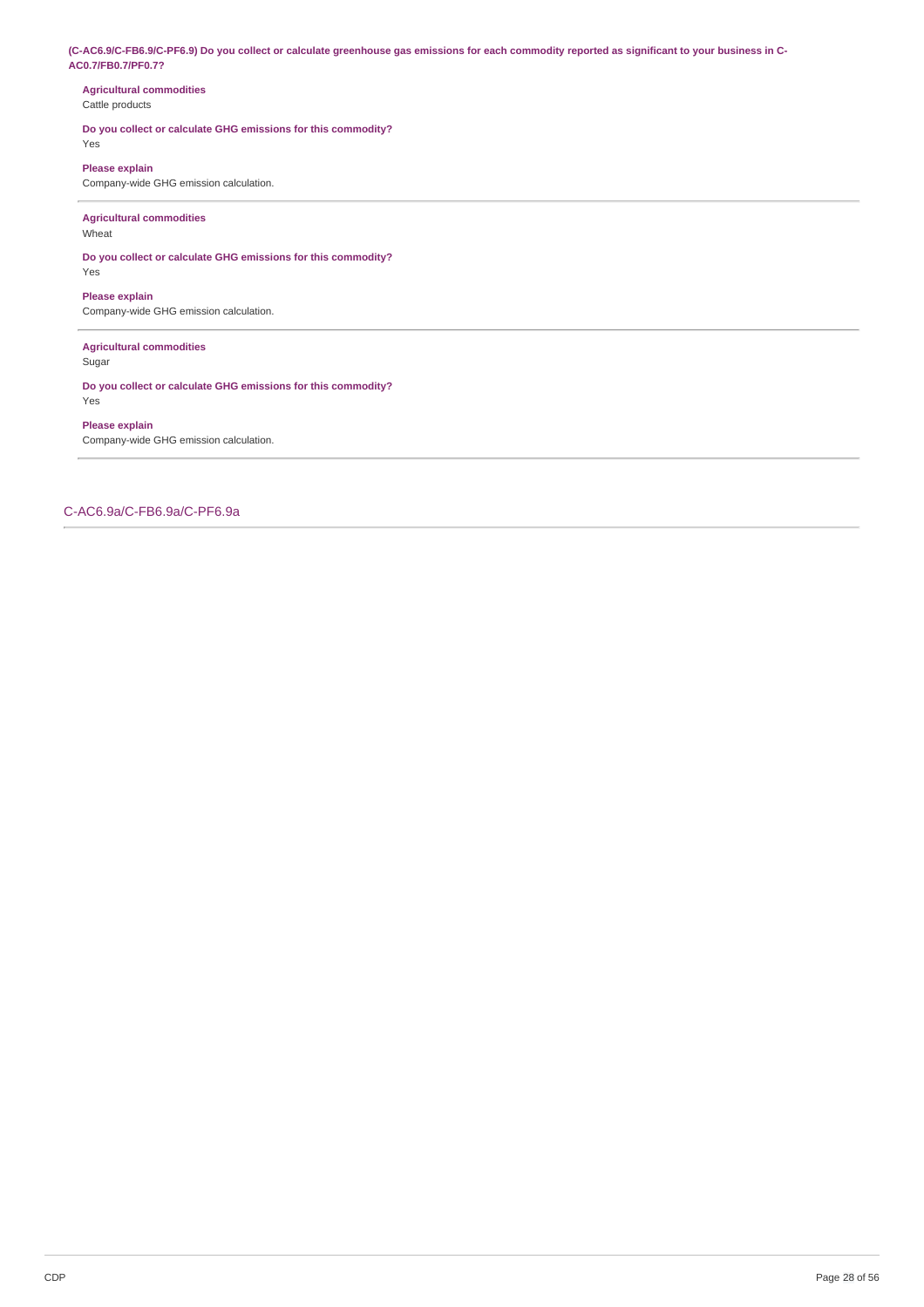**(C-AC6.9/C-FB6.9/C-PF6.9) Do you collect or calculate greenhouse gas emissions for each commodity reported as significant to your business in C-AC0.7/FB0.7/PF0.7?**

**Agricultural commodities**
Cattle products

**Do you collect or calculate GHG emissions for this commodity?**
Yes

**Please explain**
Company-wide GHG emission calculation.

---

**Agricultural commodities**
Wheat

**Do you collect or calculate GHG emissions for this commodity?**
Yes

**Please explain**
Company-wide GHG emission calculation.

---

**Agricultural commodities**
Sugar

**Do you collect or calculate GHG emissions for this commodity?**
Yes

**Please explain**
Company-wide GHG emission calculation.

---

## C-AC6.9a/C-FB6.9a/C-PF6.9a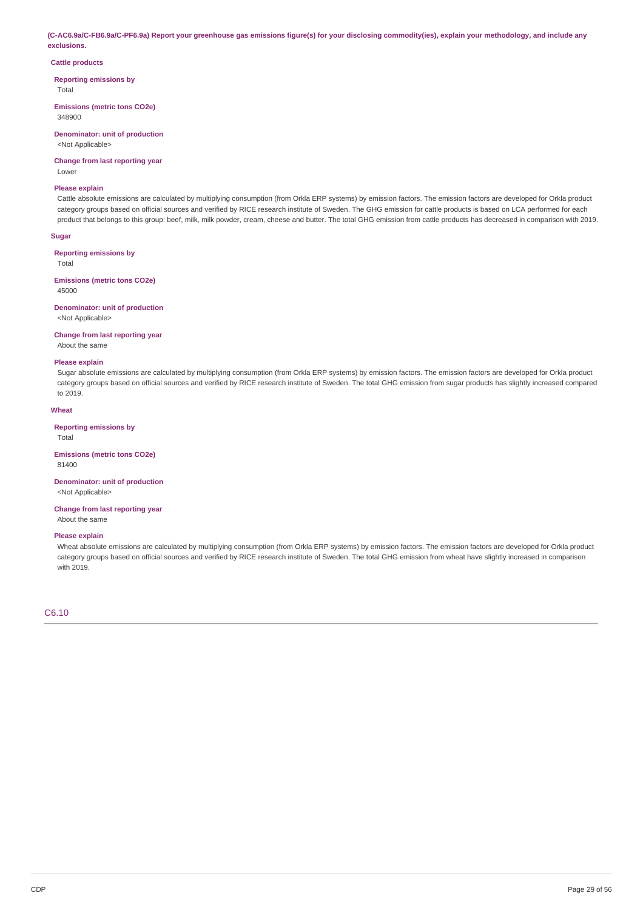**(C-AC6.9a/C-FB6.9a/C-PF6.9a) Report your greenhouse gas emissions figure(s) for your disclosing commodity(ies), explain your methodology, and include any exclusions.**

**Cattle products**

**Reporting emissions by**
Total

**Emissions (metric tons CO2e)**
348900

**Denominator: unit of production**
<Not Applicable>

**Change from last reporting year**
Lower

**Please explain**
Cattle absolute emissions are calculated by multiplying consumption (from Orkla ERP systems) by emission factors. The emission factors are developed for Orkla product category groups based on official sources and verified by RICE research institute of Sweden. The GHG emission for cattle products is based on LCA performed for each product that belongs to this group: beef, milk, milk powder, cream, cheese and butter. The total GHG emission from cattle products has decreased in comparison with 2019.

**Sugar**

**Reporting emissions by**
Total

**Emissions (metric tons CO2e)**
45000

**Denominator: unit of production**
<Not Applicable>

**Change from last reporting year**
About the same

**Please explain**
Sugar absolute emissions are calculated by multiplying consumption (from Orkla ERP systems) by emission factors. The emission factors are developed for Orkla product category groups based on official sources and verified by RICE research institute of Sweden. The total GHG emission from sugar products has slightly increased compared to 2019.

**Wheat**

**Reporting emissions by**
Total

**Emissions (metric tons CO2e)**
81400

**Denominator: unit of production**
<Not Applicable>

**Change from last reporting year**
About the same

**Please explain**
Wheat absolute emissions are calculated by multiplying consumption (from Orkla ERP systems) by emission factors. The emission factors are developed for Orkla product category groups based on official sources and verified by RICE research institute of Sweden. The total GHG emission from wheat have slightly increased in comparison with 2019.

## C6.10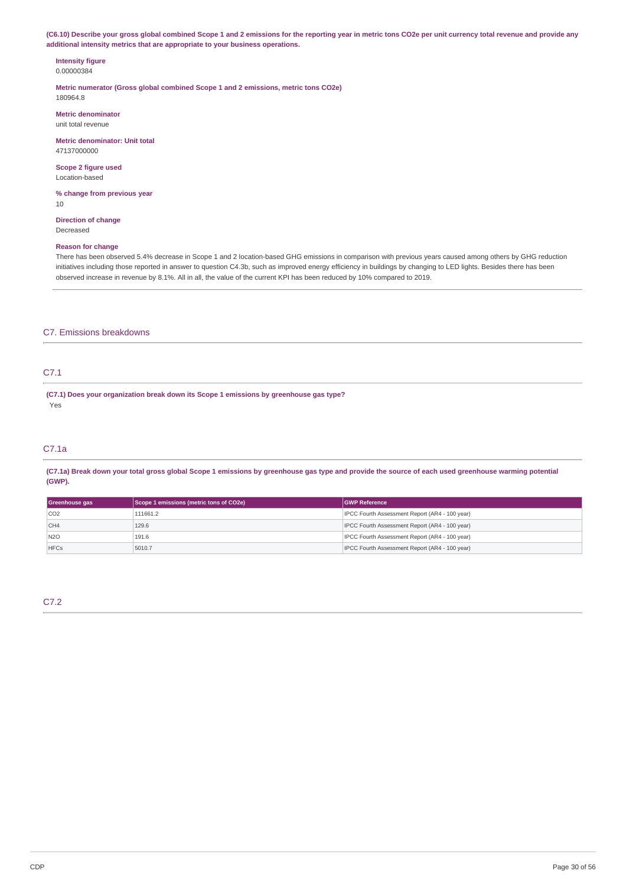**(C6.10) Describe your gross global combined Scope 1 and 2 emissions for the reporting year in metric tons CO2e per unit currency total revenue and provide any additional intensity metrics that are appropriate to your business operations.**

**Intensity figure**
0.00000384

**Metric numerator (Gross global combined Scope 1 and 2 emissions, metric tons CO2e)**
180964.8

**Metric denominator**
unit total revenue

**Metric denominator: Unit total**
47137000000

**Scope 2 figure used**
Location-based

**% change from previous year**
10

**Direction of change**
Decreased

**Reason for change**
There has been observed 5.4% decrease in Scope 1 and 2 location-based GHG emissions in comparison with previous years caused among others by GHG reduction initiatives including those reported in answer to question C4.3b, such as improved energy efficiency in buildings by changing to LED lights. Besides there has been observed increase in revenue by 8.1%. All in all, the value of the current KPI has been reduced by 10% compared to 2019.

## C7. Emissions breakdowns

### C7.1

**(C7.1) Does your organization break down its Scope 1 emissions by greenhouse gas type?**
Yes

### C7.1a

**(C7.1a) Break down your total gross global Scope 1 emissions by greenhouse gas type and provide the source of each used greenhouse warming potential (GWP).**

| Greenhouse gas | Scope 1 emissions (metric tons of CO2e) | GWP Reference |
|---|---|---|
| CO2 | 111661.2 | IPCC Fourth Assessment Report (AR4 - 100 year) |
| CH4 | 129.6 | IPCC Fourth Assessment Report (AR4 - 100 year) |
| N2O | 191.6 | IPCC Fourth Assessment Report (AR4 - 100 year) |
| HFCs | 5010.7 | IPCC Fourth Assessment Report (AR4 - 100 year) |

### C7.2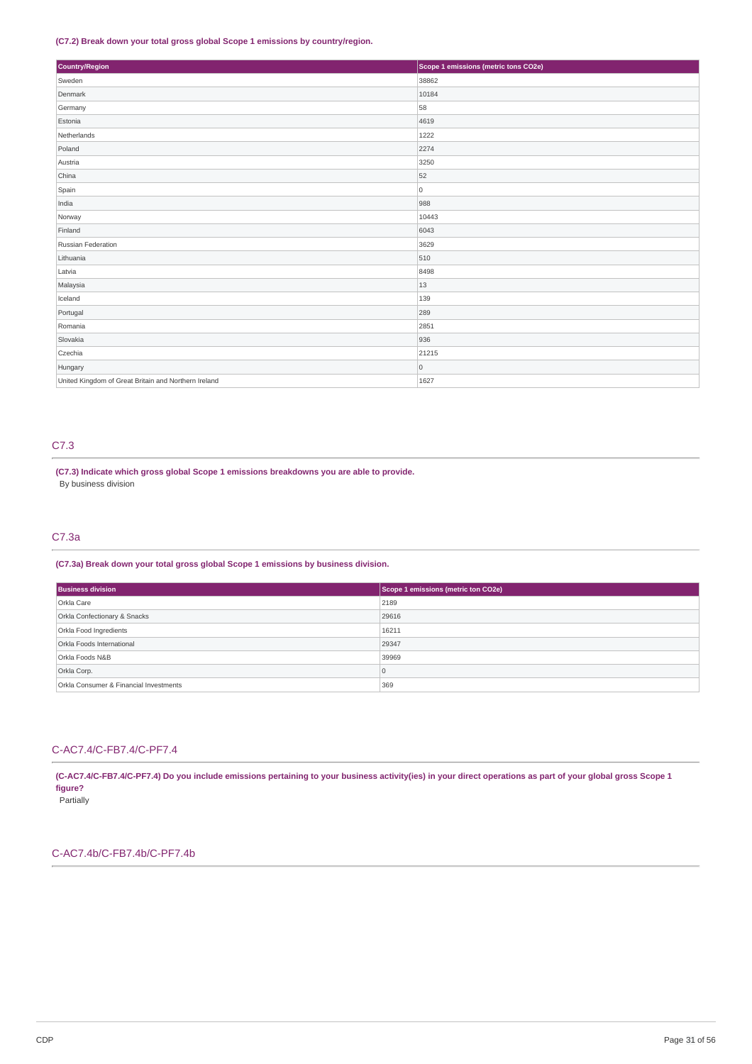**(C7.2) Break down your total gross global Scope 1 emissions by country/region.**

| Country/Region | Scope 1 emissions (metric tons CO2e) |
| --- | --- |
| Sweden | 38862 |
| Denmark | 10184 |
| Germany | 58 |
| Estonia | 4619 |
| Netherlands | 1222 |
| Poland | 2274 |
| Austria | 3250 |
| China | 52 |
| Spain | 0 |
| India | 988 |
| Norway | 10443 |
| Finland | 6043 |
| Russian Federation | 3629 |
| Lithuania | 510 |
| Latvia | 8498 |
| Malaysia | 13 |
| Iceland | 139 |
| Portugal | 289 |
| Romania | 2851 |
| Slovakia | 936 |
| Czechia | 21215 |
| Hungary | 0 |
| United Kingdom of Great Britain and Northern Ireland | 1627 |

## C7.3

**(C7.3) Indicate which gross global Scope 1 emissions breakdowns you are able to provide.**

By business division

## C7.3a

**(C7.3a) Break down your total gross global Scope 1 emissions by business division.**

| Business division | Scope 1 emissions (metric ton CO2e) |
| --- | --- |
| Orkla Care | 2189 |
| Orkla Confectionary & Snacks | 29616 |
| Orkla Food Ingredients | 16211 |
| Orkla Foods International | 29347 |
| Orkla Foods N&B | 39969 |
| Orkla Corp. | 0 |
| Orkla Consumer & Financial Investments | 369 |

## C-AC7.4/C-FB7.4/C-PF7.4

**(C-AC7.4/C-FB7.4/C-PF7.4) Do you include emissions pertaining to your business activity(ies) in your direct operations as part of your global gross Scope 1 figure?**

Partially

## C-AC7.4b/C-FB7.4b/C-PF7.4b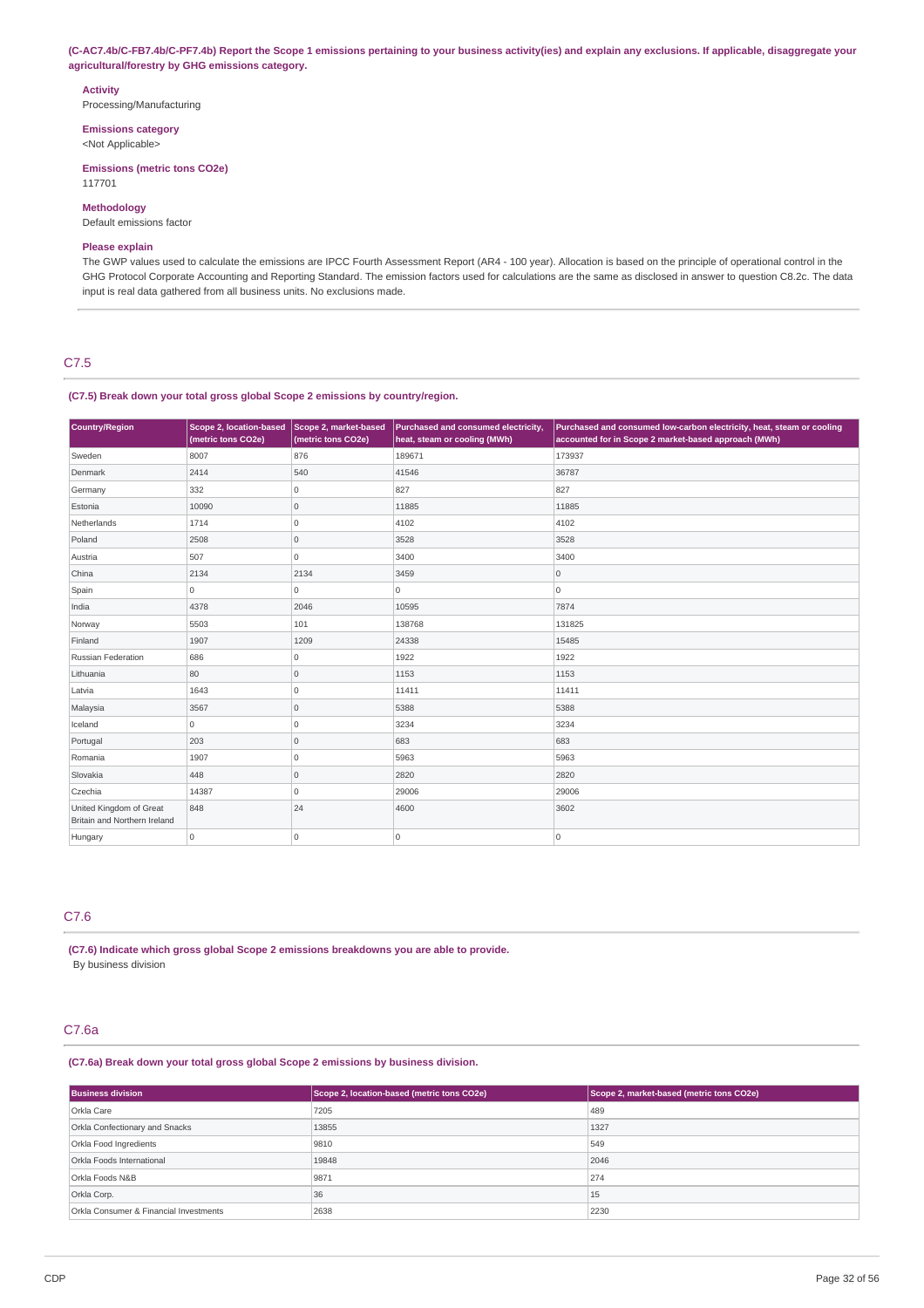**(C-AC7.4b/C-FB7.4b/C-PF7.4b) Report the Scope 1 emissions pertaining to your business activity(ies) and explain any exclusions. If applicable, disaggregate your agricultural/forestry by GHG emissions category.**

**Activity**
Processing/Manufacturing

**Emissions category**
<Not Applicable>

**Emissions (metric tons CO2e)**
117701

**Methodology**
Default emissions factor

**Please explain**
The GWP values used to calculate the emissions are IPCC Fourth Assessment Report (AR4 - 100 year). Allocation is based on the principle of operational control in the GHG Protocol Corporate Accounting and Reporting Standard. The emission factors used for calculations are the same as disclosed in answer to question C8.2c. The data input is real data gathered from all business units. No exclusions made.

## C7.5

**(C7.5) Break down your total gross global Scope 2 emissions by country/region.**

| Country/Region | Scope 2, location-based (metric tons CO2e) | Scope 2, market-based (metric tons CO2e) | Purchased and consumed electricity, heat, steam or cooling (MWh) | Purchased and consumed low-carbon electricity, heat, steam or cooling accounted for in Scope 2 market-based approach (MWh) |
|---|---|---|---|---|
| Sweden | 8007 | 876 | 189671 | 173937 |
| Denmark | 2414 | 540 | 41546 | 36787 |
| Germany | 332 | 0 | 827 | 827 |
| Estonia | 10090 | 0 | 11885 | 11885 |
| Netherlands | 1714 | 0 | 4102 | 4102 |
| Poland | 2508 | 0 | 3528 | 3528 |
| Austria | 507 | 0 | 3400 | 3400 |
| China | 2134 | 2134 | 3459 | 0 |
| Spain | 0 | 0 | 0 | 0 |
| India | 4378 | 2046 | 10595 | 7874 |
| Norway | 5503 | 101 | 138768 | 131825 |
| Finland | 1907 | 1209 | 24338 | 15485 |
| Russian Federation | 686 | 0 | 1922 | 1922 |
| Lithuania | 80 | 0 | 1153 | 1153 |
| Latvia | 1643 | 0 | 11411 | 11411 |
| Malaysia | 3567 | 0 | 5388 | 5388 |
| Iceland | 0 | 0 | 3234 | 3234 |
| Portugal | 203 | 0 | 683 | 683 |
| Romania | 1907 | 0 | 5963 | 5963 |
| Slovakia | 448 | 0 | 2820 | 2820 |
| Czechia | 14387 | 0 | 29006 | 29006 |
| United Kingdom of Great Britain and Northern Ireland | 848 | 24 | 4600 | 3602 |
| Hungary | 0 | 0 | 0 | 0 |

## C7.6

**(C7.6) Indicate which gross global Scope 2 emissions breakdowns you are able to provide.**
By business division

## C7.6a

**(C7.6a) Break down your total gross global Scope 2 emissions by business division.**

| Business division | Scope 2, location-based (metric tons CO2e) | Scope 2, market-based (metric tons CO2e) |
|---|---|---|
| Orkla Care | 7205 | 489 |
| Orkla Confectionary and Snacks | 13855 | 1327 |
| Orkla Food Ingredients | 9810 | 549 |
| Orkla Foods International | 19848 | 2046 |
| Orkla Foods N&B | 9871 | 274 |
| Orkla Corp. | 36 | 15 |
| Orkla Consumer & Financial Investments | 2638 | 2230 |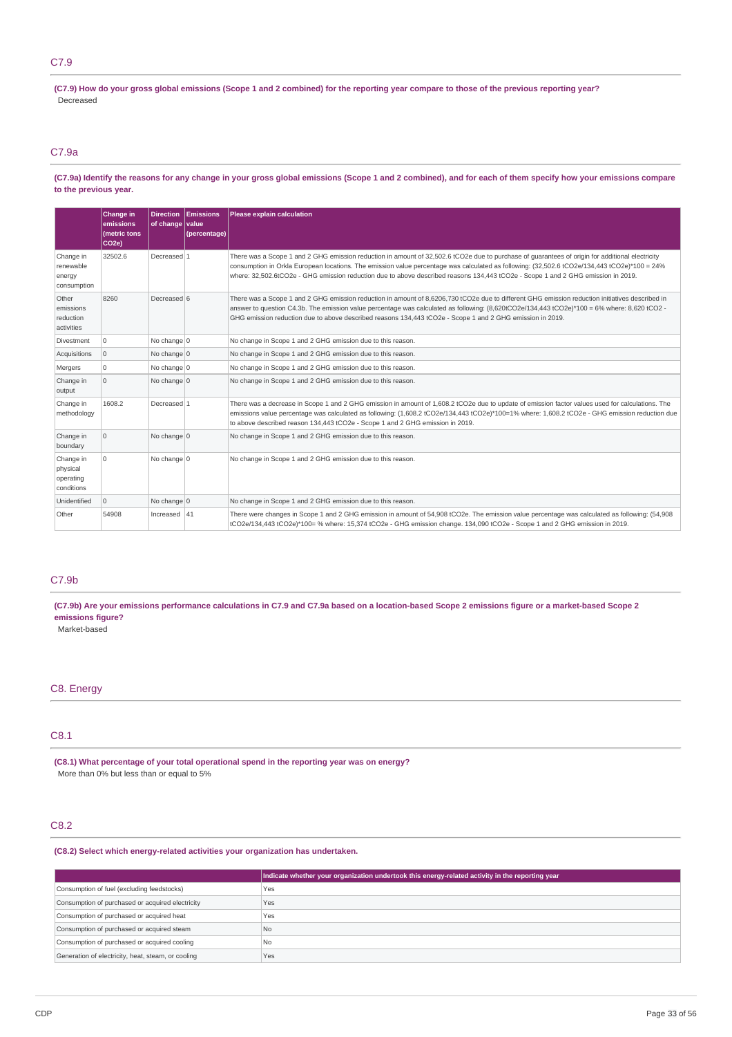## C7.9

**(C7.9) How do your gross global emissions (Scope 1 and 2 combined) for the reporting year compare to those of the previous reporting year?**

Decreased

## C7.9a

**(C7.9a) Identify the reasons for any change in your gross global emissions (Scope 1 and 2 combined), and for each of them specify how your emissions compare to the previous year.**

| | Change in emissions (metric tons CO2e) | Direction of change | Emissions value (percentage) | Please explain calculation |
|---|---|---|---|---|
| Change in renewable energy consumption | 32502.6 | Decreased | 1 | There was a Scope 1 and 2 GHG emission reduction in amount of 32,502.6 tCO2e due to purchase of guarantees of origin for additional electricity consumption in Orkla European locations. The emission value percentage was calculated as following: (32,502.6 tCO2e/134,443 tCO2e)*100 = 24% where: 32,502.6tCO2e - GHG emission reduction due to above described reasons 134,443 tCO2e - Scope 1 and 2 GHG emission in 2019. |
| Other emissions reduction activities | 8260 | Decreased | 6 | There was a Scope 1 and 2 GHG emission reduction in amount of 8,6206,730 tCO2e due to different GHG emission reduction initiatives described in answer to question C4.3b. The emission value percentage was calculated as following: (8,620tCO2e/134,443 tCO2e)*100 = 6% where: 8,620 tCO2 - GHG emission reduction due to above described reasons 134,443 tCO2e - Scope 1 and 2 GHG emission in 2019. |
| Divestment | 0 | No change | 0 | No change in Scope 1 and 2 GHG emission due to this reason. |
| Acquisitions | 0 | No change | 0 | No change in Scope 1 and 2 GHG emission due to this reason. |
| Mergers | 0 | No change | 0 | No change in Scope 1 and 2 GHG emission due to this reason. |
| Change in output | 0 | No change | 0 | No change in Scope 1 and 2 GHG emission due to this reason. |
| Change in methodology | 1608.2 | Decreased | 1 | There was a decrease in Scope 1 and 2 GHG emission in amount of 1,608.2 tCO2e due to update of emission factor values used for calculations. The emissions value percentage was calculated as following: (1,608.2 tCO2e/134,443 tCO2e)*100=1% where: 1,608.2 tCO2e - GHG emission reduction due to above described reason 134,443 tCO2e - Scope 1 and 2 GHG emission in 2019. |
| Change in boundary | 0 | No change | 0 | No change in Scope 1 and 2 GHG emission due to this reason. |
| Change in physical operating conditions | 0 | No change | 0 | No change in Scope 1 and 2 GHG emission due to this reason. |
| Unidentified | 0 | No change | 0 | No change in Scope 1 and 2 GHG emission due to this reason. |
| Other | 54908 | Increased | 41 | There were changes in Scope 1 and 2 GHG emission in amount of 54,908 tCO2e. The emission value percentage was calculated as following: (54,908 tCO2e/134,443 tCO2e)*100= % where: 15,374 tCO2e - GHG emission change. 134,090 tCO2e - Scope 1 and 2 GHG emission in 2019. |

## C7.9b

**(C7.9b) Are your emissions performance calculations in C7.9 and C7.9a based on a location-based Scope 2 emissions figure or a market-based Scope 2 emissions figure?**

Market-based

# C8. Energy

## C8.1

**(C8.1) What percentage of your total operational spend in the reporting year was on energy?**

More than 0% but less than or equal to 5%

## C8.2

**(C8.2) Select which energy-related activities your organization has undertaken.**

| | Indicate whether your organization undertook this energy-related activity in the reporting year |
|---|---|
| Consumption of fuel (excluding feedstocks) | Yes |
| Consumption of purchased or acquired electricity | Yes |
| Consumption of purchased or acquired heat | Yes |
| Consumption of purchased or acquired steam | No |
| Consumption of purchased or acquired cooling | No |
| Generation of electricity, heat, steam, or cooling | Yes |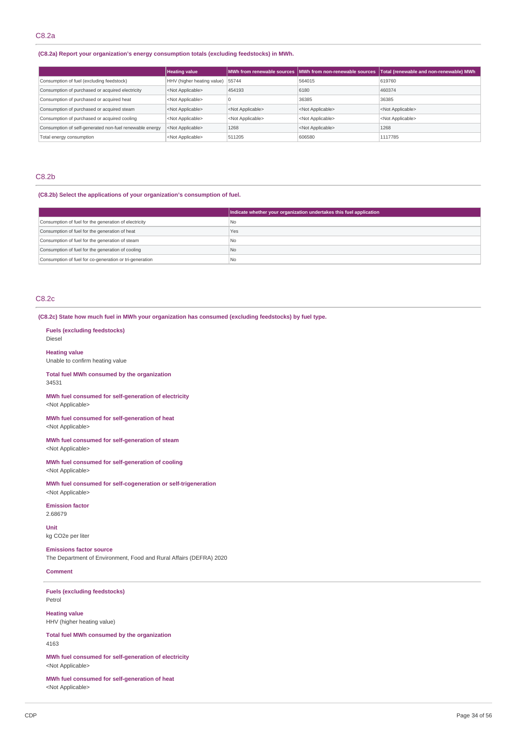## C8.2a

**(C8.2a) Report your organization's energy consumption totals (excluding feedstocks) in MWh.**

| | Heating value | MWh from renewable sources | MWh from non-renewable sources | Total (renewable and non-renewable) MWh |
|---|---|---|---|---|
| Consumption of fuel (excluding feedstock) | HHV (higher heating value) | 55744 | 564015 | 619760 |
| Consumption of purchased or acquired electricity | <Not Applicable> | 454193 | 6180 | 460374 |
| Consumption of purchased or acquired heat | <Not Applicable> | 0 | 36385 | 36385 |
| Consumption of purchased or acquired steam | <Not Applicable> | <Not Applicable> | <Not Applicable> | <Not Applicable> |
| Consumption of purchased or acquired cooling | <Not Applicable> | <Not Applicable> | <Not Applicable> | <Not Applicable> |
| Consumption of self-generated non-fuel renewable energy | <Not Applicable> | 1268 | <Not Applicable> | 1268 |
| Total energy consumption | <Not Applicable> | 511205 | 606580 | 1117785 |

## C8.2b

**(C8.2b) Select the applications of your organization's consumption of fuel.**

| | Indicate whether your organization undertakes this fuel application |
|---|---|
| Consumption of fuel for the generation of electricity | No |
| Consumption of fuel for the generation of heat | Yes |
| Consumption of fuel for the generation of steam | No |
| Consumption of fuel for the generation of cooling | No |
| Consumption of fuel for co-generation or tri-generation | No |

## C8.2c

**(C8.2c) State how much fuel in MWh your organization has consumed (excluding feedstocks) by fuel type.**

**Fuels (excluding feedstocks)**
Diesel

**Heating value**
Unable to confirm heating value

**Total fuel MWh consumed by the organization**
34531

**MWh fuel consumed for self-generation of electricity**
<Not Applicable>

**MWh fuel consumed for self-generation of heat**
<Not Applicable>

**MWh fuel consumed for self-generation of steam**
<Not Applicable>

**MWh fuel consumed for self-generation of cooling**
<Not Applicable>

**MWh fuel consumed for self-cogeneration or self-trigeneration**
<Not Applicable>

**Emission factor**
2.68679

**Unit**
kg CO2e per liter

**Emissions factor source**
The Department of Environment, Food and Rural Affairs (DEFRA) 2020

**Comment**

---

**Fuels (excluding feedstocks)**
Petrol

**Heating value**
HHV (higher heating value)

**Total fuel MWh consumed by the organization**
4163

**MWh fuel consumed for self-generation of electricity**
<Not Applicable>

**MWh fuel consumed for self-generation of heat**
<Not Applicable>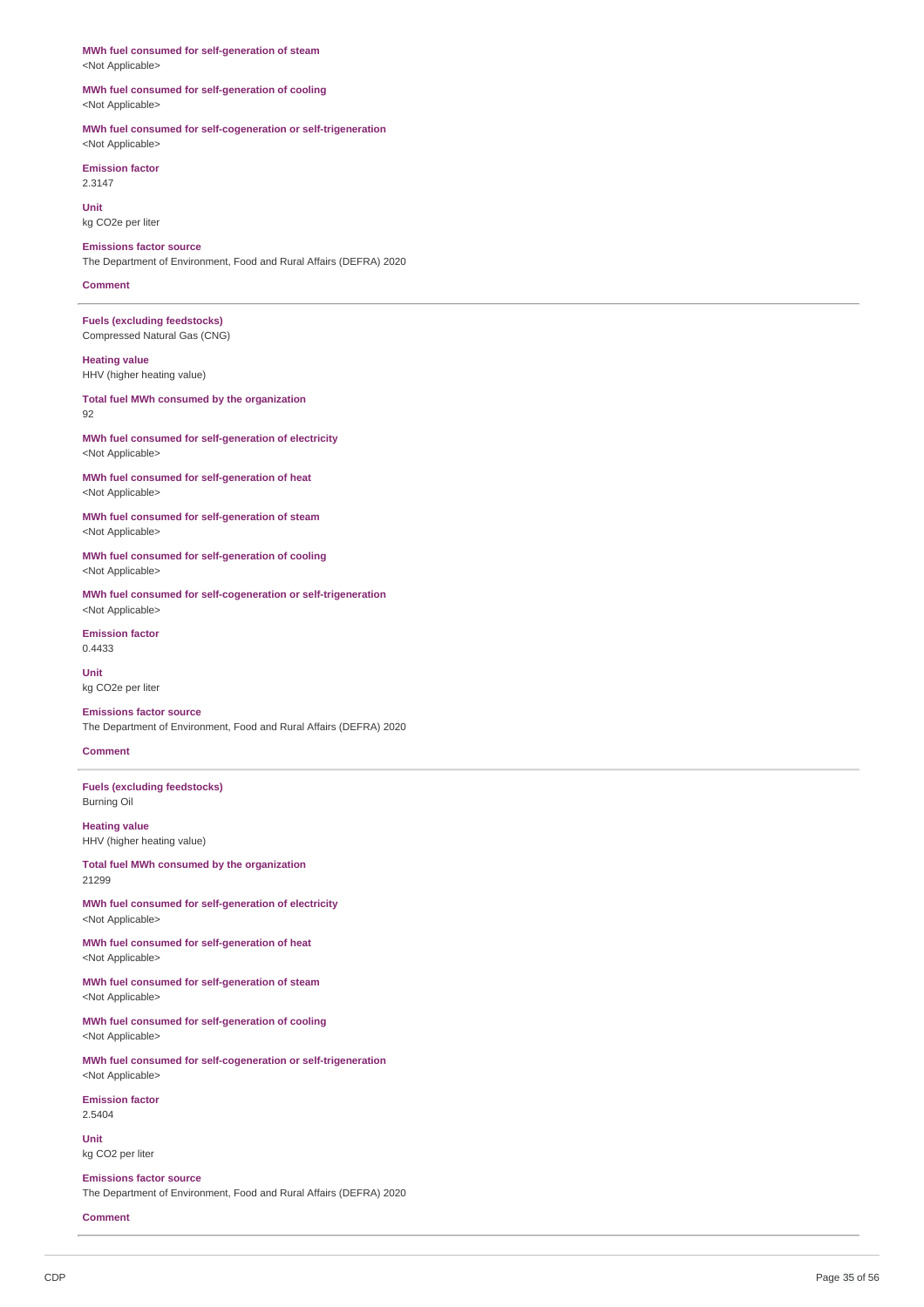**MWh fuel consumed for self-generation of steam**
<Not Applicable>

**MWh fuel consumed for self-generation of cooling**
<Not Applicable>

**MWh fuel consumed for self-cogeneration or self-trigeneration**
<Not Applicable>

**Emission factor**
2.3147

**Unit**
kg CO2e per liter

**Emissions factor source**
The Department of Environment, Food and Rural Affairs (DEFRA) 2020

**Comment**

---

**Fuels (excluding feedstocks)**
Compressed Natural Gas (CNG)

**Heating value**
HHV (higher heating value)

**Total fuel MWh consumed by the organization**
92

**MWh fuel consumed for self-generation of electricity**
<Not Applicable>

**MWh fuel consumed for self-generation of heat**
<Not Applicable>

**MWh fuel consumed for self-generation of steam**
<Not Applicable>

**MWh fuel consumed for self-generation of cooling**
<Not Applicable>

**MWh fuel consumed for self-cogeneration or self-trigeneration**
<Not Applicable>

**Emission factor**
0.4433

**Unit**
kg CO2e per liter

**Emissions factor source**
The Department of Environment, Food and Rural Affairs (DEFRA) 2020

**Comment**

---

**Fuels (excluding feedstocks)**
Burning Oil

**Heating value**
HHV (higher heating value)

**Total fuel MWh consumed by the organization**
21299

**MWh fuel consumed for self-generation of electricity**
<Not Applicable>

**MWh fuel consumed for self-generation of heat**
<Not Applicable>

**MWh fuel consumed for self-generation of steam**
<Not Applicable>

**MWh fuel consumed for self-generation of cooling**
<Not Applicable>

**MWh fuel consumed for self-cogeneration or self-trigeneration**
<Not Applicable>

**Emission factor**
2.5404

**Unit**
kg CO2 per liter

**Emissions factor source**
The Department of Environment, Food and Rural Affairs (DEFRA) 2020

**Comment**

---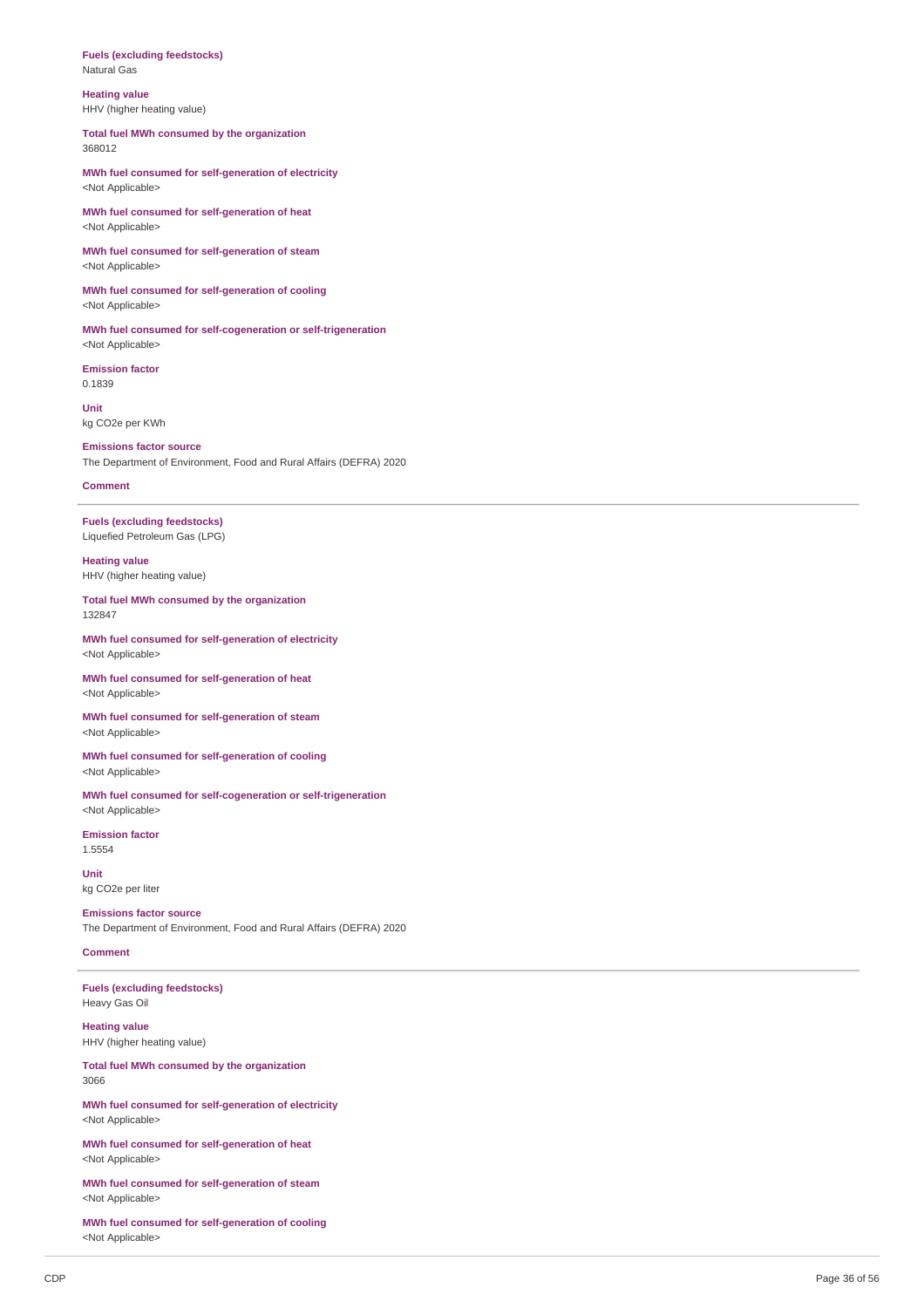**Fuels (excluding feedstocks)**
Natural Gas

**Heating value**
HHV (higher heating value)

**Total fuel MWh consumed by the organization**
368012

**MWh fuel consumed for self-generation of electricity**
<Not Applicable>

**MWh fuel consumed for self-generation of heat**
<Not Applicable>

**MWh fuel consumed for self-generation of steam**
<Not Applicable>

**MWh fuel consumed for self-generation of cooling**
<Not Applicable>

**MWh fuel consumed for self-cogeneration or self-trigeneration**
<Not Applicable>

**Emission factor**
0.1839

**Unit**
kg CO2e per KWh

**Emissions factor source**
The Department of Environment, Food and Rural Affairs (DEFRA) 2020

**Comment**

---

**Fuels (excluding feedstocks)**
Liquefied Petroleum Gas (LPG)

**Heating value**
HHV (higher heating value)

**Total fuel MWh consumed by the organization**
132847

**MWh fuel consumed for self-generation of electricity**
<Not Applicable>

**MWh fuel consumed for self-generation of heat**
<Not Applicable>

**MWh fuel consumed for self-generation of steam**
<Not Applicable>

**MWh fuel consumed for self-generation of cooling**
<Not Applicable>

**MWh fuel consumed for self-cogeneration or self-trigeneration**
<Not Applicable>

**Emission factor**
1.5554

**Unit**
kg CO2e per liter

**Emissions factor source**
The Department of Environment, Food and Rural Affairs (DEFRA) 2020

**Comment**

---

**Fuels (excluding feedstocks)**
Heavy Gas Oil

**Heating value**
HHV (higher heating value)

**Total fuel MWh consumed by the organization**
3066

**MWh fuel consumed for self-generation of electricity**
<Not Applicable>

**MWh fuel consumed for self-generation of heat**
<Not Applicable>

**MWh fuel consumed for self-generation of steam**
<Not Applicable>

**MWh fuel consumed for self-generation of cooling**
<Not Applicable>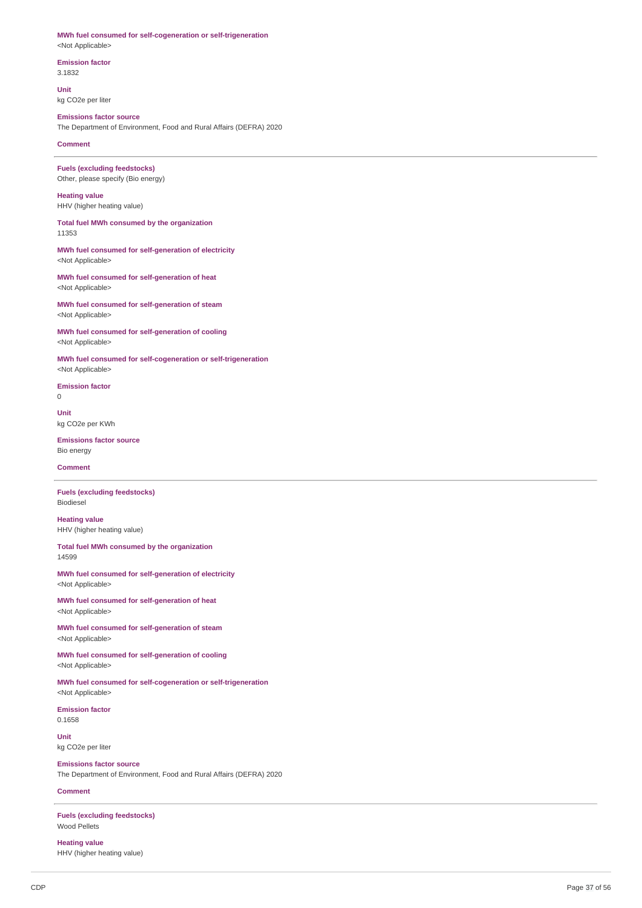**MWh fuel consumed for self-cogeneration or self-trigeneration**
<Not Applicable>

**Emission factor**
3.1832

**Unit**
kg CO2e per liter

**Emissions factor source**
The Department of Environment, Food and Rural Affairs (DEFRA) 2020

**Comment**

---

**Fuels (excluding feedstocks)**
Other, please specify (Bio energy)

**Heating value**
HHV (higher heating value)

**Total fuel MWh consumed by the organization**
11353

**MWh fuel consumed for self-generation of electricity**
<Not Applicable>

**MWh fuel consumed for self-generation of heat**
<Not Applicable>

**MWh fuel consumed for self-generation of steam**
<Not Applicable>

**MWh fuel consumed for self-generation of cooling**
<Not Applicable>

**MWh fuel consumed for self-cogeneration or self-trigeneration**
<Not Applicable>

**Emission factor**
0

**Unit**
kg CO2e per KWh

**Emissions factor source**
Bio energy

**Comment**

---

**Fuels (excluding feedstocks)**
Biodiesel

**Heating value**
HHV (higher heating value)

**Total fuel MWh consumed by the organization**
14599

**MWh fuel consumed for self-generation of electricity**
<Not Applicable>

**MWh fuel consumed for self-generation of heat**
<Not Applicable>

**MWh fuel consumed for self-generation of steam**
<Not Applicable>

**MWh fuel consumed for self-generation of cooling**
<Not Applicable>

**MWh fuel consumed for self-cogeneration or self-trigeneration**
<Not Applicable>

**Emission factor**
0.1658

**Unit**
kg CO2e per liter

**Emissions factor source**
The Department of Environment, Food and Rural Affairs (DEFRA) 2020

**Comment**

---

**Fuels (excluding feedstocks)**
Wood Pellets

**Heating value**
HHV (higher heating value)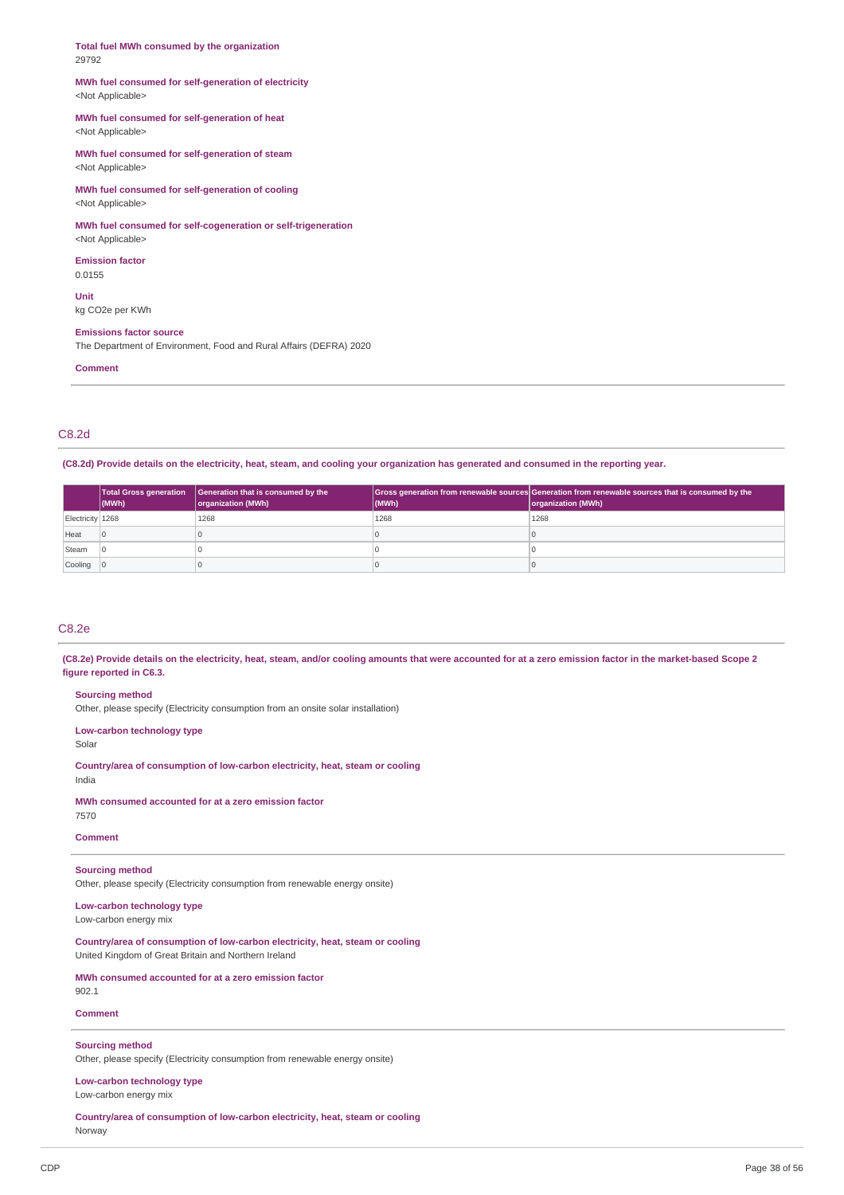**Total fuel MWh consumed by the organization**
29792

**MWh fuel consumed for self-generation of electricity**
<Not Applicable>

**MWh fuel consumed for self-generation of heat**
<Not Applicable>

**MWh fuel consumed for self-generation of steam**
<Not Applicable>

**MWh fuel consumed for self-generation of cooling**
<Not Applicable>

**MWh fuel consumed for self-cogeneration or self-trigeneration**
<Not Applicable>

**Emission factor**
0.0155

**Unit**
kg CO2e per KWh

**Emissions factor source**
The Department of Environment, Food and Rural Affairs (DEFRA) 2020

**Comment**

## C8.2d

**(C8.2d) Provide details on the electricity, heat, steam, and cooling your organization has generated and consumed in the reporting year.**

| | Total Gross generation (MWh) | Generation that is consumed by the organization (MWh) | Gross generation from renewable sources (MWh) | Generation from renewable sources that is consumed by the organization (MWh) |
|---|---|---|---|---|
| Electricity | 1268 | 1268 | 1268 | 1268 |
| Heat | 0 | 0 | 0 | 0 |
| Steam | 0 | 0 | 0 | 0 |
| Cooling | 0 | 0 | 0 | 0 |

## C8.2e

**(C8.2e) Provide details on the electricity, heat, steam, and/or cooling amounts that were accounted for at a zero emission factor in the market-based Scope 2 figure reported in C6.3.**

**Sourcing method**
Other, please specify (Electricity consumption from an onsite solar installation)

**Low-carbon technology type**
Solar

**Country/area of consumption of low-carbon electricity, heat, steam or cooling**
India

**MWh consumed accounted for at a zero emission factor**
7570

**Comment**

**Sourcing method**
Other, please specify (Electricity consumption from renewable energy onsite)

**Low-carbon technology type**
Low-carbon energy mix

**Country/area of consumption of low-carbon electricity, heat, steam or cooling**
United Kingdom of Great Britain and Northern Ireland

**MWh consumed accounted for at a zero emission factor**
902.1

**Comment**

**Sourcing method**
Other, please specify (Electricity consumption from renewable energy onsite)

**Low-carbon technology type**
Low-carbon energy mix

**Country/area of consumption of low-carbon electricity, heat, steam or cooling**
Norway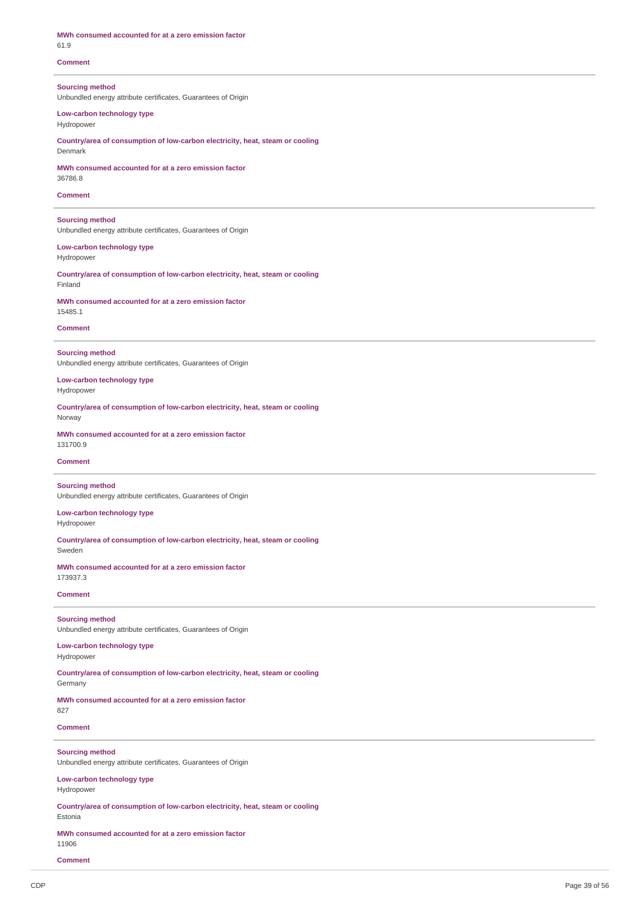**MWh consumed accounted for at a zero emission factor**
61.9

**Comment**

---

**Sourcing method**
Unbundled energy attribute certificates, Guarantees of Origin

**Low-carbon technology type**
Hydropower

**Country/area of consumption of low-carbon electricity, heat, steam or cooling**
Denmark

**MWh consumed accounted for at a zero emission factor**
36786.8

**Comment**

---

**Sourcing method**
Unbundled energy attribute certificates, Guarantees of Origin

**Low-carbon technology type**
Hydropower

**Country/area of consumption of low-carbon electricity, heat, steam or cooling**
Finland

**MWh consumed accounted for at a zero emission factor**
15485.1

**Comment**

---

**Sourcing method**
Unbundled energy attribute certificates, Guarantees of Origin

**Low-carbon technology type**
Hydropower

**Country/area of consumption of low-carbon electricity, heat, steam or cooling**
Norway

**MWh consumed accounted for at a zero emission factor**
131700.9

**Comment**

---

**Sourcing method**
Unbundled energy attribute certificates, Guarantees of Origin

**Low-carbon technology type**
Hydropower

**Country/area of consumption of low-carbon electricity, heat, steam or cooling**
Sweden

**MWh consumed accounted for at a zero emission factor**
173937.3

**Comment**

---

**Sourcing method**
Unbundled energy attribute certificates, Guarantees of Origin

**Low-carbon technology type**
Hydropower

**Country/area of consumption of low-carbon electricity, heat, steam or cooling**
Germany

**MWh consumed accounted for at a zero emission factor**
827

**Comment**

---

**Sourcing method**
Unbundled energy attribute certificates, Guarantees of Origin

**Low-carbon technology type**
Hydropower

**Country/area of consumption of low-carbon electricity, heat, steam or cooling**
Estonia

**MWh consumed accounted for at a zero emission factor**
11906

**Comment**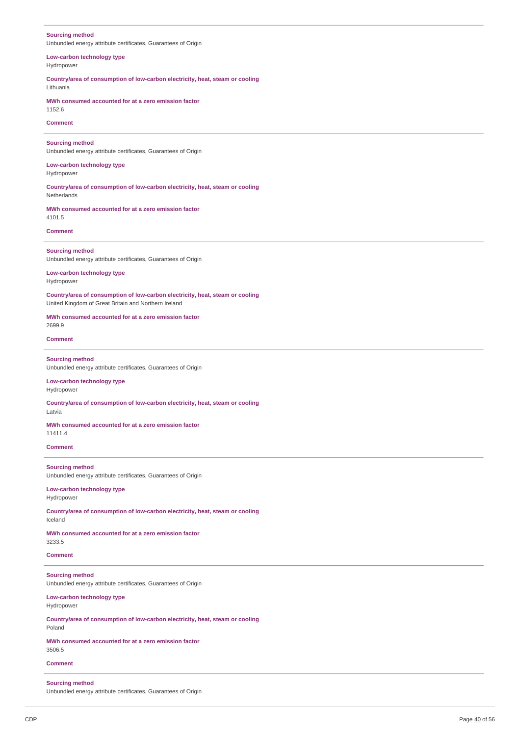**Sourcing method**
Unbundled energy attribute certificates, Guarantees of Origin

**Low-carbon technology type**
Hydropower

**Country/area of consumption of low-carbon electricity, heat, steam or cooling**
Lithuania

**MWh consumed accounted for at a zero emission factor**
1152.6

**Comment**

---

**Sourcing method**
Unbundled energy attribute certificates, Guarantees of Origin

**Low-carbon technology type**
Hydropower

**Country/area of consumption of low-carbon electricity, heat, steam or cooling**
Netherlands

**MWh consumed accounted for at a zero emission factor**
4101.5

**Comment**

---

**Sourcing method**
Unbundled energy attribute certificates, Guarantees of Origin

**Low-carbon technology type**
Hydropower

**Country/area of consumption of low-carbon electricity, heat, steam or cooling**
United Kingdom of Great Britain and Northern Ireland

**MWh consumed accounted for at a zero emission factor**
2699.9

**Comment**

---

**Sourcing method**
Unbundled energy attribute certificates, Guarantees of Origin

**Low-carbon technology type**
Hydropower

**Country/area of consumption of low-carbon electricity, heat, steam or cooling**
Latvia

**MWh consumed accounted for at a zero emission factor**
11411.4

**Comment**

---

**Sourcing method**
Unbundled energy attribute certificates, Guarantees of Origin

**Low-carbon technology type**
Hydropower

**Country/area of consumption of low-carbon electricity, heat, steam or cooling**
Iceland

**MWh consumed accounted for at a zero emission factor**
3233.5

**Comment**

---

**Sourcing method**
Unbundled energy attribute certificates, Guarantees of Origin

**Low-carbon technology type**
Hydropower

**Country/area of consumption of low-carbon electricity, heat, steam or cooling**
Poland

**MWh consumed accounted for at a zero emission factor**
3506.5

**Comment**

---

**Sourcing method**
Unbundled energy attribute certificates, Guarantees of Origin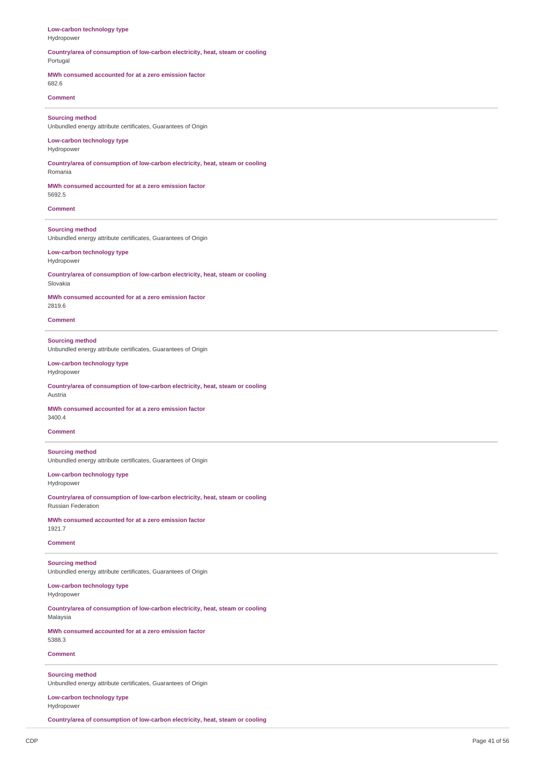**Low-carbon technology type**
Hydropower

**Country/area of consumption of low-carbon electricity, heat, steam or cooling**
Portugal

**MWh consumed accounted for at a zero emission factor**
682.6

**Comment**

---

**Sourcing method**
Unbundled energy attribute certificates, Guarantees of Origin

**Low-carbon technology type**
Hydropower

**Country/area of consumption of low-carbon electricity, heat, steam or cooling**
Romania

**MWh consumed accounted for at a zero emission factor**
5692.5

**Comment**

---

**Sourcing method**
Unbundled energy attribute certificates, Guarantees of Origin

**Low-carbon technology type**
Hydropower

**Country/area of consumption of low-carbon electricity, heat, steam or cooling**
Slovakia

**MWh consumed accounted for at a zero emission factor**
2819.6

**Comment**

---

**Sourcing method**
Unbundled energy attribute certificates, Guarantees of Origin

**Low-carbon technology type**
Hydropower

**Country/area of consumption of low-carbon electricity, heat, steam or cooling**
Austria

**MWh consumed accounted for at a zero emission factor**
3400.4

**Comment**

---

**Sourcing method**
Unbundled energy attribute certificates, Guarantees of Origin

**Low-carbon technology type**
Hydropower

**Country/area of consumption of low-carbon electricity, heat, steam or cooling**
Russian Federation

**MWh consumed accounted for at a zero emission factor**
1921.7

**Comment**

---

**Sourcing method**
Unbundled energy attribute certificates, Guarantees of Origin

**Low-carbon technology type**
Hydropower

**Country/area of consumption of low-carbon electricity, heat, steam or cooling**
Malaysia

**MWh consumed accounted for at a zero emission factor**
5388.3

**Comment**

---

**Sourcing method**
Unbundled energy attribute certificates, Guarantees of Origin

**Low-carbon technology type**
Hydropower

**Country/area of consumption of low-carbon electricity, heat, steam or cooling**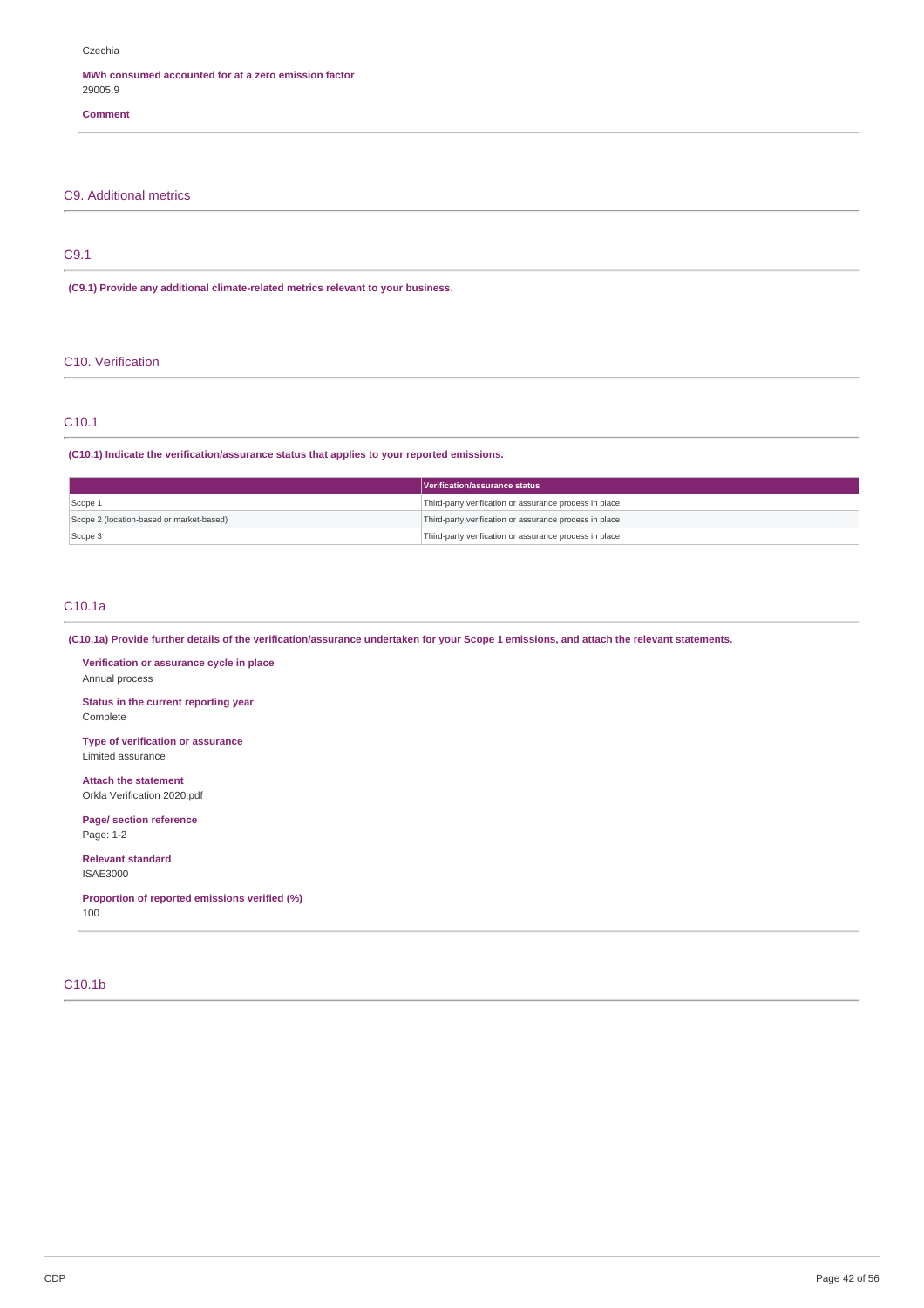Czechia

**MWh consumed accounted for at a zero emission factor**
29005.9

**Comment**

## C9. Additional metrics

### C9.1

**(C9.1) Provide any additional climate-related metrics relevant to your business.**

## C10. Verification

### C10.1

**(C10.1) Indicate the verification/assurance status that applies to your reported emissions.**

| | Verification/assurance status |
|---|---|
| Scope 1 | Third-party verification or assurance process in place |
| Scope 2 (location-based or market-based) | Third-party verification or assurance process in place |
| Scope 3 | Third-party verification or assurance process in place |

### C10.1a

**(C10.1a) Provide further details of the verification/assurance undertaken for your Scope 1 emissions, and attach the relevant statements.**

**Verification or assurance cycle in place**
Annual process

**Status in the current reporting year**
Complete

**Type of verification or assurance**
Limited assurance

**Attach the statement**
Orkla Verification 2020.pdf

**Page/ section reference**
Page: 1-2

**Relevant standard**
ISAE3000

**Proportion of reported emissions verified (%)**
100

### C10.1b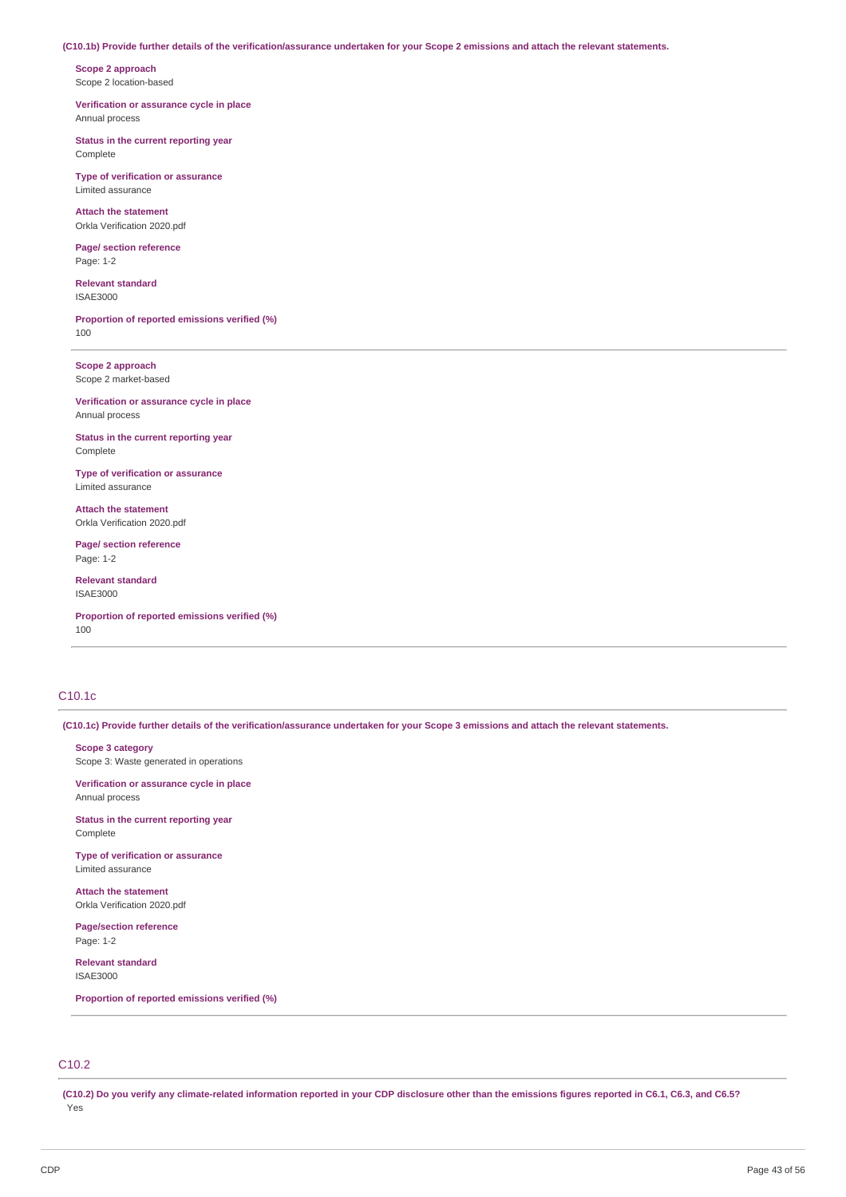**(C10.1b) Provide further details of the verification/assurance undertaken for your Scope 2 emissions and attach the relevant statements.**

**Scope 2 approach**
Scope 2 location-based

**Verification or assurance cycle in place**
Annual process

**Status in the current reporting year**
Complete

**Type of verification or assurance**
Limited assurance

**Attach the statement**
Orkla Verification 2020.pdf

**Page/ section reference**
Page: 1-2

**Relevant standard**
ISAE3000

**Proportion of reported emissions verified (%)**
100

---

**Scope 2 approach**
Scope 2 market-based

**Verification or assurance cycle in place**
Annual process

**Status in the current reporting year**
Complete

**Type of verification or assurance**
Limited assurance

**Attach the statement**
Orkla Verification 2020.pdf

**Page/ section reference**
Page: 1-2

**Relevant standard**
ISAE3000

**Proportion of reported emissions verified (%)**
100

---

## C10.1c

**(C10.1c) Provide further details of the verification/assurance undertaken for your Scope 3 emissions and attach the relevant statements.**

**Scope 3 category**
Scope 3: Waste generated in operations

**Verification or assurance cycle in place**
Annual process

**Status in the current reporting year**
Complete

**Type of verification or assurance**
Limited assurance

**Attach the statement**
Orkla Verification 2020.pdf

**Page/section reference**
Page: 1-2

**Relevant standard**
ISAE3000

**Proportion of reported emissions verified (%)**

---

## C10.2

**(C10.2) Do you verify any climate-related information reported in your CDP disclosure other than the emissions figures reported in C6.1, C6.3, and C6.5?**
Yes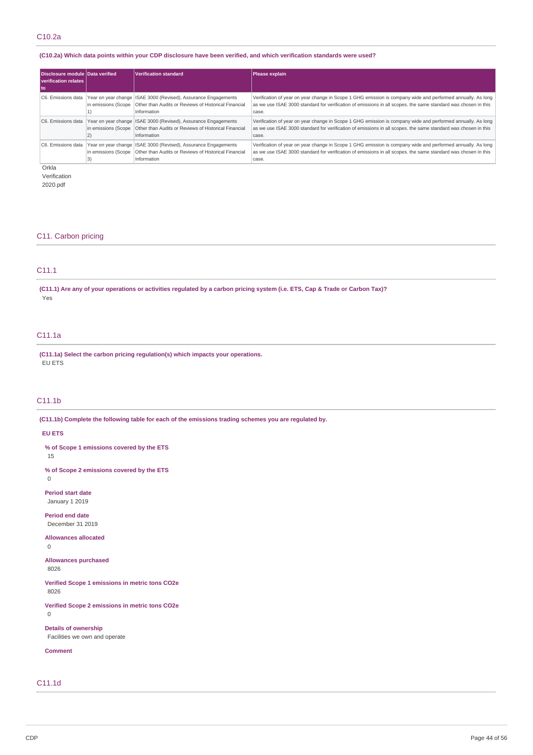## C10.2a

**(C10.2a) Which data points within your CDP disclosure have been verified, and which verification standards were used?**

| Disclosure module verification relates to | Data verified | Verification standard | Please explain |
|---|---|---|---|
| C6. Emissions data | Year on year change in emissions (Scope 1) | ISAE 3000 (Revised), Assurance Engagements Other than Audits or Reviews of Historical Financial Information | Verification of year on year change in Scope 1 GHG emission is company wide and performed annually. As long as we use ISAE 3000 standard for verification of emissions in all scopes. the same standard was chosen in this case. |
| C6. Emissions data | Year on year change in emissions (Scope 2) | ISAE 3000 (Revised), Assurance Engagements Other than Audits or Reviews of Historical Financial Information | Verification of year on year change in Scope 1 GHG emission is company wide and performed annually. As long as we use ISAE 3000 standard for verification of emissions in all scopes. the same standard was chosen in this case. |
| C6. Emissions data | Year on year change in emissions (Scope 3) | ISAE 3000 (Revised), Assurance Engagements Other than Audits or Reviews of Historical Financial Information | Verification of year on year change in Scope 1 GHG emission is company wide and performed annually. As long as we use ISAE 3000 standard for verification of emissions in all scopes. the same standard was chosen in this case. |

Orkla Verification 2020.pdf

# C11. Carbon pricing

## C11.1

**(C11.1) Are any of your operations or activities regulated by a carbon pricing system (i.e. ETS, Cap & Trade or Carbon Tax)?**

Yes

## C11.1a

**(C11.1a) Select the carbon pricing regulation(s) which impacts your operations.**

EU ETS

## C11.1b

**(C11.1b) Complete the following table for each of the emissions trading schemes you are regulated by.**

**EU ETS**

**% of Scope 1 emissions covered by the ETS**

15

**% of Scope 2 emissions covered by the ETS**

0

**Period start date**

January 1 2019

**Period end date**

December 31 2019

**Allowances allocated**

0

**Allowances purchased**

8026

**Verified Scope 1 emissions in metric tons CO2e**

8026

**Verified Scope 2 emissions in metric tons CO2e**

0

**Details of ownership**

Facilities we own and operate

**Comment**

## C11.1d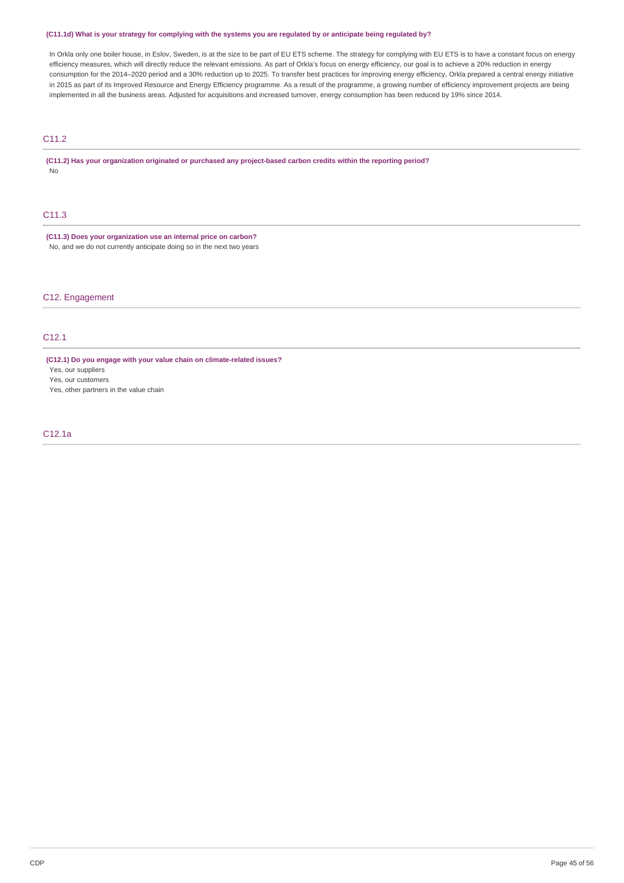**(C11.1d) What is your strategy for complying with the systems you are regulated by or anticipate being regulated by?**

In Orkla only one boiler house, in Eslov, Sweden, is at the size to be part of EU ETS scheme. The strategy for complying with EU ETS is to have a constant focus on energy efficiency measures, which will directly reduce the relevant emissions. As part of Orkla's focus on energy efficiency, our goal is to achieve a 20% reduction in energy consumption for the 2014–2020 period and a 30% reduction up to 2025. To transfer best practices for improving energy efficiency, Orkla prepared a central energy initiative in 2015 as part of its Improved Resource and Energy Efficiency programme. As a result of the programme, a growing number of efficiency improvement projects are being implemented in all the business areas. Adjusted for acquisitions and increased turnover, energy consumption has been reduced by 19% since 2014.

## C11.2

**(C11.2) Has your organization originated or purchased any project-based carbon credits within the reporting period?**

No

## C11.3

**(C11.3) Does your organization use an internal price on carbon?**

No, and we do not currently anticipate doing so in the next two years

# C12. Engagement

## C12.1

**(C12.1) Do you engage with your value chain on climate-related issues?**

Yes, our suppliers

Yes, our customers

Yes, other partners in the value chain

## C12.1a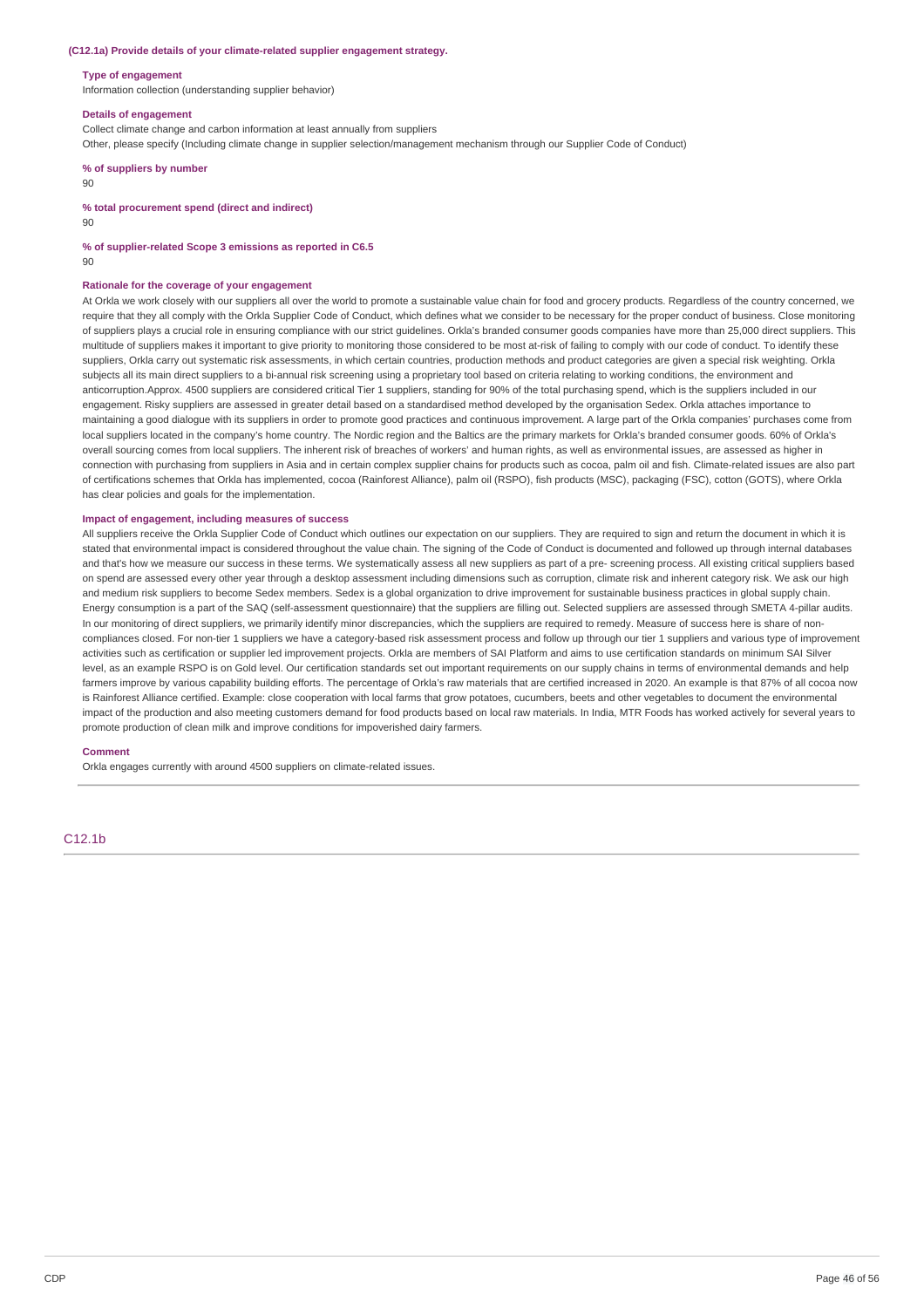**(C12.1a) Provide details of your climate-related supplier engagement strategy.**

**Type of engagement**

Information collection (understanding supplier behavior)

**Details of engagement**

Collect climate change and carbon information at least annually from suppliers

Other, please specify (Including climate change in supplier selection/management mechanism through our Supplier Code of Conduct)

**% of suppliers by number**

90

**% total procurement spend (direct and indirect)**

90

**% of supplier-related Scope 3 emissions as reported in C6.5**

90

**Rationale for the coverage of your engagement**

At Orkla we work closely with our suppliers all over the world to promote a sustainable value chain for food and grocery products. Regardless of the country concerned, we require that they all comply with the Orkla Supplier Code of Conduct, which defines what we consider to be necessary for the proper conduct of business. Close monitoring of suppliers plays a crucial role in ensuring compliance with our strict guidelines. Orkla's branded consumer goods companies have more than 25,000 direct suppliers. This multitude of suppliers makes it important to give priority to monitoring those considered to be most at-risk of failing to comply with our code of conduct. To identify these suppliers, Orkla carry out systematic risk assessments, in which certain countries, production methods and product categories are given a special risk weighting. Orkla subjects all its main direct suppliers to a bi-annual risk screening using a proprietary tool based on criteria relating to working conditions, the environment and anticorruption.Approx. 4500 suppliers are considered critical Tier 1 suppliers, standing for 90% of the total purchasing spend, which is the suppliers included in our engagement. Risky suppliers are assessed in greater detail based on a standardised method developed by the organisation Sedex. Orkla attaches importance to maintaining a good dialogue with its suppliers in order to promote good practices and continuous improvement. A large part of the Orkla companies' purchases come from local suppliers located in the company's home country. The Nordic region and the Baltics are the primary markets for Orkla's branded consumer goods. 60% of Orkla's overall sourcing comes from local suppliers. The inherent risk of breaches of workers' and human rights, as well as environmental issues, are assessed as higher in connection with purchasing from suppliers in Asia and in certain complex supplier chains for products such as cocoa, palm oil and fish. Climate-related issues are also part of certifications schemes that Orkla has implemented, cocoa (Rainforest Alliance), palm oil (RSPO), fish products (MSC), packaging (FSC), cotton (GOTS), where Orkla has clear policies and goals for the implementation.

**Impact of engagement, including measures of success**

All suppliers receive the Orkla Supplier Code of Conduct which outlines our expectation on our suppliers. They are required to sign and return the document in which it is stated that environmental impact is considered throughout the value chain. The signing of the Code of Conduct is documented and followed up through internal databases and that's how we measure our success in these terms. We systematically assess all new suppliers as part of a pre- screening process. All existing critical suppliers based on spend are assessed every other year through a desktop assessment including dimensions such as corruption, climate risk and inherent category risk. We ask our high and medium risk suppliers to become Sedex members. Sedex is a global organization to drive improvement for sustainable business practices in global supply chain. Energy consumption is a part of the SAQ (self-assessment questionnaire) that the suppliers are filling out. Selected suppliers are assessed through SMETA 4-pillar audits. In our monitoring of direct suppliers, we primarily identify minor discrepancies, which the suppliers are required to remedy. Measure of success here is share of non-compliances closed. For non-tier 1 suppliers we have a category-based risk assessment process and follow up through our tier 1 suppliers and various type of improvement activities such as certification or supplier led improvement projects. Orkla are members of SAI Platform and aims to use certification standards on minimum SAI Silver level, as an example RSPO is on Gold level. Our certification standards set out important requirements on our supply chains in terms of environmental demands and help farmers improve by various capability building efforts. The percentage of Orkla's raw materials that are certified increased in 2020. An example is that 87% of all cocoa now is Rainforest Alliance certified. Example: close cooperation with local farms that grow potatoes, cucumbers, beets and other vegetables to document the environmental impact of the production and also meeting customers demand for food products based on local raw materials. In India, MTR Foods has worked actively for several years to promote production of clean milk and improve conditions for impoverished dairy farmers.

**Comment**

Orkla engages currently with around 4500 suppliers on climate-related issues.

## C12.1b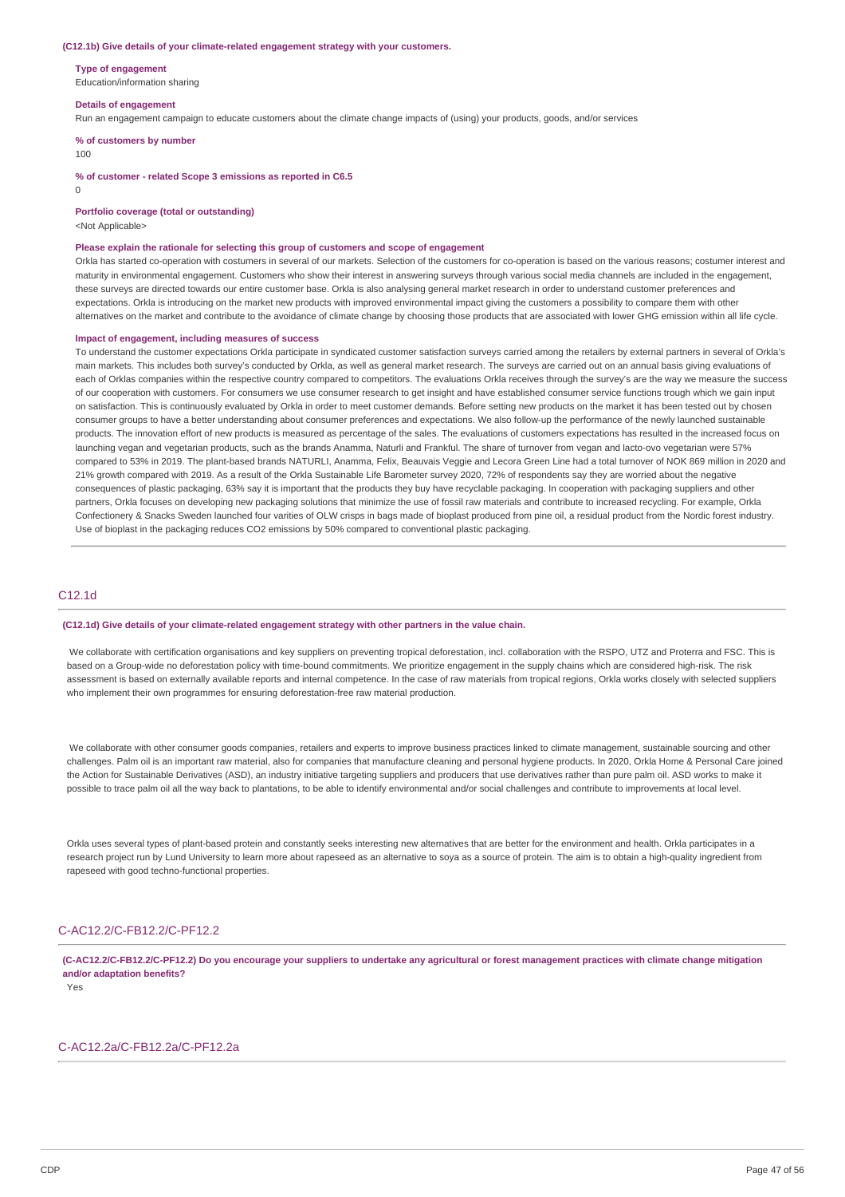**(C12.1b) Give details of your climate-related engagement strategy with your customers.**

**Type of engagement**
Education/information sharing

**Details of engagement**
Run an engagement campaign to educate customers about the climate change impacts of (using) your products, goods, and/or services

**% of customers by number**
100

**% of customer - related Scope 3 emissions as reported in C6.5**
0

**Portfolio coverage (total or outstanding)**
<Not Applicable>

**Please explain the rationale for selecting this group of customers and scope of engagement**
Orkla has started co-operation with costumers in several of our markets. Selection of the customers for co-operation is based on the various reasons; costumer interest and maturity in environmental engagement. Customers who show their interest in answering surveys through various social media channels are included in the engagement, these surveys are directed towards our entire customer base. Orkla is also analysing general market research in order to understand customer preferences and expectations. Orkla is introducing on the market new products with improved environmental impact giving the customers a possibility to compare them with other alternatives on the market and contribute to the avoidance of climate change by choosing those products that are associated with lower GHG emission within all life cycle.

**Impact of engagement, including measures of success**
To understand the customer expectations Orkla participate in syndicated customer satisfaction surveys carried among the retailers by external partners in several of Orkla's main markets. This includes both survey's conducted by Orkla, as well as general market research. The surveys are carried out on an annual basis giving evaluations of each of Orklas companies within the respective country compared to competitors. The evaluations Orkla receives through the survey's are the way we measure the success of our cooperation with customers. For consumers we use consumer research to get insight and have established consumer service functions trough which we gain input on satisfaction. This is continuously evaluated by Orkla in order to meet customer demands. Before setting new products on the market it has been tested out by chosen consumer groups to have a better understanding about consumer preferences and expectations. We also follow-up the performance of the newly launched sustainable products. The innovation effort of new products is measured as percentage of the sales. The evaluations of customers expectations has resulted in the increased focus on launching vegan and vegetarian products, such as the brands Anamma, Naturli and Frankful. The share of turnover from vegan and lacto-ovo vegetarian were 57% compared to 53% in 2019. The plant-based brands NATURLI, Anamma, Felix, Beauvais Veggie and Lecora Green Line had a total turnover of NOK 869 million in 2020 and 21% growth compared with 2019. As a result of the Orkla Sustainable Life Barometer survey 2020, 72% of respondents say they are worried about the negative consequences of plastic packaging, 63% say it is important that the products they buy have recyclable packaging. In cooperation with packaging suppliers and other partners, Orkla focuses on developing new packaging solutions that minimize the use of fossil raw materials and contribute to increased recycling. For example, Orkla Confectionery & Snacks Sweden launched four varities of OLW crisps in bags made of bioplast produced from pine oil, a residual product from the Nordic forest industry. Use of bioplast in the packaging reduces $CO_2$ emissions by 50% compared to conventional plastic packaging.

## C12.1d

**(C12.1d) Give details of your climate-related engagement strategy with other partners in the value chain.**

We collaborate with certification organisations and key suppliers on preventing tropical deforestation, incl. collaboration with the RSPO, UTZ and Proterra and FSC. This is based on a Group-wide no deforestation policy with time-bound commitments. We prioritize engagement in the supply chains which are considered high-risk. The risk assessment is based on externally available reports and internal competence. In the case of raw materials from tropical regions, Orkla works closely with selected suppliers who implement their own programmes for ensuring deforestation-free raw material production.

We collaborate with other consumer goods companies, retailers and experts to improve business practices linked to climate management, sustainable sourcing and other challenges. Palm oil is an important raw material, also for companies that manufacture cleaning and personal hygiene products. In 2020, Orkla Home & Personal Care joined the Action for Sustainable Derivatives (ASD), an industry initiative targeting suppliers and producers that use derivatives rather than pure palm oil. ASD works to make it possible to trace palm oil all the way back to plantations, to be able to identify environmental and/or social challenges and contribute to improvements at local level.

Orkla uses several types of plant-based protein and constantly seeks interesting new alternatives that are better for the environment and health. Orkla participates in a research project run by Lund University to learn more about rapeseed as an alternative to soya as a source of protein. The aim is to obtain a high-quality ingredient from rapeseed with good techno-functional properties.

## C-AC12.2/C-FB12.2/C-PF12.2

**(C-AC12.2/C-FB12.2/C-PF12.2) Do you encourage your suppliers to undertake any agricultural or forest management practices with climate change mitigation and/or adaptation benefits?**
Yes

## C-AC12.2a/C-FB12.2a/C-PF12.2a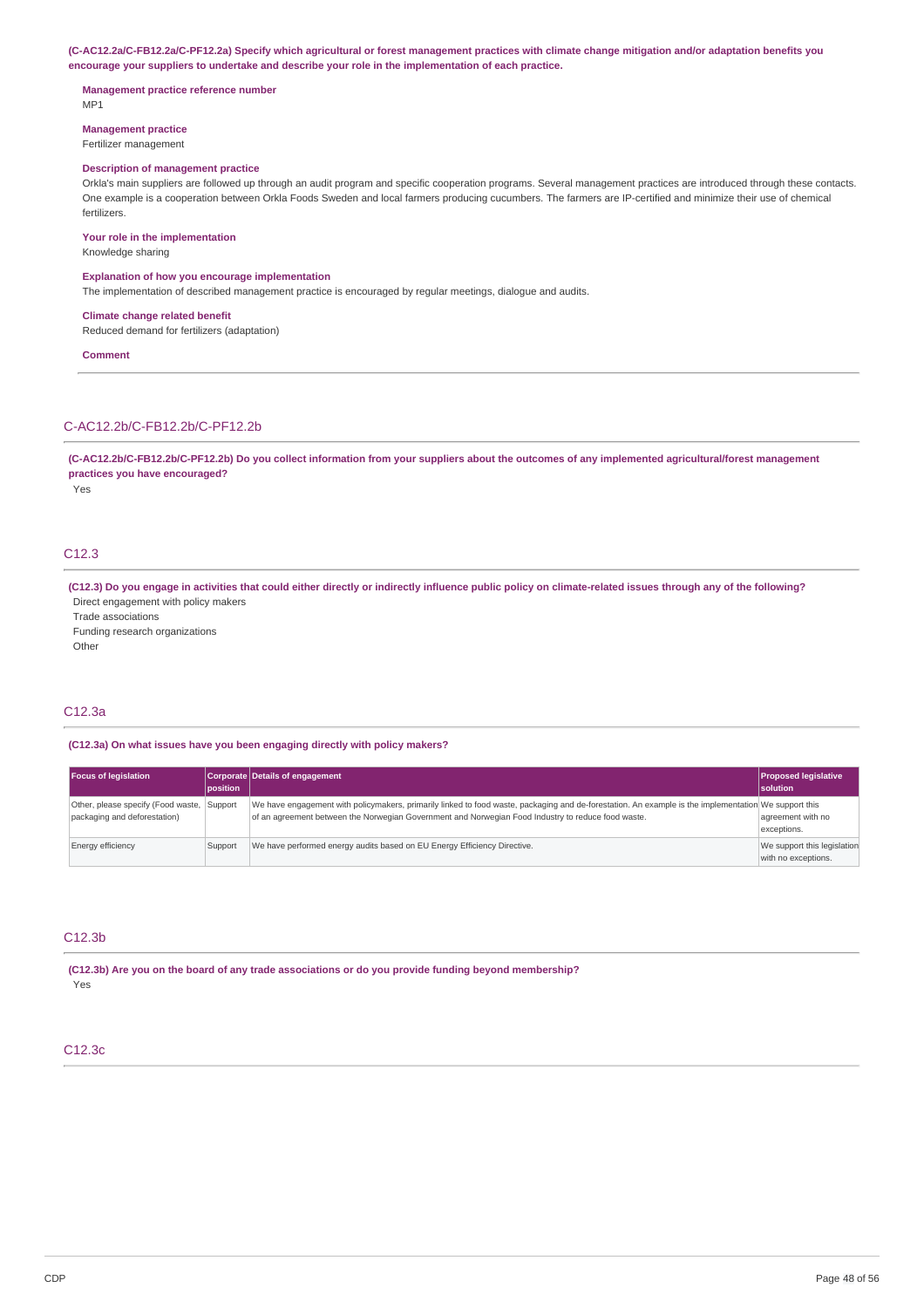**(C-AC12.2a/C-FB12.2a/C-PF12.2a) Specify which agricultural or forest management practices with climate change mitigation and/or adaptation benefits you encourage your suppliers to undertake and describe your role in the implementation of each practice.**

**Management practice reference number**
MP1

**Management practice**
Fertilizer management

**Description of management practice**
Orkla's main suppliers are followed up through an audit program and specific cooperation programs. Several management practices are introduced through these contacts. One example is a cooperation between Orkla Foods Sweden and local farmers producing cucumbers. The farmers are IP-certified and minimize their use of chemical fertilizers.

**Your role in the implementation**
Knowledge sharing

**Explanation of how you encourage implementation**
The implementation of described management practice is encouraged by regular meetings, dialogue and audits.

**Climate change related benefit**
Reduced demand for fertilizers (adaptation)

**Comment**

## C-AC12.2b/C-FB12.2b/C-PF12.2b

**(C-AC12.2b/C-FB12.2b/C-PF12.2b) Do you collect information from your suppliers about the outcomes of any implemented agricultural/forest management practices you have encouraged?**

Yes

## C12.3

**(C12.3) Do you engage in activities that could either directly or indirectly influence public policy on climate-related issues through any of the following?**

Direct engagement with policy makers
Trade associations
Funding research organizations
Other

## C12.3a

**(C12.3a) On what issues have you been engaging directly with policy makers?**

| Focus of legislation | Corporate position | Details of engagement | Proposed legislative solution |
|---|---|---|---|
| Other, please specify (Food waste, packaging and deforestation) | Support | We have engagement with policymakers, primarily linked to food waste, packaging and de-forestation. An example is the implementation of an agreement between the Norwegian Government and Norwegian Food Industry to reduce food waste. | We support this agreement with no exceptions. |
| Energy efficiency | Support | We have performed energy audits based on EU Energy Efficiency Directive. | We support this legislation with no exceptions. |

## C12.3b

**(C12.3b) Are you on the board of any trade associations or do you provide funding beyond membership?**

Yes

## C12.3c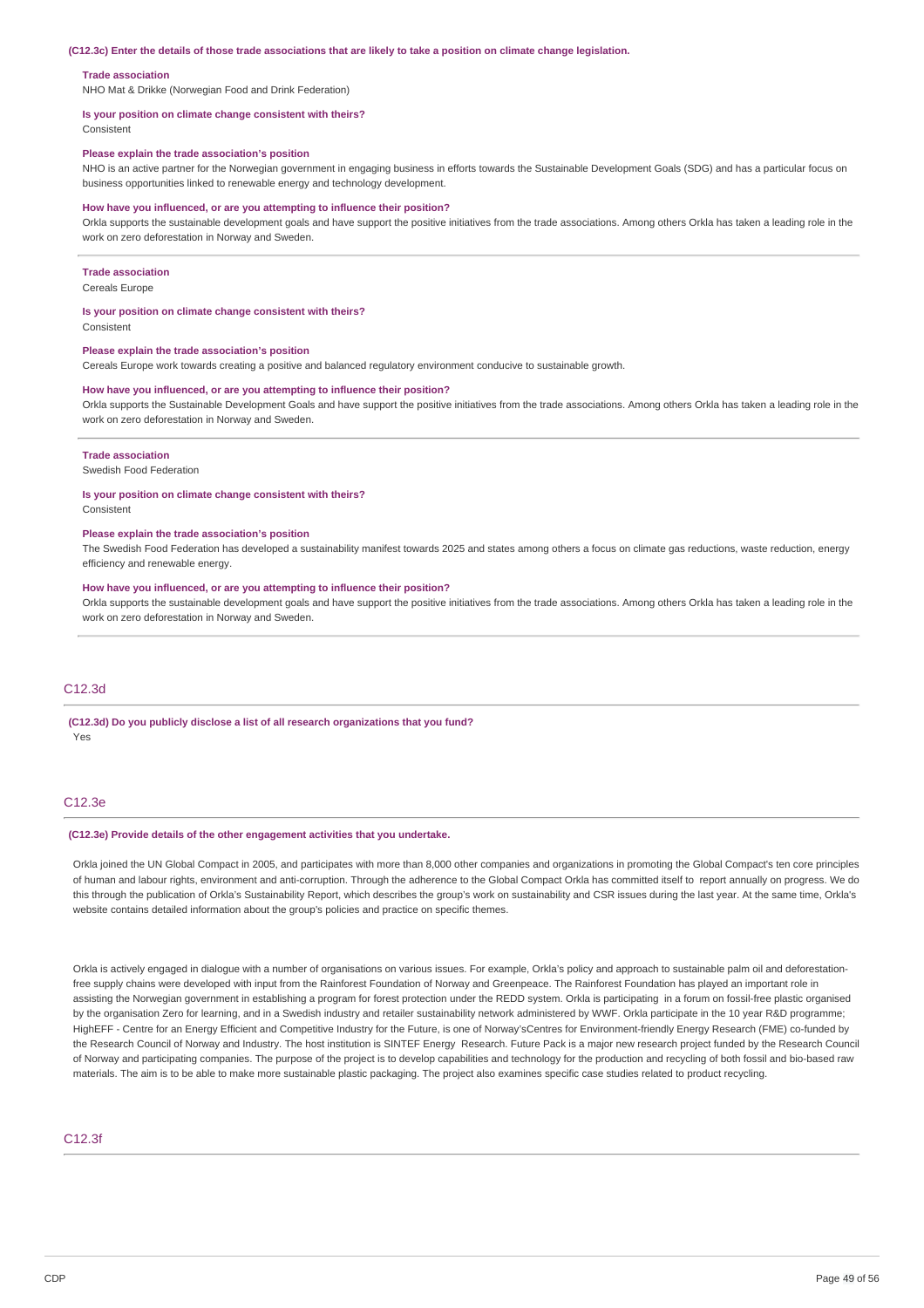**(C12.3c) Enter the details of those trade associations that are likely to take a position on climate change legislation.**

**Trade association**
NHO Mat & Drikke (Norwegian Food and Drink Federation)

**Is your position on climate change consistent with theirs?**
Consistent

**Please explain the trade association's position**
NHO is an active partner for the Norwegian government in engaging business in efforts towards the Sustainable Development Goals (SDG) and has a particular focus on business opportunities linked to renewable energy and technology development.

**How have you influenced, or are you attempting to influence their position?**
Orkla supports the sustainable development goals and have support the positive initiatives from the trade associations. Among others Orkla has taken a leading role in the work on zero deforestation in Norway and Sweden.

---

**Trade association**
Cereals Europe

**Is your position on climate change consistent with theirs?**
Consistent

**Please explain the trade association's position**
Cereals Europe work towards creating a positive and balanced regulatory environment conducive to sustainable growth.

**How have you influenced, or are you attempting to influence their position?**
Orkla supports the Sustainable Development Goals and have support the positive initiatives from the trade associations. Among others Orkla has taken a leading role in the work on zero deforestation in Norway and Sweden.

---

**Trade association**
Swedish Food Federation

**Is your position on climate change consistent with theirs?**
Consistent

**Please explain the trade association's position**
The Swedish Food Federation has developed a sustainability manifest towards 2025 and states among others a focus on climate gas reductions, waste reduction, energy efficiency and renewable energy.

**How have you influenced, or are you attempting to influence their position?**
Orkla supports the sustainable development goals and have support the positive initiatives from the trade associations. Among others Orkla has taken a leading role in the work on zero deforestation in Norway and Sweden.

## C12.3d

**(C12.3d) Do you publicly disclose a list of all research organizations that you fund?**
Yes

## C12.3e

**(C12.3e) Provide details of the other engagement activities that you undertake.**

Orkla joined the UN Global Compact in 2005, and participates with more than 8,000 other companies and organizations in promoting the Global Compact's ten core principles of human and labour rights, environment and anti-corruption. Through the adherence to the Global Compact Orkla has committed itself to report annually on progress. We do this through the publication of Orkla's Sustainability Report, which describes the group's work on sustainability and CSR issues during the last year. At the same time, Orkla's website contains detailed information about the group's policies and practice on specific themes.

Orkla is actively engaged in dialogue with a number of organisations on various issues. For example, Orkla's policy and approach to sustainable palm oil and deforestation-free supply chains were developed with input from the Rainforest Foundation of Norway and Greenpeace. The Rainforest Foundation has played an important role in assisting the Norwegian government in establishing a program for forest protection under the REDD system. Orkla is participating in a forum on fossil-free plastic organised by the organisation Zero for learning, and in a Swedish industry and retailer sustainability network administered by WWF. Orkla participate in the 10 year R&D programme; HighEFF - Centre for an Energy Efficient and Competitive Industry for the Future, is one of Norway'sCentres for Environment-friendly Energy Research (FME) co-funded by the Research Council of Norway and Industry. The host institution is SINTEF Energy Research. Future Pack is a major new research project funded by the Research Council of Norway and participating companies. The purpose of the project is to develop capabilities and technology for the production and recycling of both fossil and bio-based raw materials. The aim is to be able to make more sustainable plastic packaging. The project also examines specific case studies related to product recycling.

## C12.3f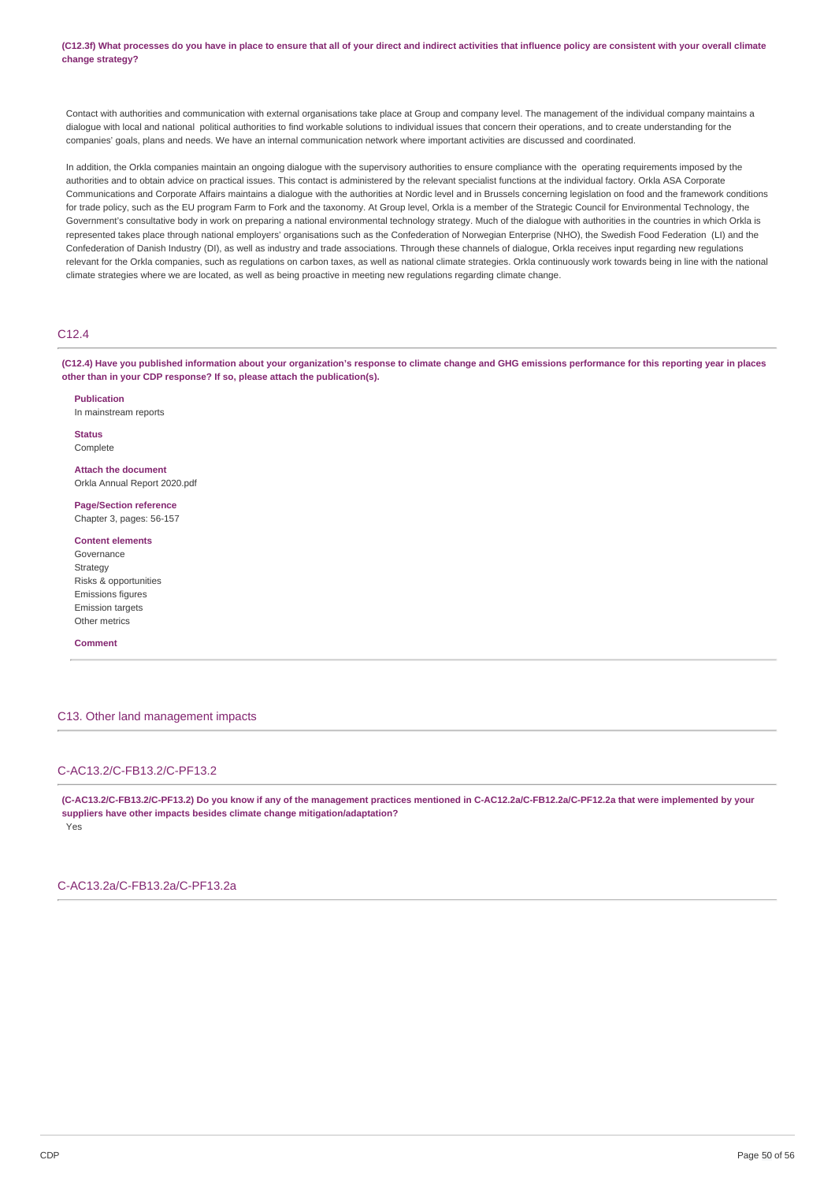**(C12.3f) What processes do you have in place to ensure that all of your direct and indirect activities that influence policy are consistent with your overall climate change strategy?**

Contact with authorities and communication with external organisations take place at Group and company level. The management of the individual company maintains a dialogue with local and national political authorities to find workable solutions to individual issues that concern their operations, and to create understanding for the companies' goals, plans and needs. We have an internal communication network where important activities are discussed and coordinated.

In addition, the Orkla companies maintain an ongoing dialogue with the supervisory authorities to ensure compliance with the operating requirements imposed by the authorities and to obtain advice on practical issues. This contact is administered by the relevant specialist functions at the individual factory. Orkla ASA Corporate Communications and Corporate Affairs maintains a dialogue with the authorities at Nordic level and in Brussels concerning legislation on food and the framework conditions for trade policy, such as the EU program Farm to Fork and the taxonomy. At Group level, Orkla is a member of the Strategic Council for Environmental Technology, the Government's consultative body in work on preparing a national environmental technology strategy. Much of the dialogue with authorities in the countries in which Orkla is represented takes place through national employers' organisations such as the Confederation of Norwegian Enterprise (NHO), the Swedish Food Federation (LI) and the Confederation of Danish Industry (DI), as well as industry and trade associations. Through these channels of dialogue, Orkla receives input regarding new regulations relevant for the Orkla companies, such as regulations on carbon taxes, as well as national climate strategies. Orkla continuously work towards being in line with the national climate strategies where we are located, as well as being proactive in meeting new regulations regarding climate change.

## C12.4

**(C12.4) Have you published information about your organization's response to climate change and GHG emissions performance for this reporting year in places other than in your CDP response? If so, please attach the publication(s).**

**Publication**
In mainstream reports

**Status**
Complete

**Attach the document**
Orkla Annual Report 2020.pdf

**Page/Section reference**
Chapter 3, pages: 56-157

**Content elements**
Governance
Strategy
Risks & opportunities
Emissions figures
Emission targets
Other metrics

**Comment**

## C13. Other land management impacts

## C-AC13.2/C-FB13.2/C-PF13.2

**(C-AC13.2/C-FB13.2/C-PF13.2) Do you know if any of the management practices mentioned in C-AC12.2a/C-FB12.2a/C-PF12.2a that were implemented by your suppliers have other impacts besides climate change mitigation/adaptation?**
Yes

## C-AC13.2a/C-FB13.2a/C-PF13.2a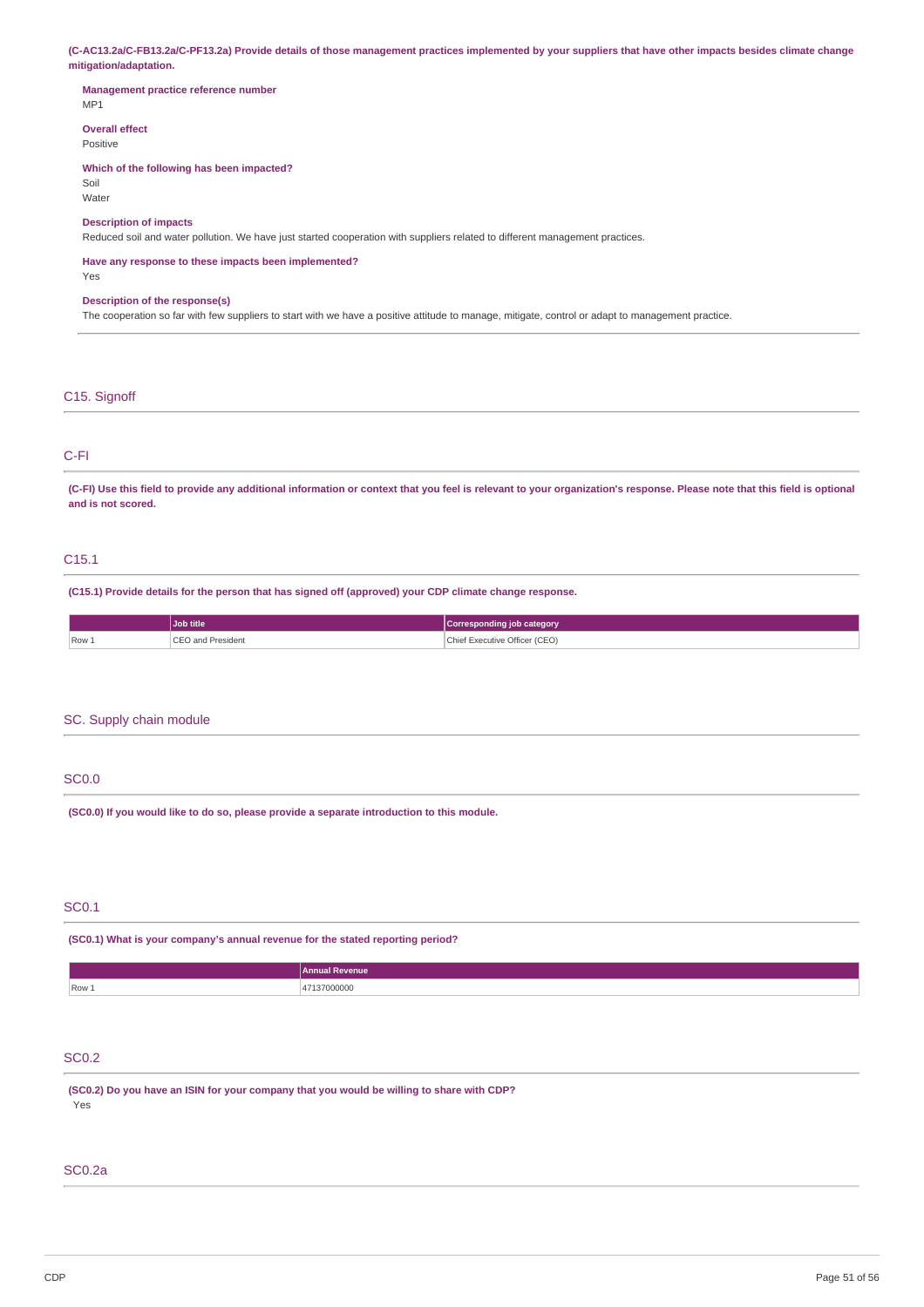**(C-AC13.2a/C-FB13.2a/C-PF13.2a) Provide details of those management practices implemented by your suppliers that have other impacts besides climate change mitigation/adaptation.**

**Management practice reference number**
MP1

**Overall effect**
Positive

**Which of the following has been impacted?**
Soil
Water

**Description of impacts**
Reduced soil and water pollution. We have just started cooperation with suppliers related to different management practices.

**Have any response to these impacts been implemented?**
Yes

**Description of the response(s)**
The cooperation so far with few suppliers to start with we have a positive attitude to manage, mitigate, control or adapt to management practice.

---

## C15. Signoff

### C-FI

**(C-FI) Use this field to provide any additional information or context that you feel is relevant to your organization's response. Please note that this field is optional and is not scored.**

### C15.1

**(C15.1) Provide details for the person that has signed off (approved) your CDP climate change response.**

| | Job title | Corresponding job category |
|---|---|---|
| Row 1 | CEO and President | Chief Executive Officer (CEO) |

## SC. Supply chain module

### SC0.0

**(SC0.0) If you would like to do so, please provide a separate introduction to this module.**

### SC0.1

**(SC0.1) What is your company's annual revenue for the stated reporting period?**

| | Annual Revenue |
|---|---|
| Row 1 | 47137000000 |

### SC0.2

**(SC0.2) Do you have an ISIN for your company that you would be willing to share with CDP?**
Yes

### SC0.2a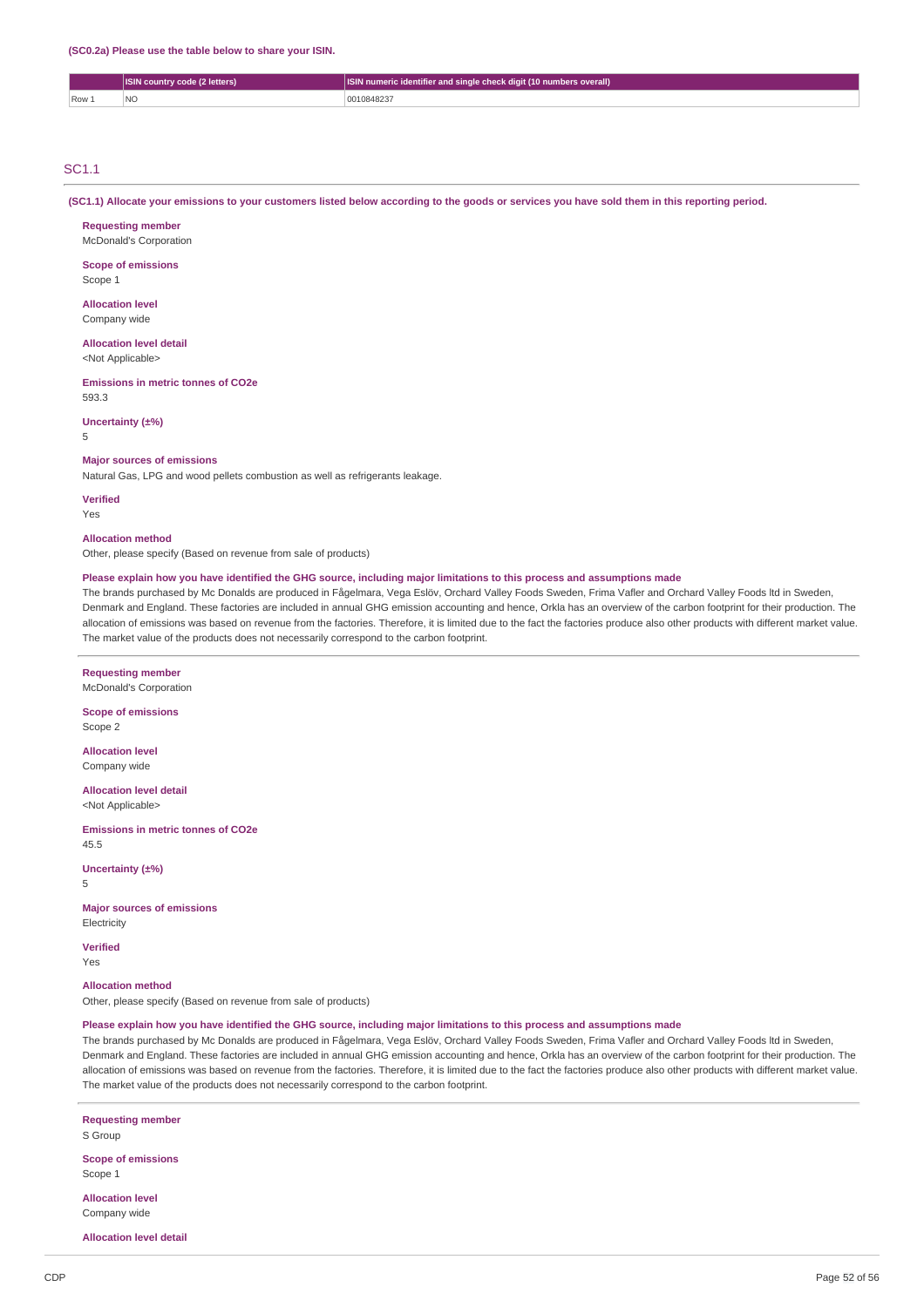**(SC0.2a) Please use the table below to share your ISIN.**

| | ISIN country code (2 letters) | ISIN numeric identifier and single check digit (10 numbers overall) |
|---|---|---|
| Row 1 | NO | 0010848237 |

## SC1.1

**(SC1.1) Allocate your emissions to your customers listed below according to the goods or services you have sold them in this reporting period.**

**Requesting member**
McDonald's Corporation

**Scope of emissions**
Scope 1

**Allocation level**
Company wide

**Allocation level detail**
<Not Applicable>

**Emissions in metric tonnes of CO2e**
593.3

**Uncertainty (±%)**
5

**Major sources of emissions**
Natural Gas, LPG and wood pellets combustion as well as refrigerants leakage.

**Verified**
Yes

**Allocation method**
Other, please specify (Based on revenue from sale of products)

**Please explain how you have identified the GHG source, including major limitations to this process and assumptions made**
The brands purchased by Mc Donalds are produced in Fågelmara, Vega Eslöv, Orchard Valley Foods Sweden, Frima Vafler and Orchard Valley Foods ltd in Sweden, Denmark and England. These factories are included in annual GHG emission accounting and hence, Orkla has an overview of the carbon footprint for their production. The allocation of emissions was based on revenue from the factories. Therefore, it is limited due to the fact the factories produce also other products with different market value. The market value of the products does not necessarily correspond to the carbon footprint.

---

**Requesting member**
McDonald's Corporation

**Scope of emissions**
Scope 2

**Allocation level**
Company wide

**Allocation level detail**
<Not Applicable>

**Emissions in metric tonnes of CO2e**
45.5

**Uncertainty (±%)**
5

**Major sources of emissions**
Electricity

**Verified**
Yes

**Allocation method**
Other, please specify (Based on revenue from sale of products)

**Please explain how you have identified the GHG source, including major limitations to this process and assumptions made**
The brands purchased by Mc Donalds are produced in Fågelmara, Vega Eslöv, Orchard Valley Foods Sweden, Frima Vafler and Orchard Valley Foods ltd in Sweden, Denmark and England. These factories are included in annual GHG emission accounting and hence, Orkla has an overview of the carbon footprint for their production. The allocation of emissions was based on revenue from the factories. Therefore, it is limited due to the fact the factories produce also other products with different market value. The market value of the products does not necessarily correspond to the carbon footprint.

---

**Requesting member**
S Group

**Scope of emissions**
Scope 1

**Allocation level**
Company wide

**Allocation level detail**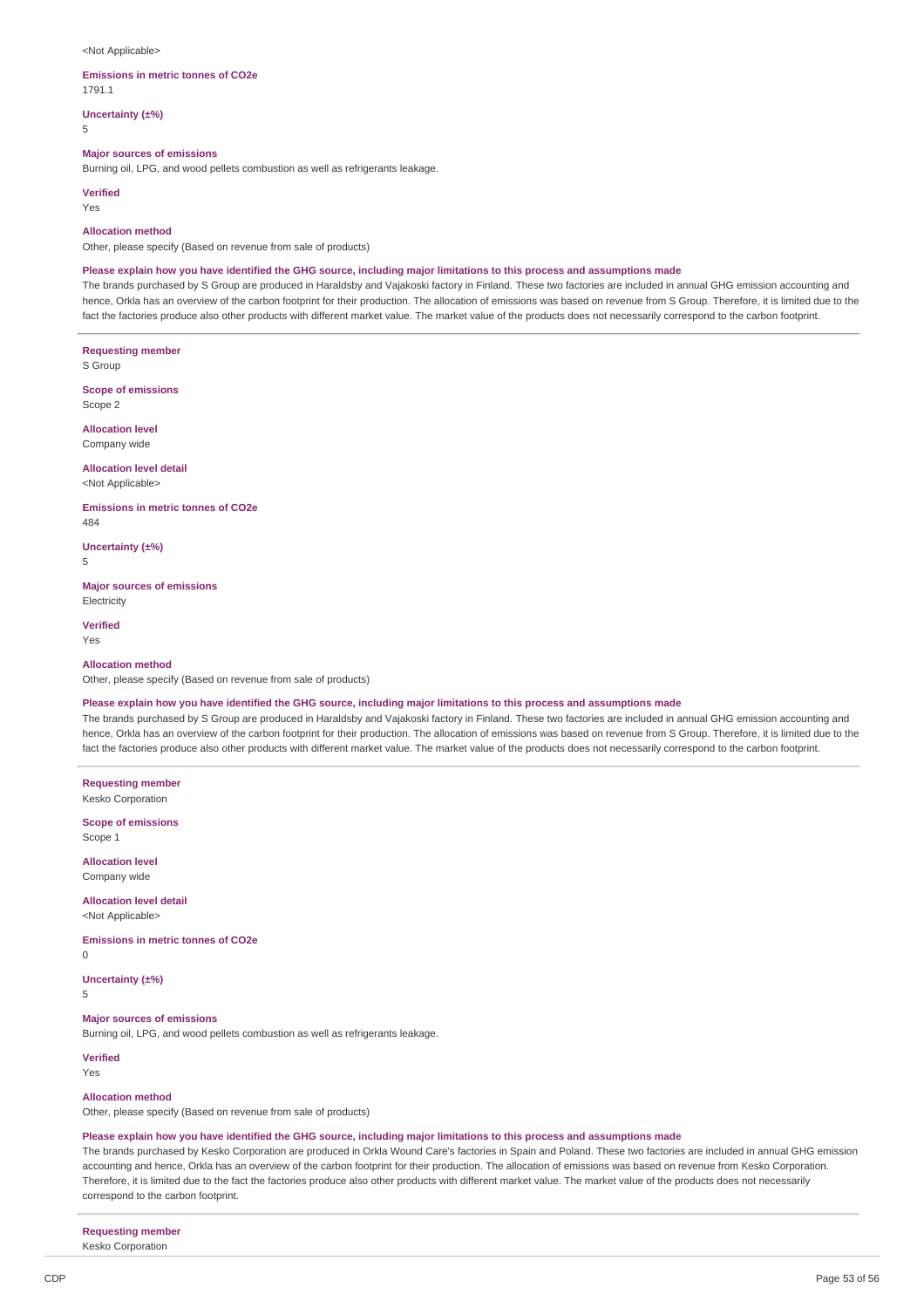<Not Applicable>

**Emissions in metric tonnes of CO2e**
1791.1

**Uncertainty (±%)**
5

**Major sources of emissions**
Burning oil, LPG, and wood pellets combustion as well as refrigerants leakage.

**Verified**
Yes

**Allocation method**
Other, please specify (Based on revenue from sale of products)

**Please explain how you have identified the GHG source, including major limitations to this process and assumptions made**
The brands purchased by S Group are produced in Haraldsby and Vajakoski factory in Finland. These two factories are included in annual GHG emission accounting and hence, Orkla has an overview of the carbon footprint for their production. The allocation of emissions was based on revenue from S Group. Therefore, it is limited due to the fact the factories produce also other products with different market value. The market value of the products does not necessarily correspond to the carbon footprint.

---

**Requesting member**
S Group

**Scope of emissions**
Scope 2

**Allocation level**
Company wide

**Allocation level detail**
<Not Applicable>

**Emissions in metric tonnes of CO2e**
484

**Uncertainty (±%)**
5

**Major sources of emissions**
Electricity

**Verified**
Yes

**Allocation method**
Other, please specify (Based on revenue from sale of products)

**Please explain how you have identified the GHG source, including major limitations to this process and assumptions made**
The brands purchased by S Group are produced in Haraldsby and Vajakoski factory in Finland. These two factories are included in annual GHG emission accounting and hence, Orkla has an overview of the carbon footprint for their production. The allocation of emissions was based on revenue from S Group. Therefore, it is limited due to the fact the factories produce also other products with different market value. The market value of the products does not necessarily correspond to the carbon footprint.

---

**Requesting member**
Kesko Corporation

**Scope of emissions**
Scope 1

**Allocation level**
Company wide

**Allocation level detail**
<Not Applicable>

**Emissions in metric tonnes of CO2e**
0

**Uncertainty (±%)**
5

**Major sources of emissions**
Burning oil, LPG, and wood pellets combustion as well as refrigerants leakage.

**Verified**
Yes

**Allocation method**
Other, please specify (Based on revenue from sale of products)

**Please explain how you have identified the GHG source, including major limitations to this process and assumptions made**
The brands purchased by Kesko Corporation are produced in Orkla Wound Care's factories in Spain and Poland. These two factories are included in annual GHG emission accounting and hence, Orkla has an overview of the carbon footprint for their production. The allocation of emissions was based on revenue from Kesko Corporation. Therefore, it is limited due to the fact the factories produce also other products with different market value. The market value of the products does not necessarily correspond to the carbon footprint.

---

**Requesting member**
Kesko Corporation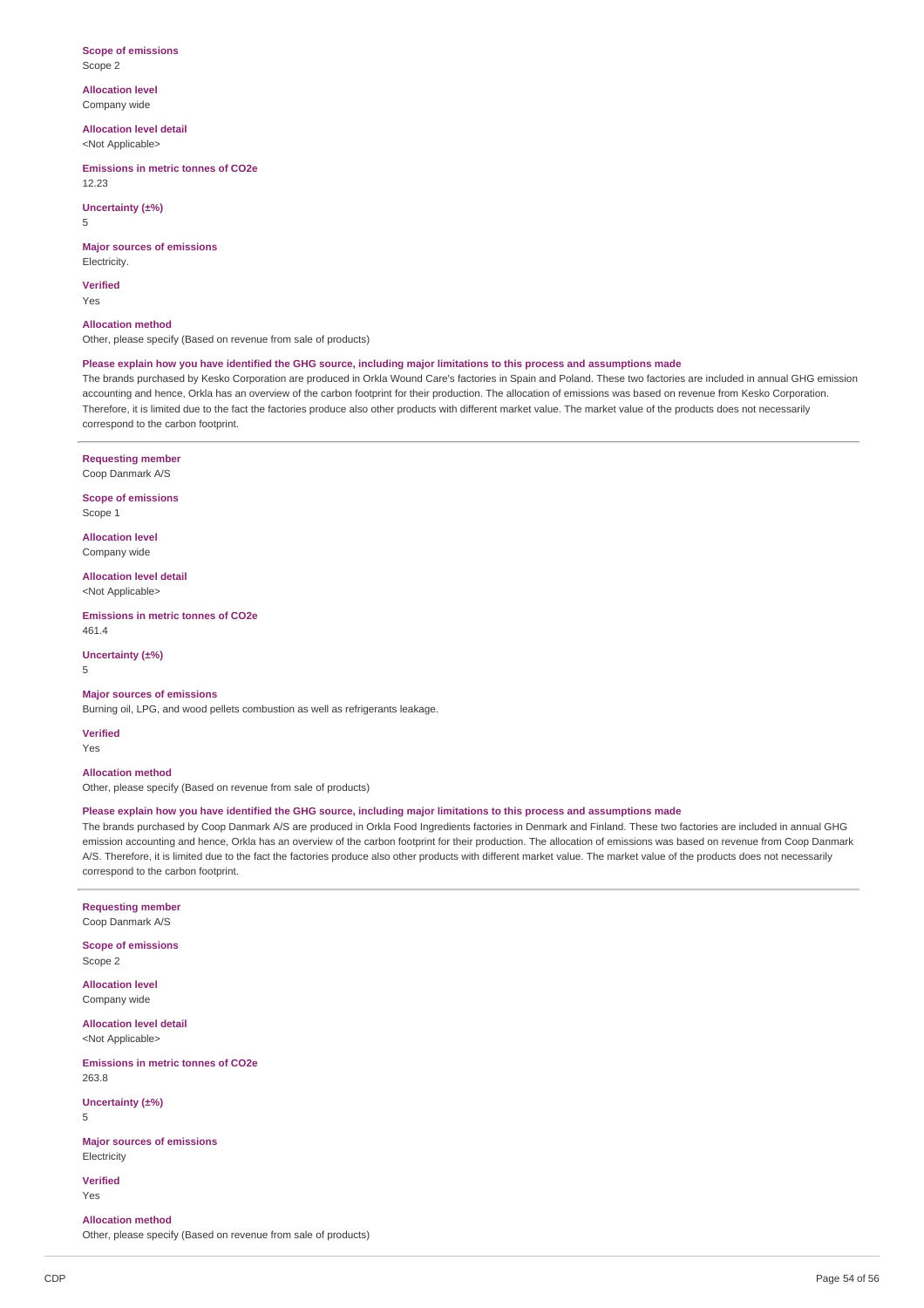**Scope of emissions**
Scope 2

**Allocation level**
Company wide

**Allocation level detail**
<Not Applicable>

**Emissions in metric tonnes of CO2e**
12.23

**Uncertainty (±%)**
5

**Major sources of emissions**
Electricity.

**Verified**
Yes

**Allocation method**
Other, please specify (Based on revenue from sale of products)

**Please explain how you have identified the GHG source, including major limitations to this process and assumptions made**
The brands purchased by Kesko Corporation are produced in Orkla Wound Care's factories in Spain and Poland. These two factories are included in annual GHG emission accounting and hence, Orkla has an overview of the carbon footprint for their production. The allocation of emissions was based on revenue from Kesko Corporation. Therefore, it is limited due to the fact the factories produce also other products with different market value. The market value of the products does not necessarily correspond to the carbon footprint.

---

**Requesting member**
Coop Danmark A/S

**Scope of emissions**
Scope 1

**Allocation level**
Company wide

**Allocation level detail**
<Not Applicable>

**Emissions in metric tonnes of CO2e**
461.4

**Uncertainty (±%)**
5

**Major sources of emissions**
Burning oil, LPG, and wood pellets combustion as well as refrigerants leakage.

**Verified**
Yes

**Allocation method**
Other, please specify (Based on revenue from sale of products)

**Please explain how you have identified the GHG source, including major limitations to this process and assumptions made**
The brands purchased by Coop Danmark A/S are produced in Orkla Food Ingredients factories in Denmark and Finland. These two factories are included in annual GHG emission accounting and hence, Orkla has an overview of the carbon footprint for their production. The allocation of emissions was based on revenue from Coop Danmark A/S. Therefore, it is limited due to the fact the factories produce also other products with different market value. The market value of the products does not necessarily correspond to the carbon footprint.

---

**Requesting member**
Coop Danmark A/S

**Scope of emissions**
Scope 2

**Allocation level**
Company wide

**Allocation level detail**
<Not Applicable>

**Emissions in metric tonnes of CO2e**
263.8

**Uncertainty (±%)**
5

**Major sources of emissions**
Electricity

**Verified**
Yes

**Allocation method**
Other, please specify (Based on revenue from sale of products)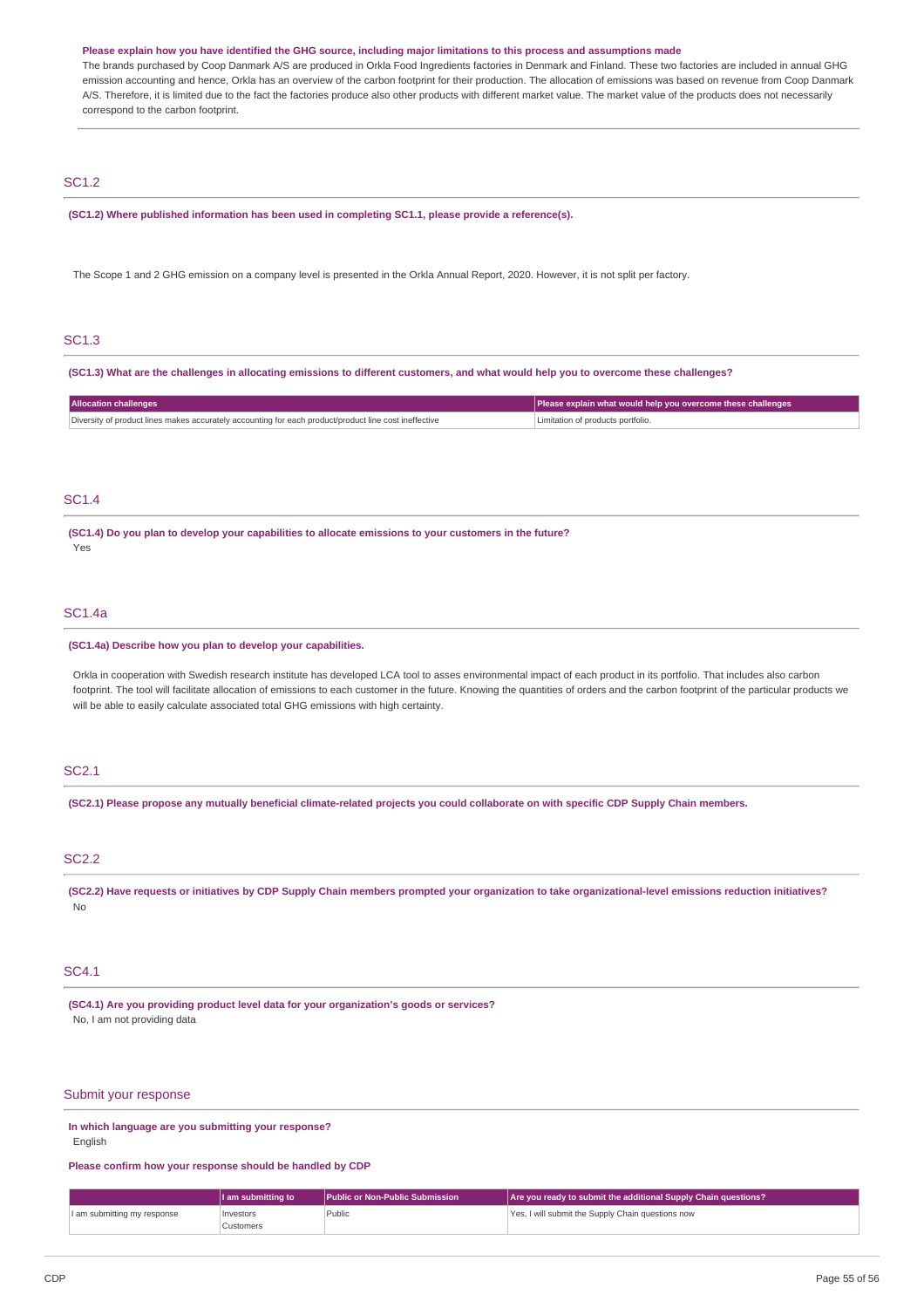**Please explain how you have identified the GHG source, including major limitations to this process and assumptions made**

The brands purchased by Coop Danmark A/S are produced in Orkla Food Ingredients factories in Denmark and Finland. These two factories are included in annual GHG emission accounting and hence, Orkla has an overview of the carbon footprint for their production. The allocation of emissions was based on revenue from Coop Danmark A/S. Therefore, it is limited due to the fact the factories produce also other products with different market value. The market value of the products does not necessarily correspond to the carbon footprint.

## SC1.2

**(SC1.2) Where published information has been used in completing SC1.1, please provide a reference(s).**

The Scope 1 and 2 GHG emission on a company level is presented in the Orkla Annual Report, 2020. However, it is not split per factory.

## SC1.3

**(SC1.3) What are the challenges in allocating emissions to different customers, and what would help you to overcome these challenges?**

| Allocation challenges | Please explain what would help you overcome these challenges |
|---|---|
| Diversity of product lines makes accurately accounting for each product/product line cost ineffective | Limitation of products portfolio. |

## SC1.4

**(SC1.4) Do you plan to develop your capabilities to allocate emissions to your customers in the future?**

Yes

## SC1.4a

**(SC1.4a) Describe how you plan to develop your capabilities.**

Orkla in cooperation with Swedish research institute has developed LCA tool to asses environmental impact of each product in its portfolio. That includes also carbon footprint. The tool will facilitate allocation of emissions to each customer in the future. Knowing the quantities of orders and the carbon footprint of the particular products we will be able to easily calculate associated total GHG emissions with high certainty.

## SC2.1

**(SC2.1) Please propose any mutually beneficial climate-related projects you could collaborate on with specific CDP Supply Chain members.**

## SC2.2

**(SC2.2) Have requests or initiatives by CDP Supply Chain members prompted your organization to take organizational-level emissions reduction initiatives?**

No

## SC4.1

**(SC4.1) Are you providing product level data for your organization's goods or services?**

No, I am not providing data

## Submit your response

**In which language are you submitting your response?**

English

**Please confirm how your response should be handled by CDP**

| | I am submitting to | Public or Non-Public Submission | Are you ready to submit the additional Supply Chain questions? |
|---|---|---|---|
| I am submitting my response | Investors<br>Customers | Public | Yes, I will submit the Supply Chain questions now |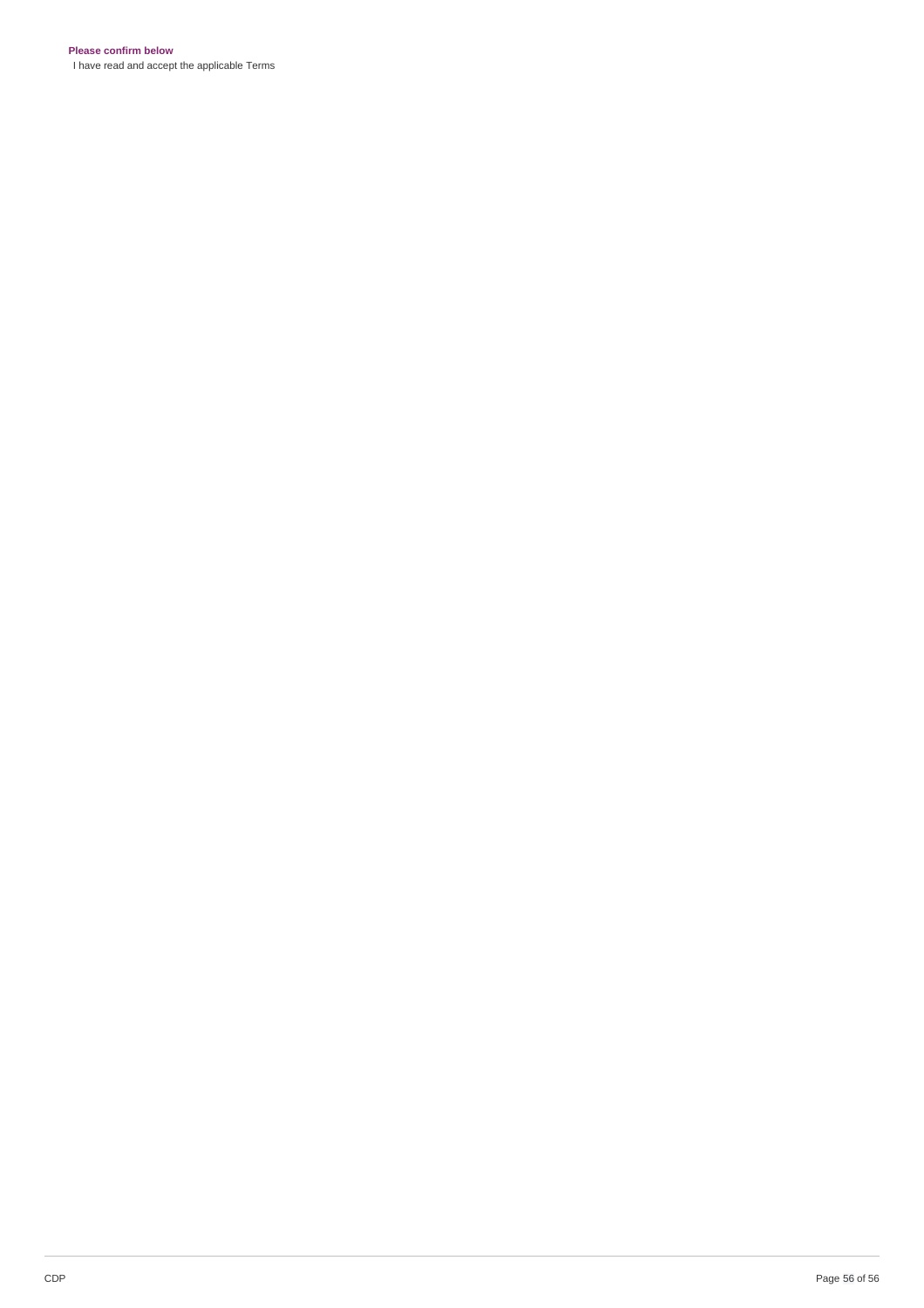**Please confirm below**

I have read and accept the applicable Terms